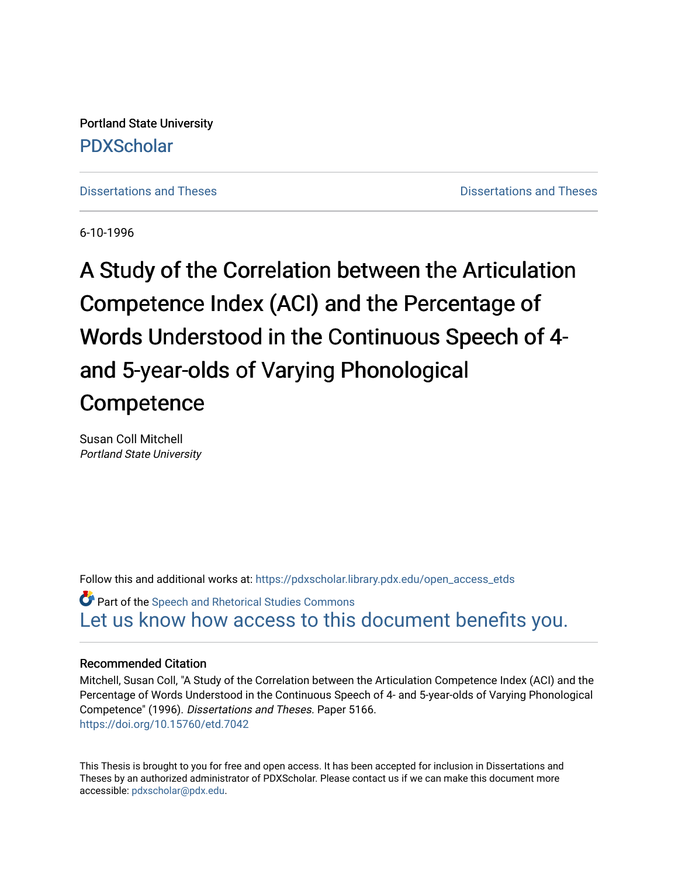Portland State University

PDXScholar

Dissertations and Theses | Dissertations and Theses

6-10-1996

# A Study of the Correlation between the Articulation Competence Index (ACI) and the Percentage of Words Understood in the Continuous Speech of 4- and 5-year-olds of Varying Phonological Competence

Susan Coll Mitchell
*Portland State University*

Follow this and additional works at: https://pdxscholar.library.pdx.edu/open_access_etds

Part of the Speech and Rhetorical Studies Commons
Let us know how access to this document benefits you.

### Recommended Citation

Mitchell, Susan Coll, "A Study of the Correlation between the Articulation Competence Index (ACI) and the Percentage of Words Understood in the Continuous Speech of 4- and 5-year-olds of Varying Phonological Competence" (1996). *Dissertations and Theses.* Paper 5166.
https://doi.org/10.15760/etd.7042

This Thesis is brought to you for free and open access. It has been accepted for inclusion in Dissertations and Theses by an authorized administrator of PDXScholar. Please contact us if we can make this document more accessible: pdxscholar@pdx.edu.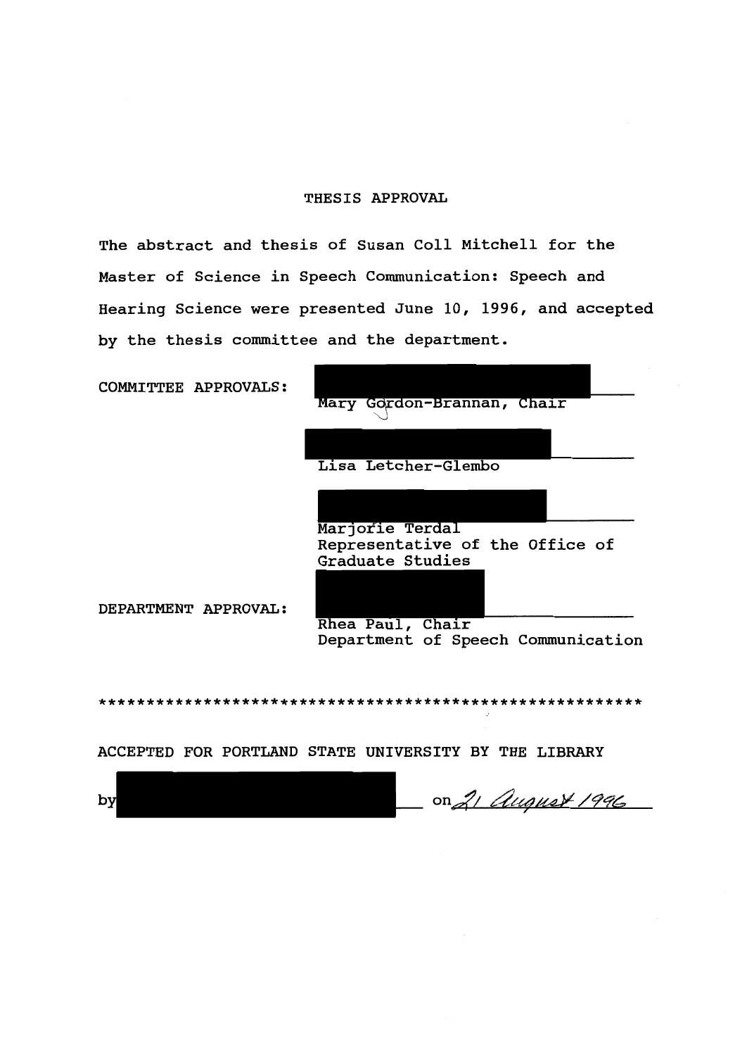# THESIS APPROVAL

The abstract and thesis of Susan Coll Mitchell for the Master of Science in Speech Communication: Speech and Hearing Science were presented June 10, 1996, and accepted by the thesis committee and the department.

COMMITTEE APPROVALS:

Mary Gordon-Brannan, Chair

Lisa Letcher-Glembo

Marjorie Terdal
Representative of the Office of Graduate Studies

DEPARTMENT APPROVAL:

Rhea Paul, Chair
Department of Speech Communication

************************************************************

ACCEPTED FOR PORTLAND STATE UNIVERSITY BY THE LIBRARY

by ______________________ on *21 August 1996*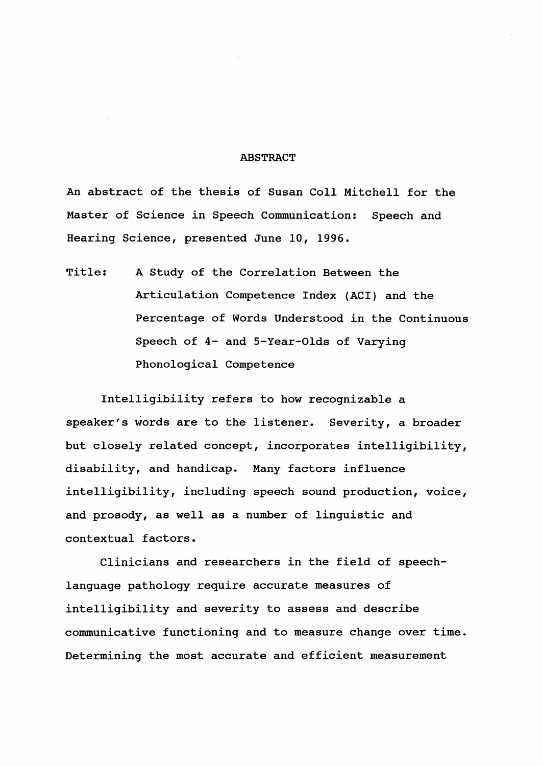# ABSTRACT

An abstract of the thesis of Susan Coll Mitchell for the Master of Science in Speech Communication: Speech and Hearing Science, presented June 10, 1996.

Title: A Study of the Correlation Between the Articulation Competence Index (ACI) and the Percentage of Words Understood in the Continuous Speech of 4- and 5-Year-Olds of Varying Phonological Competence

Intelligibility refers to how recognizable a speaker's words are to the listener. Severity, a broader but closely related concept, incorporates intelligibility, disability, and handicap. Many factors influence intelligibility, including speech sound production, voice, and prosody, as well as a number of linguistic and contextual factors.

Clinicians and researchers in the field of speech-language pathology require accurate measures of intelligibility and severity to assess and describe communicative functioning and to measure change over time. Determining the most accurate and efficient measurement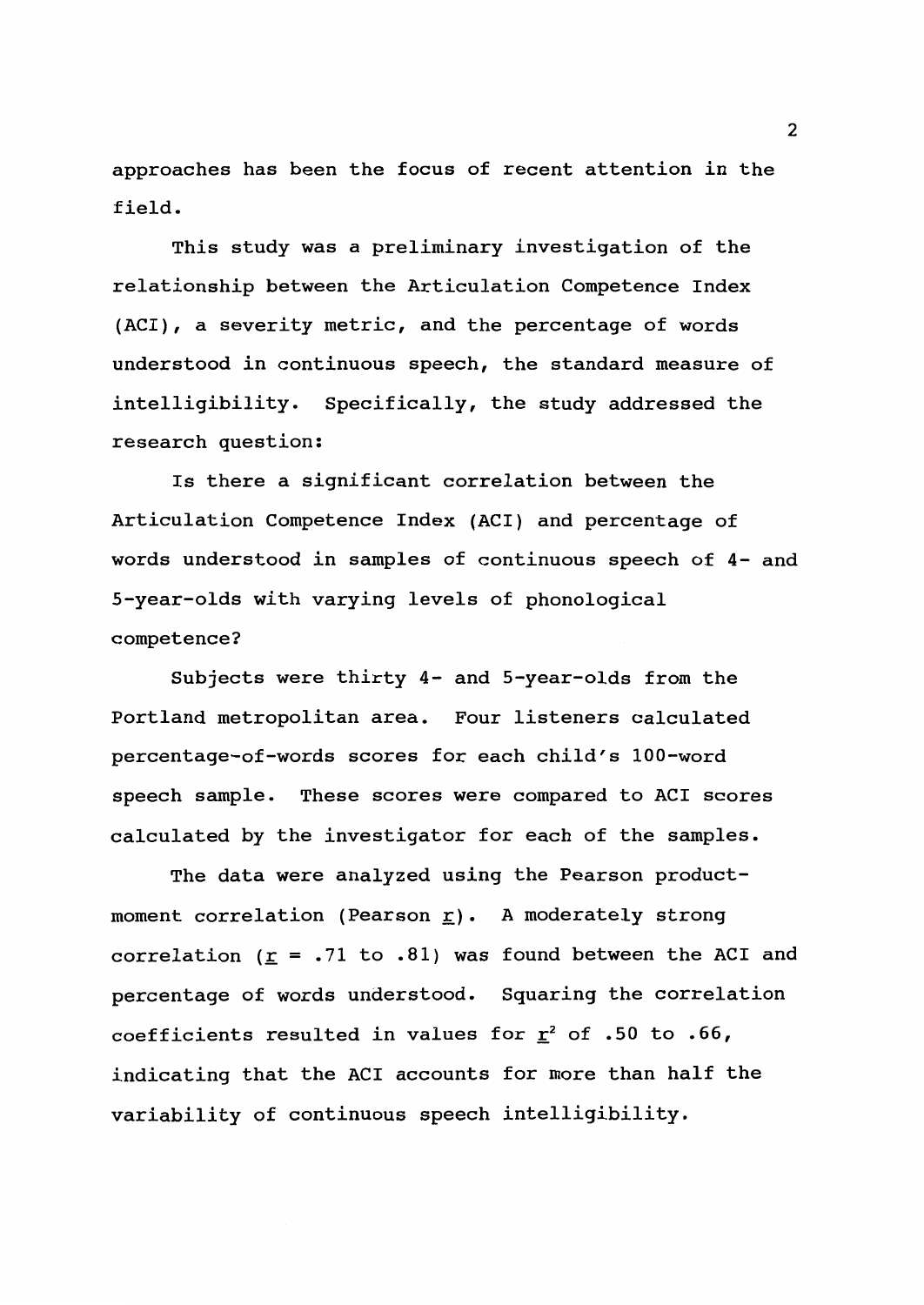approaches has been the focus of recent attention in the field.

This study was a preliminary investigation of the relationship between the Articulation Competence Index (ACI), a severity metric, and the percentage of words understood in continuous speech, the standard measure of intelligibility. Specifically, the study addressed the research question:

Is there a significant correlation between the Articulation Competence Index (ACI) and percentage of words understood in samples of continuous speech of 4- and 5-year-olds with varying levels of phonological competence?

Subjects were thirty 4- and 5-year-olds from the Portland metropolitan area. Four listeners calculated percentage-of-words scores for each child's 100-word speech sample. These scores were compared to ACI scores calculated by the investigator for each of the samples.

The data were analyzed using the Pearson product-moment correlation (Pearson $r$). A moderately strong correlation ($r$ = .71 to .81) was found between the ACI and percentage of words understood. Squaring the correlation coefficients resulted in values for $r^2$ of .50 to .66, indicating that the ACI accounts for more than half the variability of continuous speech intelligibility.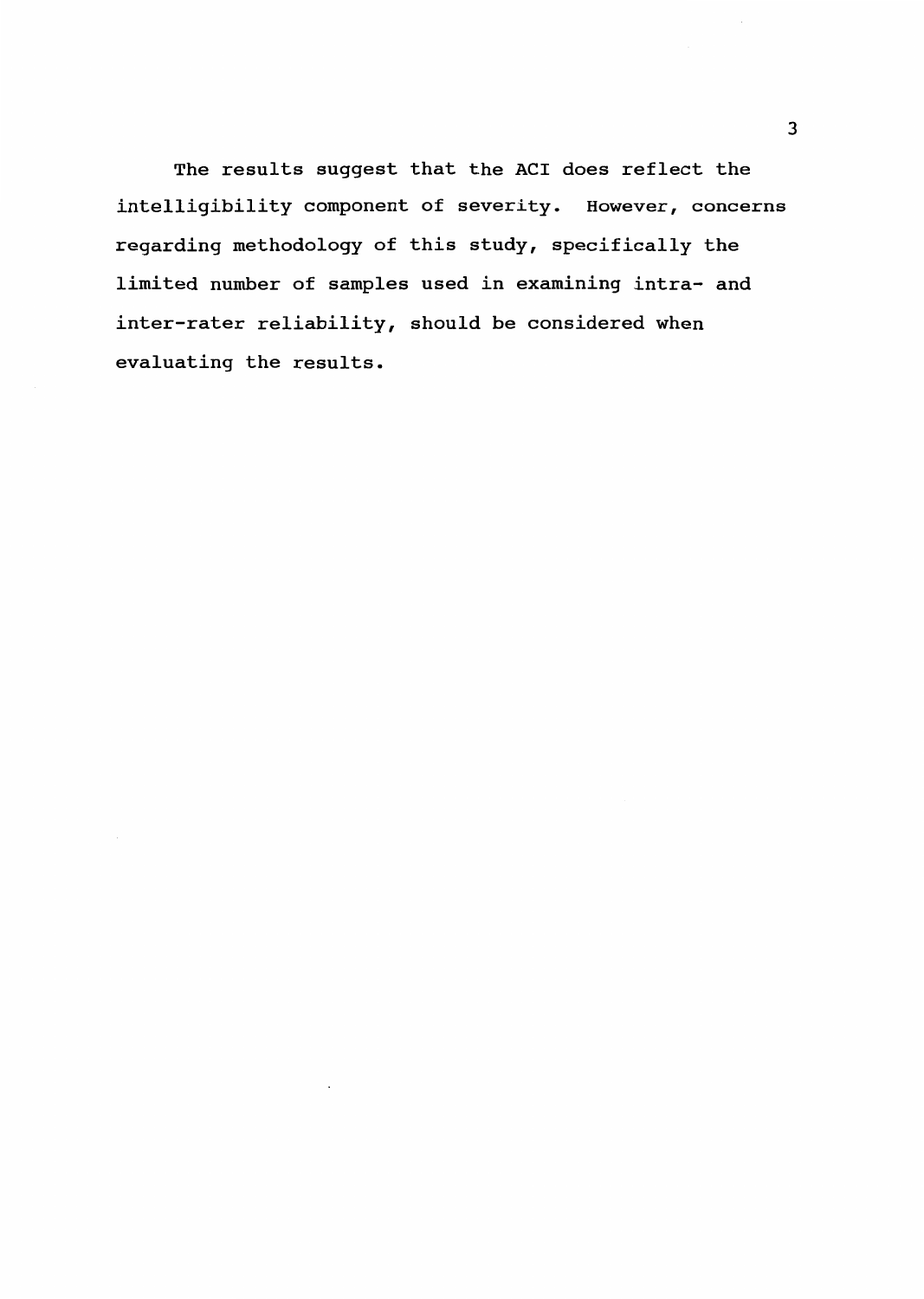The results suggest that the ACI does reflect the intelligibility component of severity. However, concerns regarding methodology of this study, specifically the limited number of samples used in examining intra- and inter-rater reliability, should be considered when evaluating the results.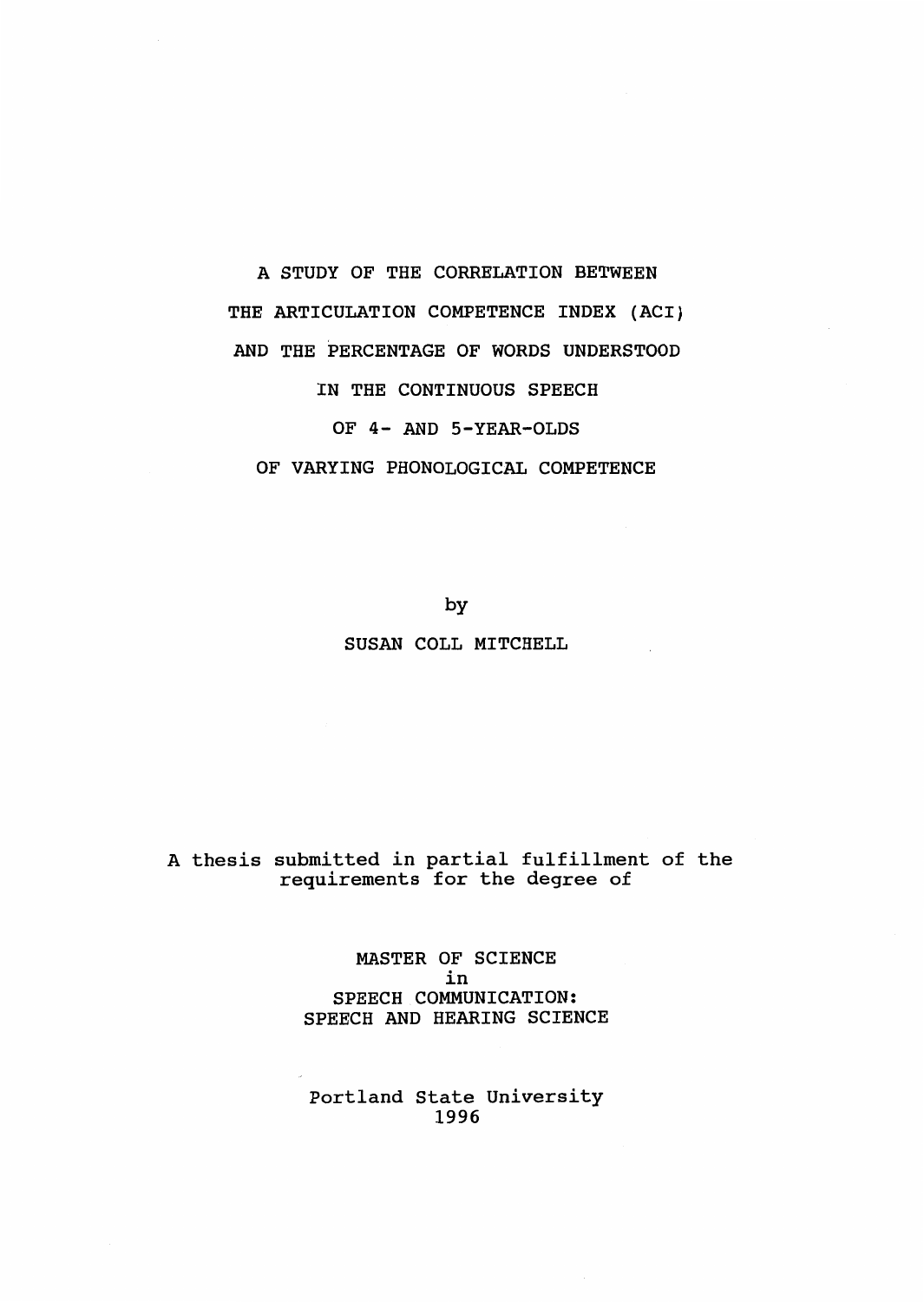# A STUDY OF THE CORRELATION BETWEEN THE ARTICULATION COMPETENCE INDEX (ACI) AND THE PERCENTAGE OF WORDS UNDERSTOOD IN THE CONTINUOUS SPEECH OF 4- AND 5-YEAR-OLDS OF VARYING PHONOLOGICAL COMPETENCE

by

SUSAN COLL MITCHELL

A thesis submitted in partial fulfillment of the requirements for the degree of

MASTER OF SCIENCE
in
SPEECH COMMUNICATION:
SPEECH AND HEARING SCIENCE

Portland State University
1996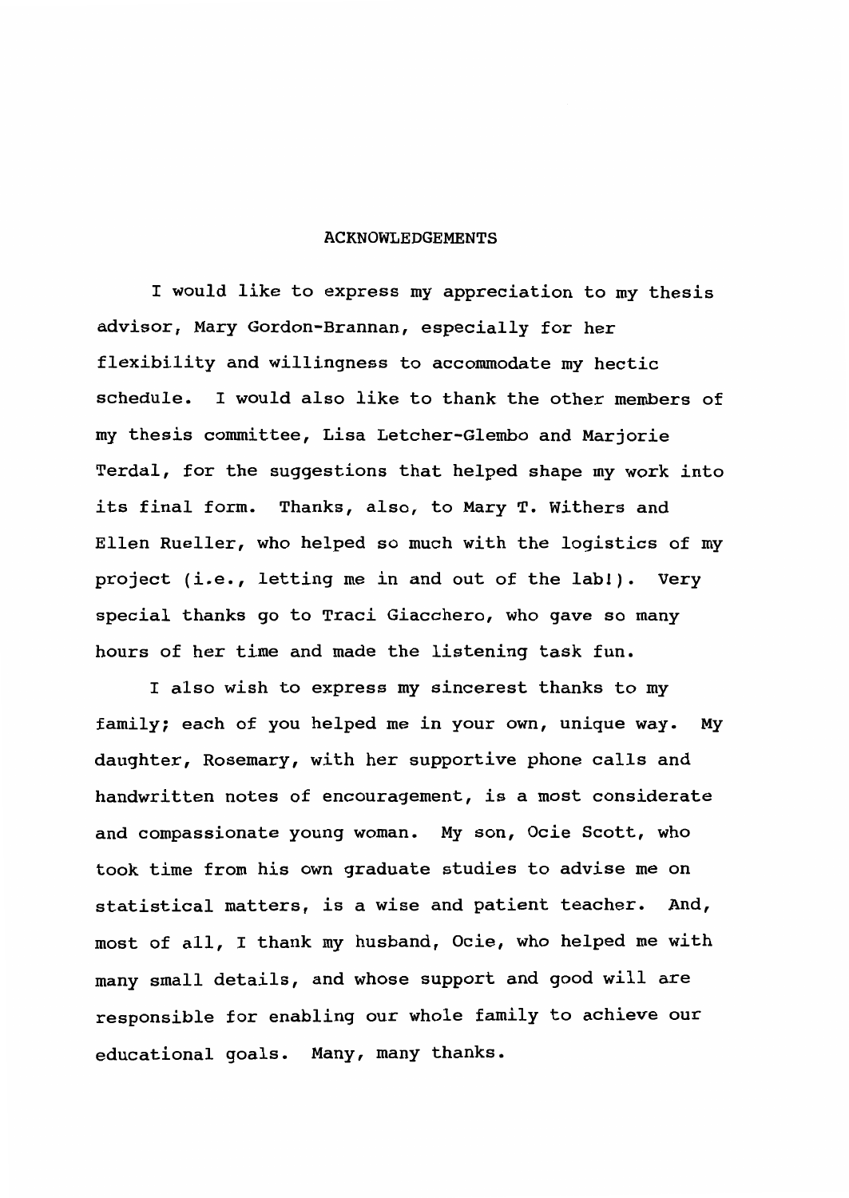# ACKNOWLEDGEMENTS

I would like to express my appreciation to my thesis advisor, Mary Gordon-Brannan, especially for her flexibility and willingness to accommodate my hectic schedule. I would also like to thank the other members of my thesis committee, Lisa Letcher-Glembo and Marjorie Terdal, for the suggestions that helped shape my work into its final form. Thanks, also, to Mary T. Withers and Ellen Rueller, who helped so much with the logistics of my project (i.e., letting me in and out of the lab!). Very special thanks go to Traci Giacchero, who gave so many hours of her time and made the listening task fun.

I also wish to express my sincerest thanks to my family; each of you helped me in your own, unique way. My daughter, Rosemary, with her supportive phone calls and handwritten notes of encouragement, is a most considerate and compassionate young woman. My son, Ocie Scott, who took time from his own graduate studies to advise me on statistical matters, is a wise and patient teacher. And, most of all, I thank my husband, Ocie, who helped me with many small details, and whose support and good will are responsible for enabling our whole family to achieve our educational goals. Many, many thanks.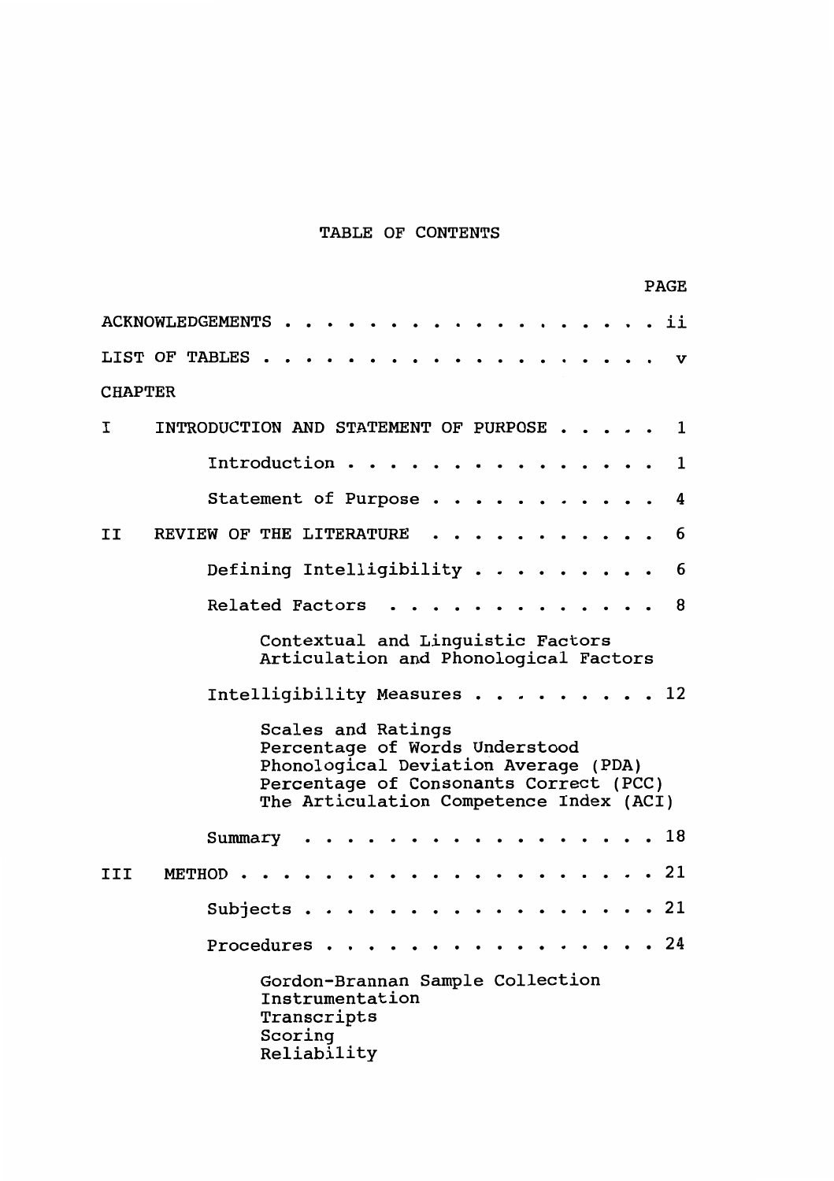# TABLE OF CONTENTS

| | | PAGE |
|---|---|---|
| ACKNOWLEDGEMENTS | | ii |
| LIST OF TABLES | | v |
| CHAPTER | | |
| I | INTRODUCTION AND STATEMENT OF PURPOSE | 1 |
| | Introduction | 1 |
| | Statement of Purpose | 4 |
| II | REVIEW OF THE LITERATURE | 6 |
| | Defining Intelligibility | 6 |
| | Related Factors | 8 |
| | Contextual and Linguistic Factors<br>Articulation and Phonological Factors | |
| | Intelligibility Measures | 12 |
| | Scales and Ratings<br>Percentage of Words Understood<br>Phonological Deviation Average (PDA)<br>Percentage of Consonants Correct (PCC)<br>The Articulation Competence Index (ACI) | |
| | Summary | 18 |
| III | METHOD | 21 |
| | Subjects | 21 |
| | Procedures | 24 |
| | Gordon-Brannan Sample Collection<br>Instrumentation<br>Transcripts<br>Scoring<br>Reliability | |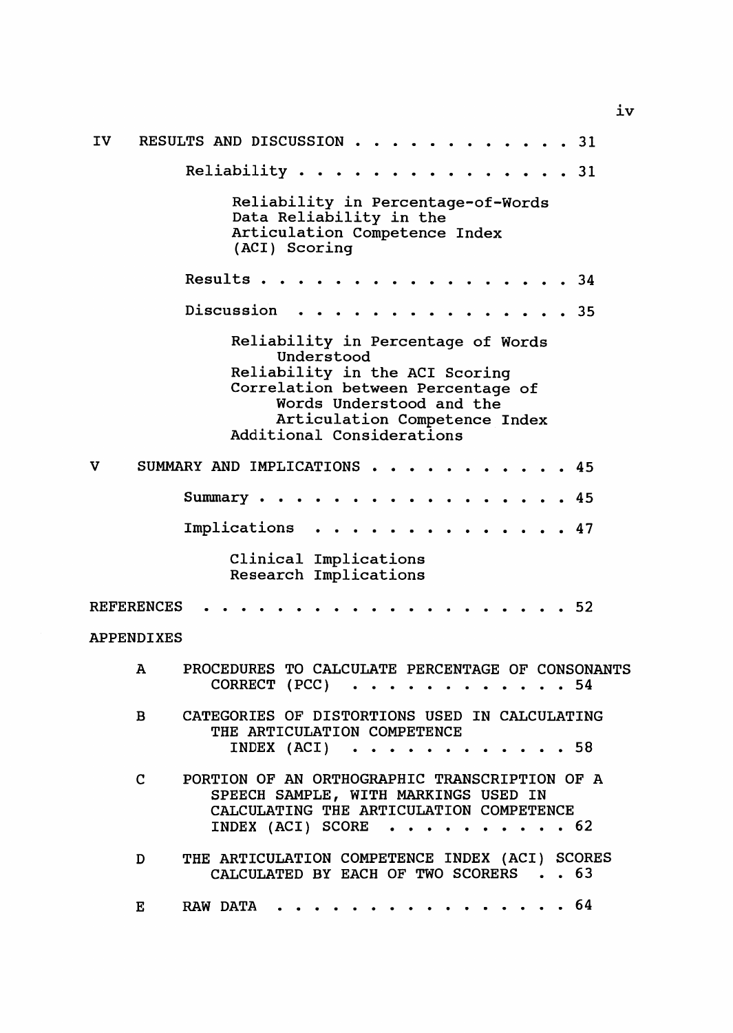IV RESULTS AND DISCUSSION . . . . . . . . . . . . 31

Reliability . . . . . . . . . . . . . . . 31

Reliability in Percentage-of-Words Data Reliability in the Articulation Competence Index (ACI) Scoring

Results . . . . . . . . . . . . . . . . . 34

Discussion . . . . . . . . . . . . . . . 35

Reliability in Percentage of Words Understood
Reliability in the ACI Scoring
Correlation between Percentage of Words Understood and the Articulation Competence Index
Additional Considerations

V SUMMARY AND IMPLICATIONS . . . . . . . . . . . 45

Summary . . . . . . . . . . . . . . . . . 45

Implications . . . . . . . . . . . . . . 47

Clinical Implications
Research Implications

REFERENCES . . . . . . . . . . . . . . . . . . . . 52

APPENDIXES

A PROCEDURES TO CALCULATE PERCENTAGE OF CONSONANTS CORRECT (PCC) . . . . . . . . . . . . 54

B CATEGORIES OF DISTORTIONS USED IN CALCULATING THE ARTICULATION COMPETENCE INDEX (ACI) . . . . . . . . . . . . 58

C PORTION OF AN ORTHOGRAPHIC TRANSCRIPTION OF A SPEECH SAMPLE, WITH MARKINGS USED IN CALCULATING THE ARTICULATION COMPETENCE INDEX (ACI) SCORE . . . . . . . . . . 62

D THE ARTICULATION COMPETENCE INDEX (ACI) SCORES CALCULATED BY EACH OF TWO SCORERS . . 63

E RAW DATA . . . . . . . . . . . . . . . . 64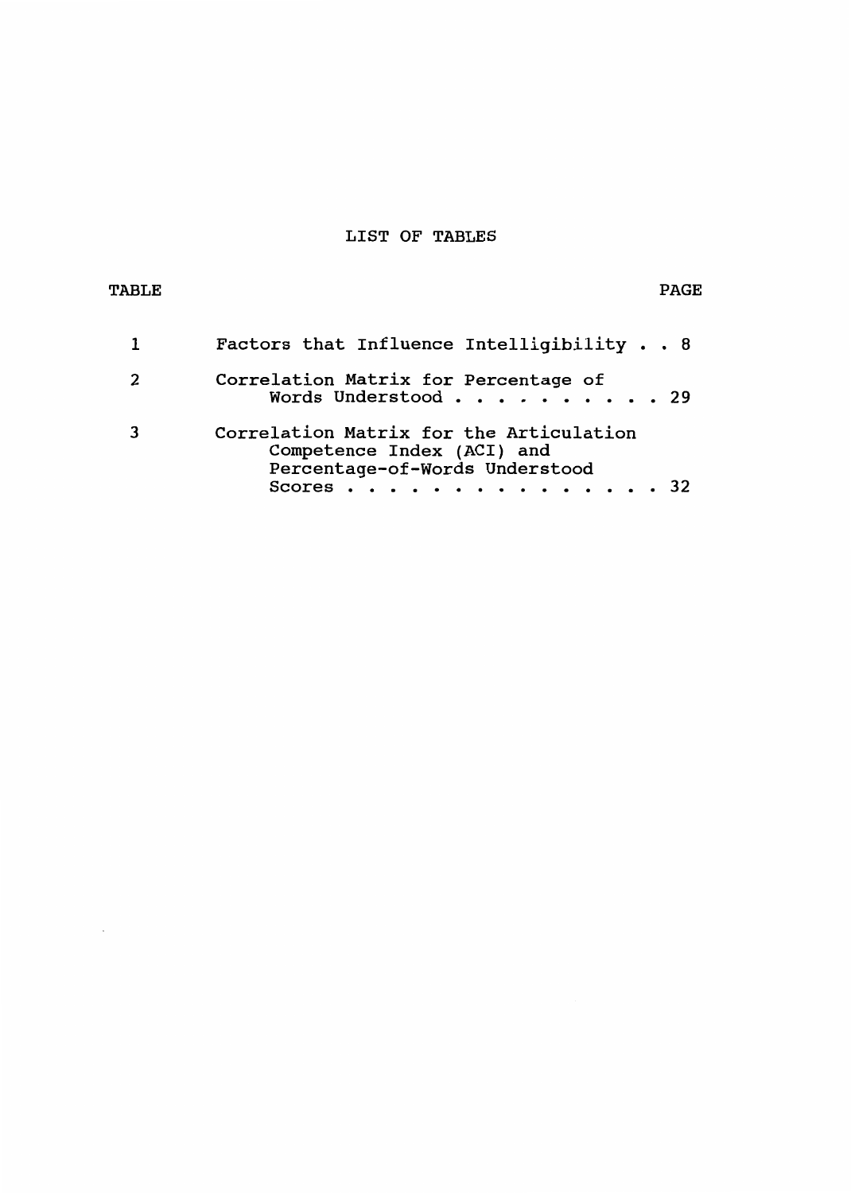# LIST OF TABLES

| TABLE | | PAGE |
|---|---|---|
| 1 | Factors that Influence Intelligibility | 8 |
| 2 | Correlation Matrix for Percentage of Words Understood | 29 |
| 3 | Correlation Matrix for the Articulation Competence Index (ACI) and Percentage-of-Words Understood Scores | 32 |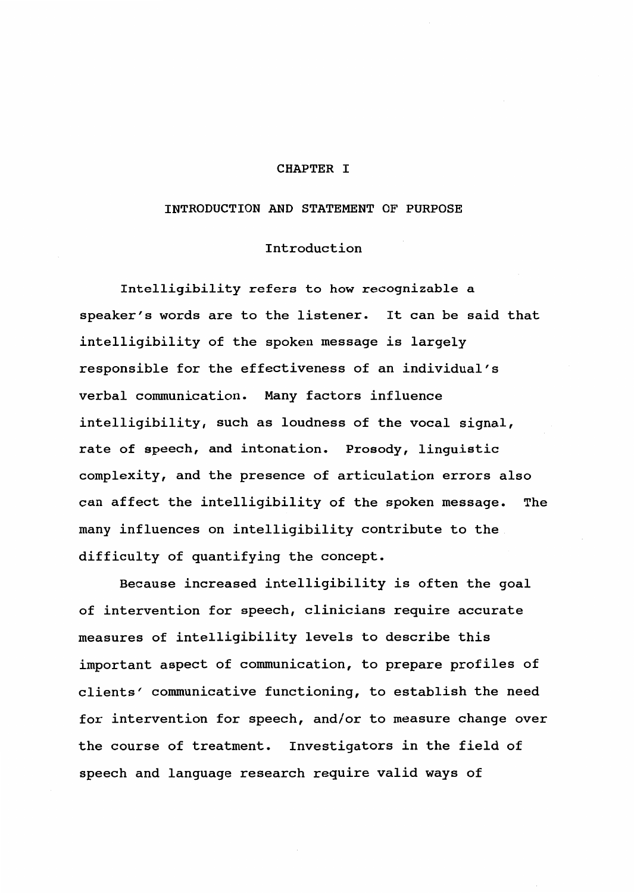# CHAPTER I

# INTRODUCTION AND STATEMENT OF PURPOSE

## Introduction

Intelligibility refers to how recognizable a speaker's words are to the listener. It can be said that intelligibility of the spoken message is largely responsible for the effectiveness of an individual's verbal communication. Many factors influence intelligibility, such as loudness of the vocal signal, rate of speech, and intonation. Prosody, linguistic complexity, and the presence of articulation errors also can affect the intelligibility of the spoken message. The many influences on intelligibility contribute to the difficulty of quantifying the concept.

Because increased intelligibility is often the goal of intervention for speech, clinicians require accurate measures of intelligibility levels to describe this important aspect of communication, to prepare profiles of clients' communicative functioning, to establish the need for intervention for speech, and/or to measure change over the course of treatment. Investigators in the field of speech and language research require valid ways of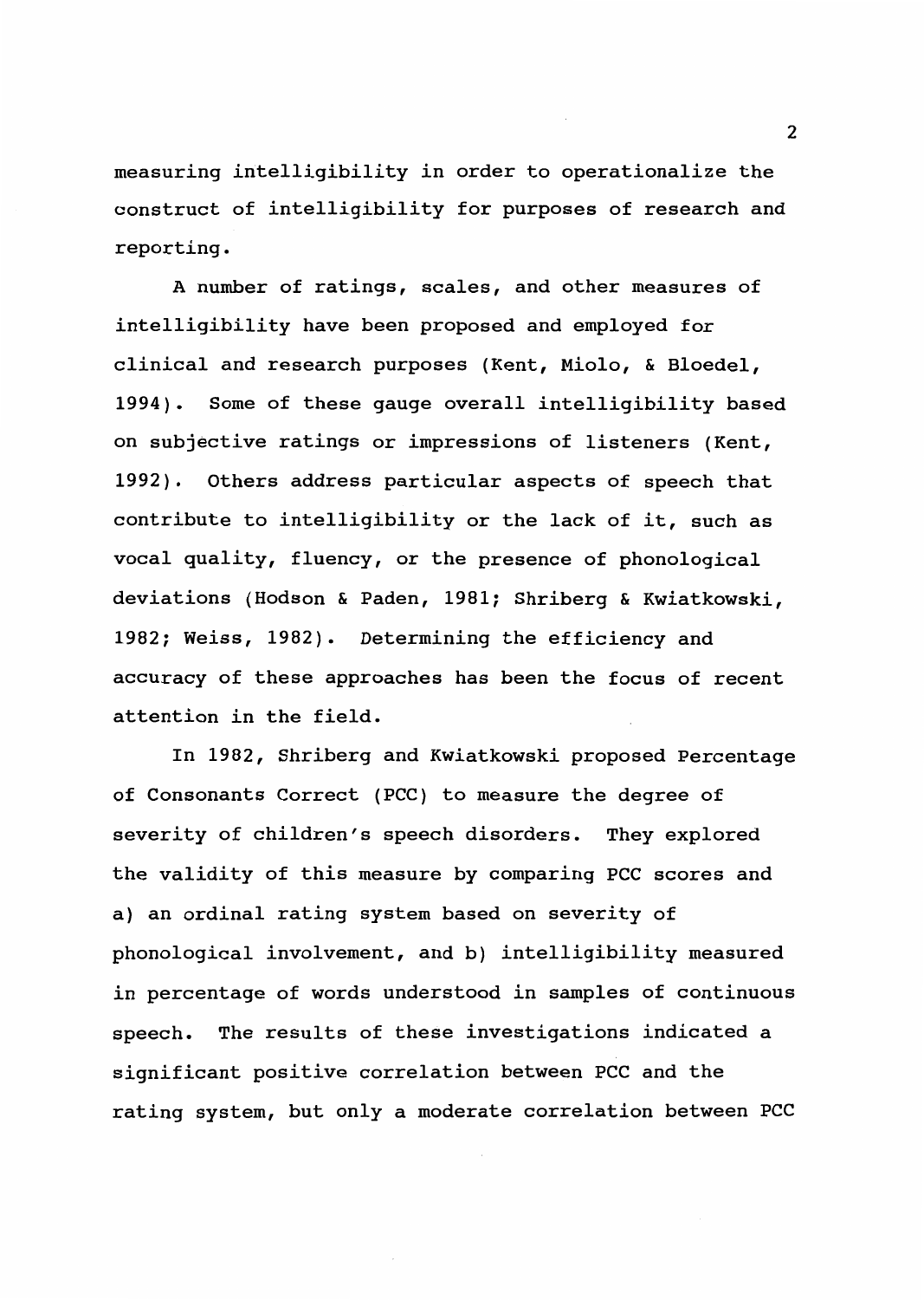measuring intelligibility in order to operationalize the construct of intelligibility for purposes of research and reporting.

A number of ratings, scales, and other measures of intelligibility have been proposed and employed for clinical and research purposes (Kent, Miolo, & Bloedel, 1994). Some of these gauge overall intelligibility based on subjective ratings or impressions of listeners (Kent, 1992). Others address particular aspects of speech that contribute to intelligibility or the lack of it, such as vocal quality, fluency, or the presence of phonological deviations (Hodson & Paden, 1981; Shriberg & Kwiatkowski, 1982; Weiss, 1982). Determining the efficiency and accuracy of these approaches has been the focus of recent attention in the field.

In 1982, Shriberg and Kwiatkowski proposed Percentage of Consonants Correct (PCC) to measure the degree of severity of children's speech disorders. They explored the validity of this measure by comparing PCC scores and a) an ordinal rating system based on severity of phonological involvement, and b) intelligibility measured in percentage of words understood in samples of continuous speech. The results of these investigations indicated a significant positive correlation between PCC and the rating system, but only a moderate correlation between PCC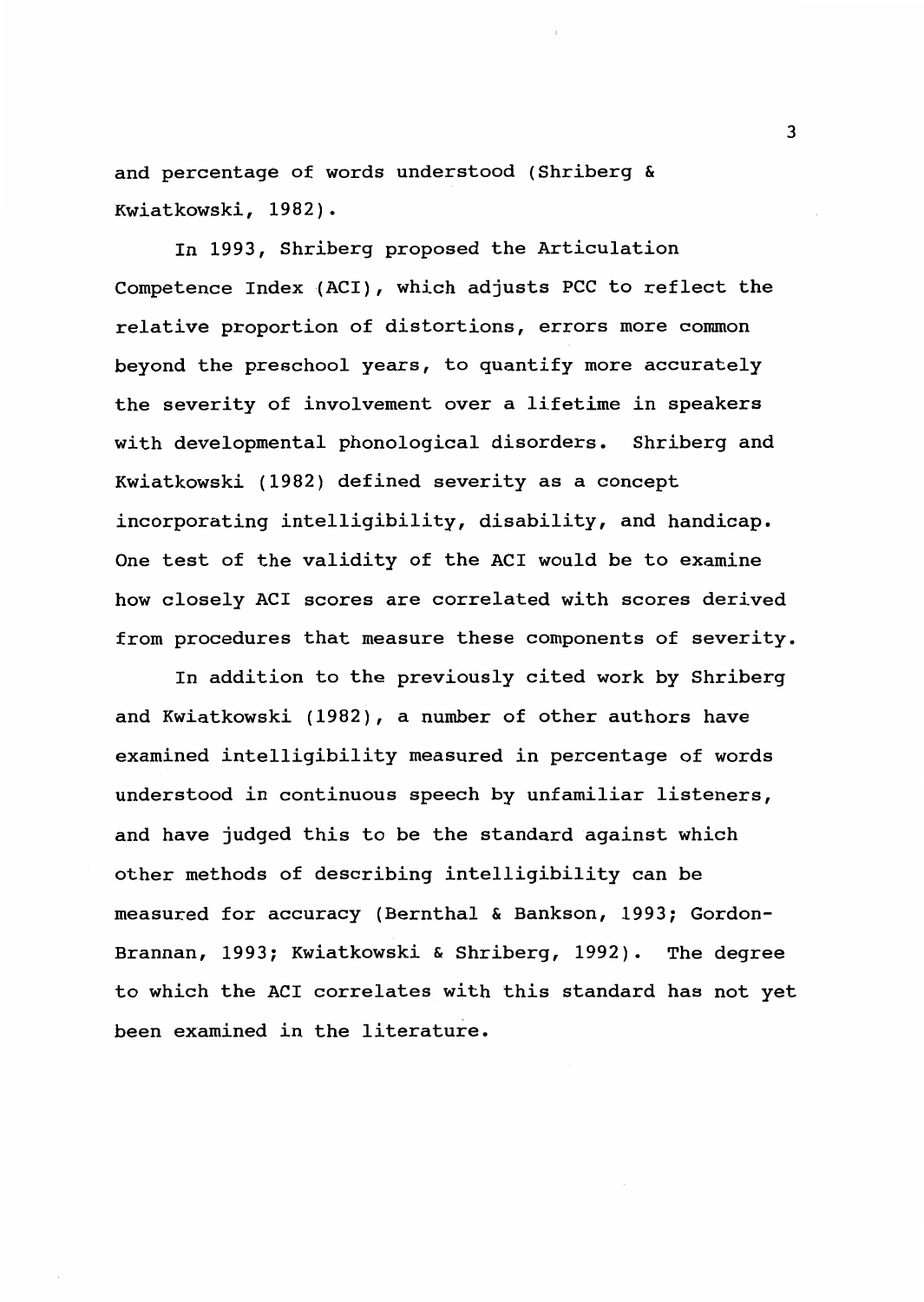and percentage of words understood (Shriberg & Kwiatkowski, 1982).

In 1993, Shriberg proposed the Articulation Competence Index (ACI), which adjusts PCC to reflect the relative proportion of distortions, errors more common beyond the preschool years, to quantify more accurately the severity of involvement over a lifetime in speakers with developmental phonological disorders. Shriberg and Kwiatkowski (1982) defined severity as a concept incorporating intelligibility, disability, and handicap. One test of the validity of the ACI would be to examine how closely ACI scores are correlated with scores derived from procedures that measure these components of severity.

In addition to the previously cited work by Shriberg and Kwiatkowski (1982), a number of other authors have examined intelligibility measured in percentage of words understood in continuous speech by unfamiliar listeners, and have judged this to be the standard against which other methods of describing intelligibility can be measured for accuracy (Bernthal & Bankson, 1993; Gordon-Brannan, 1993; Kwiatkowski & Shriberg, 1992). The degree to which the ACI correlates with this standard has not yet been examined in the literature.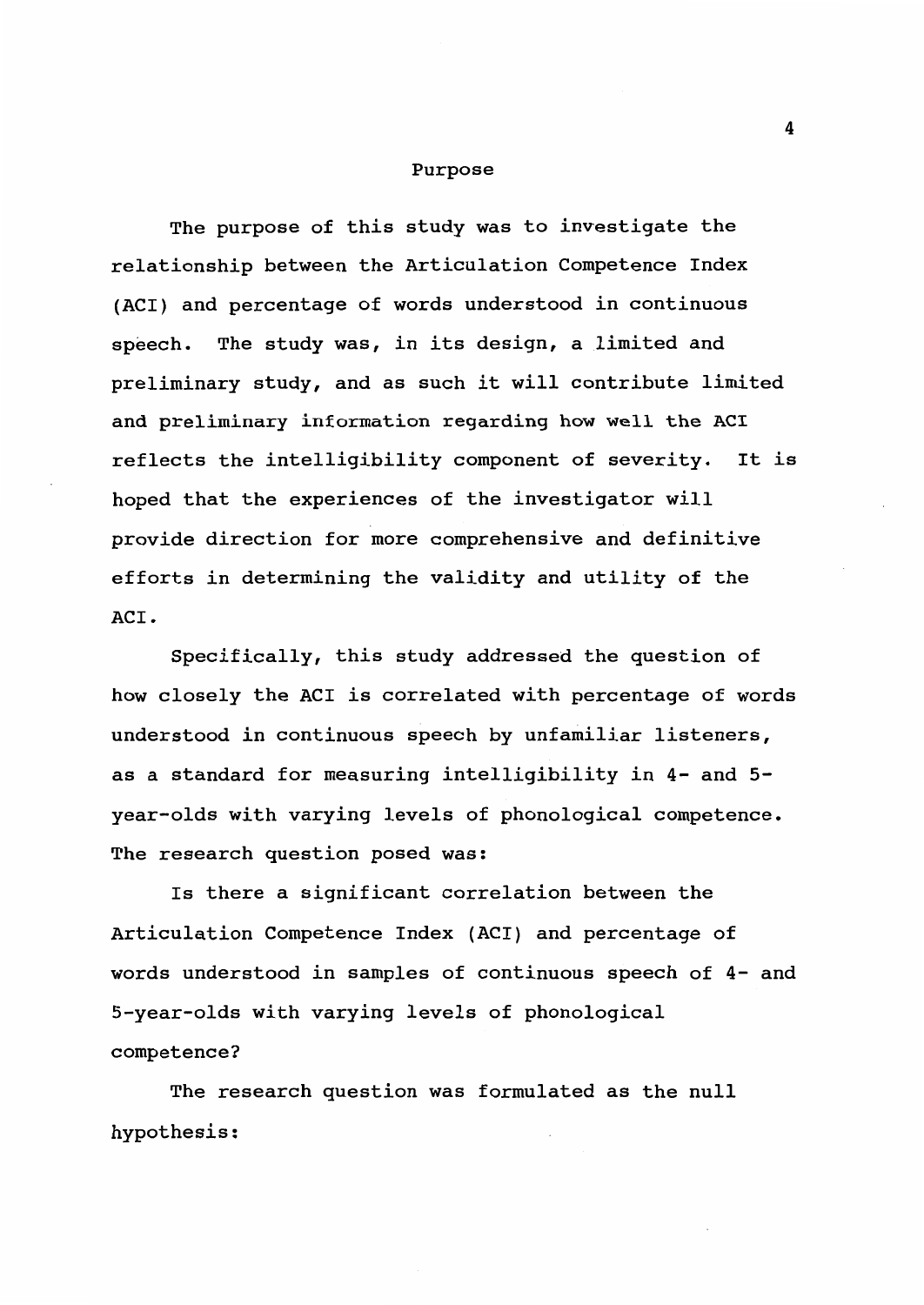## Purpose

The purpose of this study was to investigate the relationship between the Articulation Competence Index (ACI) and percentage of words understood in continuous speech. The study was, in its design, a limited and preliminary study, and as such it will contribute limited and preliminary information regarding how well the ACI reflects the intelligibility component of severity. It is hoped that the experiences of the investigator will provide direction for more comprehensive and definitive efforts in determining the validity and utility of the ACI.

Specifically, this study addressed the question of how closely the ACI is correlated with percentage of words understood in continuous speech by unfamiliar listeners, as a standard for measuring intelligibility in 4- and 5-year-olds with varying levels of phonological competence. The research question posed was:

Is there a significant correlation between the Articulation Competence Index (ACI) and percentage of words understood in samples of continuous speech of 4- and 5-year-olds with varying levels of phonological competence?

The research question was formulated as the null hypothesis: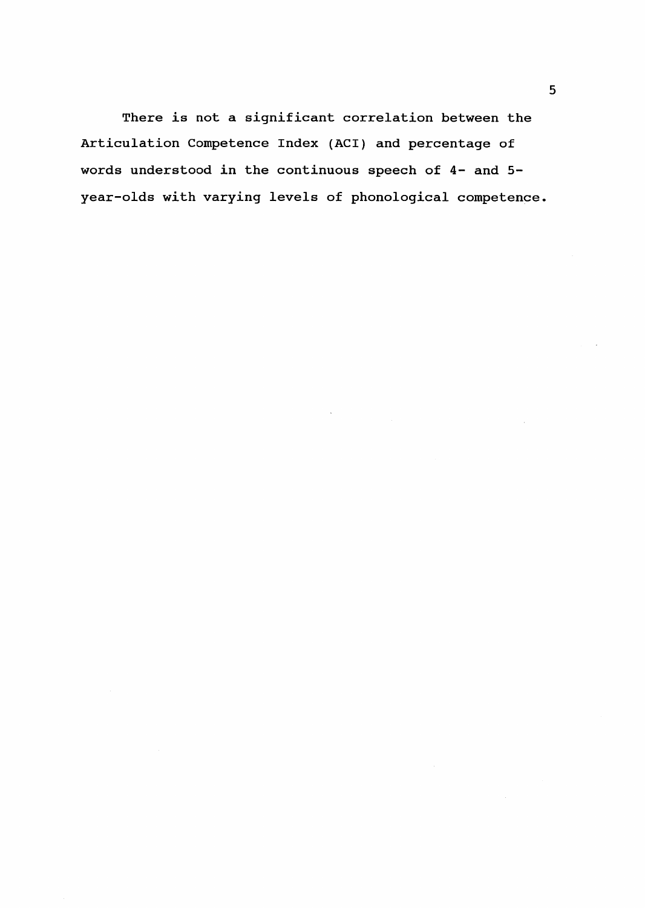There is not a significant correlation between the Articulation Competence Index (ACI) and percentage of words understood in the continuous speech of 4- and 5-year-olds with varying levels of phonological competence.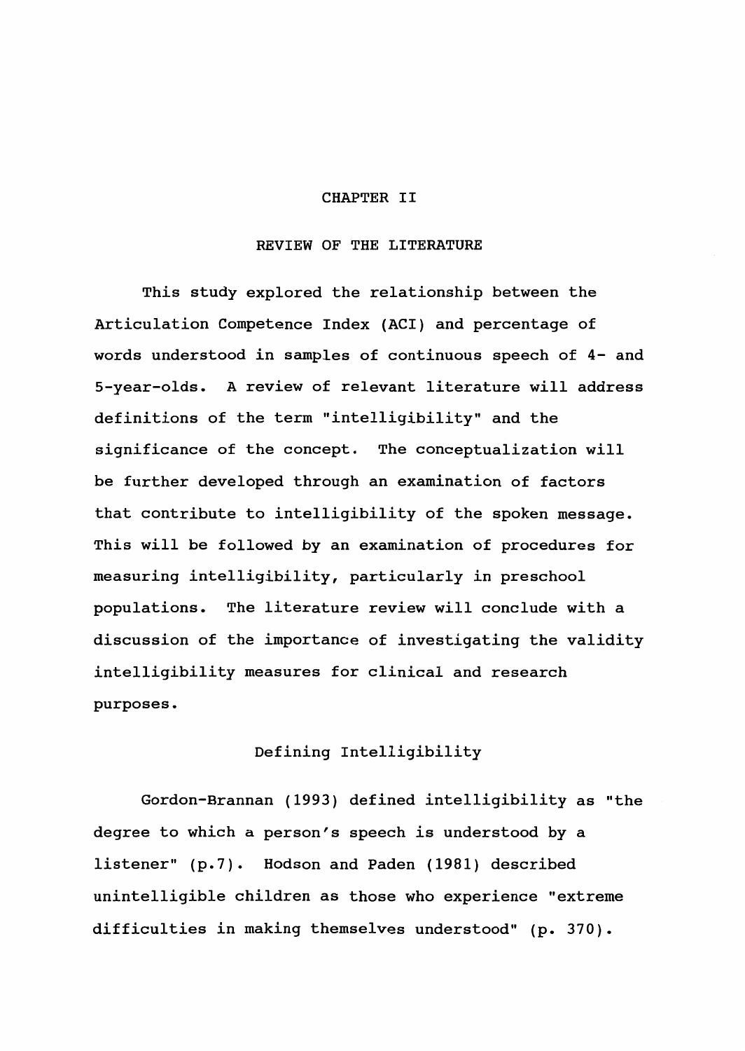# CHAPTER II

## REVIEW OF THE LITERATURE

This study explored the relationship between the Articulation Competence Index (ACI) and percentage of words understood in samples of continuous speech of 4- and 5-year-olds. A review of relevant literature will address definitions of the term "intelligibility" and the significance of the concept. The conceptualization will be further developed through an examination of factors that contribute to intelligibility of the spoken message. This will be followed by an examination of procedures for measuring intelligibility, particularly in preschool populations. The literature review will conclude with a discussion of the importance of investigating the validity intelligibility measures for clinical and research purposes.

### Defining Intelligibility

Gordon-Brannan (1993) defined intelligibility as "the degree to which a person's speech is understood by a listener" (p.7). Hodson and Paden (1981) described unintelligible children as those who experience "extreme difficulties in making themselves understood" (p. 370).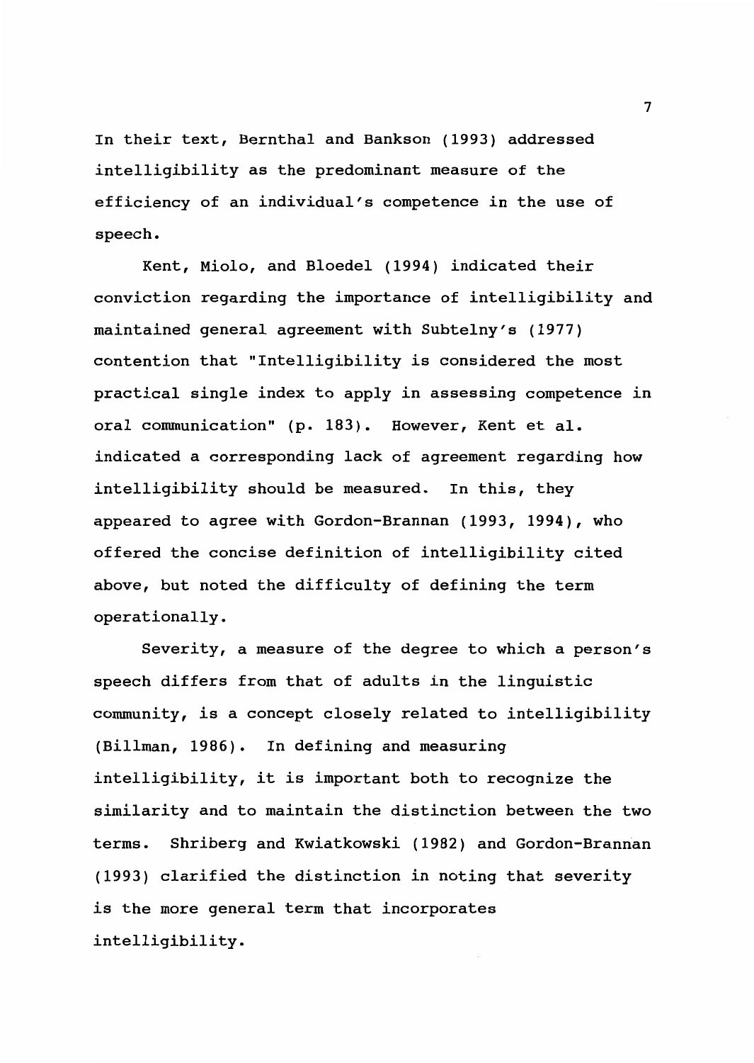In their text, Bernthal and Bankson (1993) addressed intelligibility as the predominant measure of the efficiency of an individual's competence in the use of speech.

Kent, Miolo, and Bloedel (1994) indicated their conviction regarding the importance of intelligibility and maintained general agreement with Subtelny's (1977) contention that "Intelligibility is considered the most practical single index to apply in assessing competence in oral communication" (p. 183). However, Kent et al. indicated a corresponding lack of agreement regarding how intelligibility should be measured. In this, they appeared to agree with Gordon-Brannan (1993, 1994), who offered the concise definition of intelligibility cited above, but noted the difficulty of defining the term operationally.

Severity, a measure of the degree to which a person's speech differs from that of adults in the linguistic community, is a concept closely related to intelligibility (Billman, 1986). In defining and measuring intelligibility, it is important both to recognize the similarity and to maintain the distinction between the two terms. Shriberg and Kwiatkowski (1982) and Gordon-Brannan (1993) clarified the distinction in noting that severity is the more general term that incorporates intelligibility.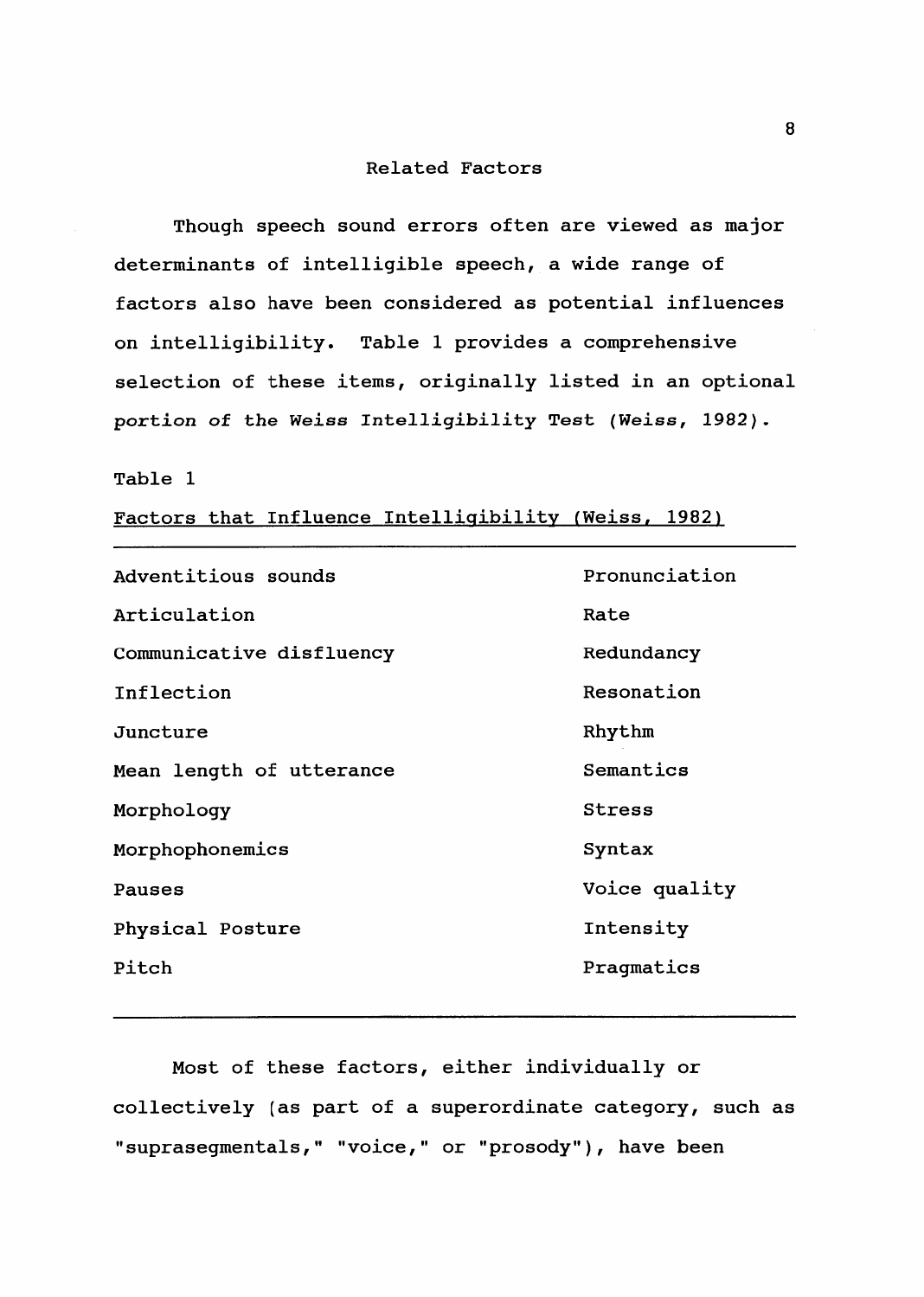## Related Factors

Though speech sound errors often are viewed as major determinants of intelligible speech, a wide range of factors also have been considered as potential influences on intelligibility. Table 1 provides a comprehensive selection of these items, originally listed in an optional portion of the Weiss Intelligibility Test (Weiss, 1982).

Table 1

Factors that Influence Intelligibility (Weiss, 1982)

| | |
|---|---|
| Adventitious sounds | Pronunciation |
| Articulation | Rate |
| Communicative disfluency | Redundancy |
| Inflection | Resonation |
| Juncture | Rhythm |
| Mean length of utterance | Semantics |
| Morphology | Stress |
| Morphophonemics | Syntax |
| Pauses | Voice quality |
| Physical Posture | Intensity |
| Pitch | Pragmatics |

Most of these factors, either individually or collectively (as part of a superordinate category, such as "suprasegmentals," "voice," or "prosody"), have been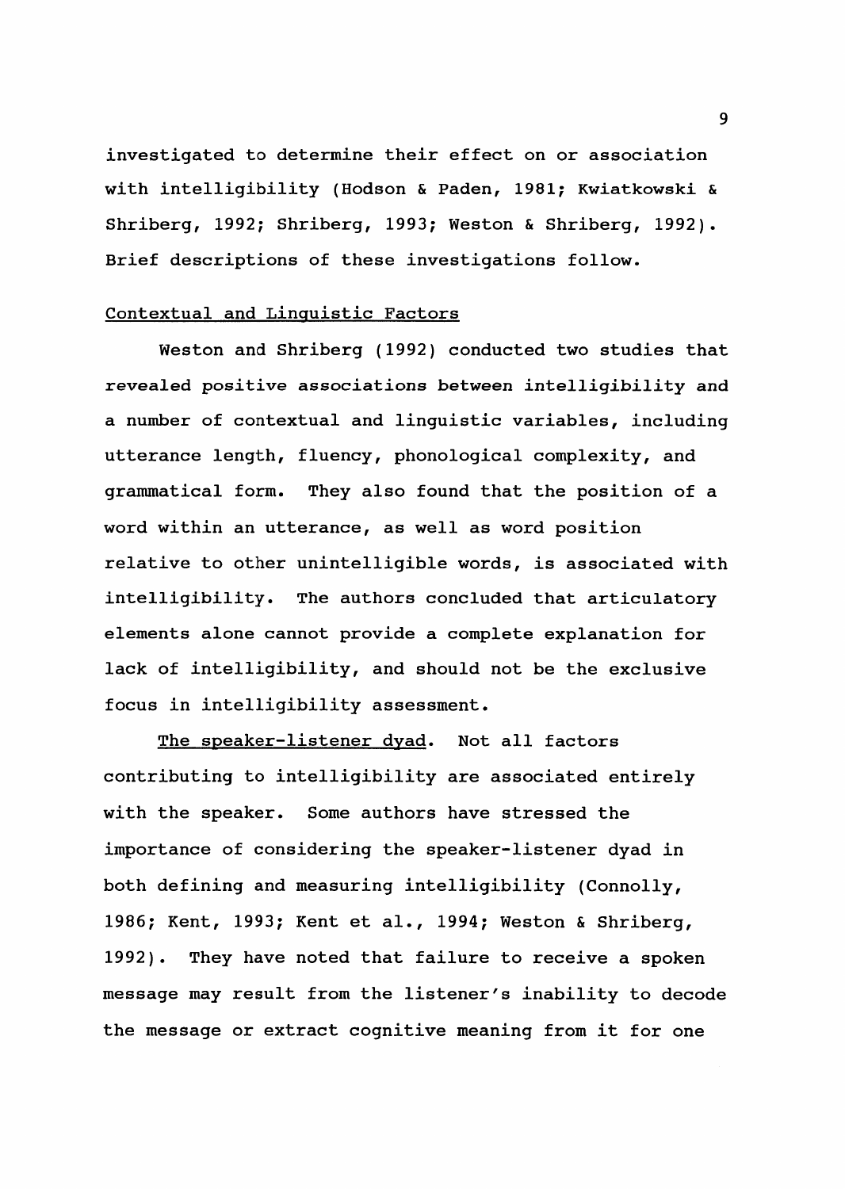investigated to determine their effect on or association with intelligibility (Hodson & Paden, 1981; Kwiatkowski & Shriberg, 1992; Shriberg, 1993; Weston & Shriberg, 1992). Brief descriptions of these investigations follow.

## Contextual and Linguistic Factors

Weston and Shriberg (1992) conducted two studies that revealed positive associations between intelligibility and a number of contextual and linguistic variables, including utterance length, fluency, phonological complexity, and grammatical form. They also found that the position of a word within an utterance, as well as word position relative to other unintelligible words, is associated with intelligibility. The authors concluded that articulatory elements alone cannot provide a complete explanation for lack of intelligibility, and should not be the exclusive focus in intelligibility assessment.

### The speaker-listener dyad.

Not all factors contributing to intelligibility are associated entirely with the speaker. Some authors have stressed the importance of considering the speaker-listener dyad in both defining and measuring intelligibility (Connolly, 1986; Kent, 1993; Kent et al., 1994; Weston & Shriberg, 1992). They have noted that failure to receive a spoken message may result from the listener's inability to decode the message or extract cognitive meaning from it for one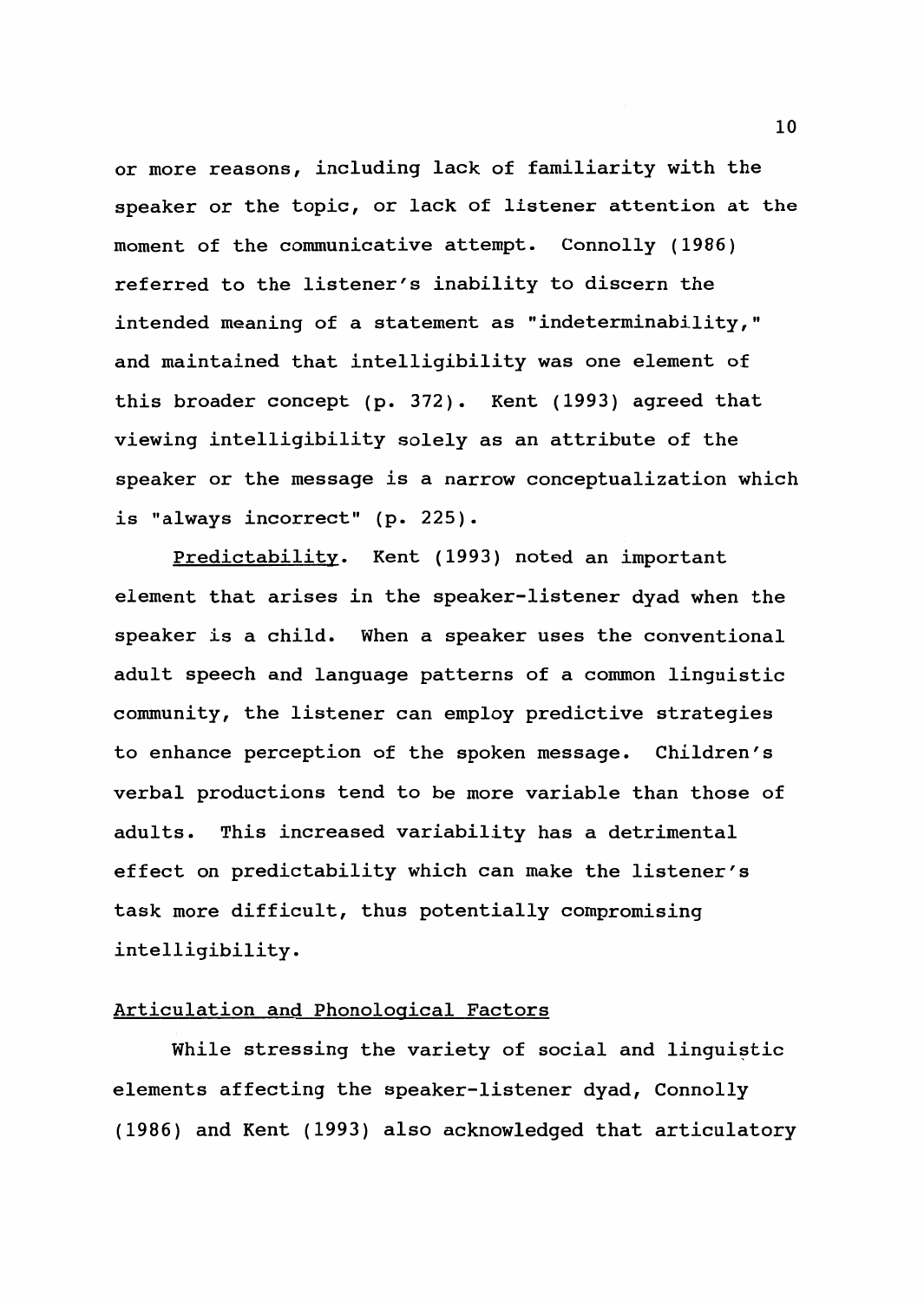or more reasons, including lack of familiarity with the speaker or the topic, or lack of listener attention at the moment of the communicative attempt. Connolly (1986) referred to the listener's inability to discern the intended meaning of a statement as "indeterminability," and maintained that intelligibility was one element of this broader concept (p. 372). Kent (1993) agreed that viewing intelligibility solely as an attribute of the speaker or the message is a narrow conceptualization which is "always incorrect" (p. 225).

Predictability. Kent (1993) noted an important element that arises in the speaker-listener dyad when the speaker is a child. When a speaker uses the conventional adult speech and language patterns of a common linguistic community, the listener can employ predictive strategies to enhance perception of the spoken message. Children's verbal productions tend to be more variable than those of adults. This increased variability has a detrimental effect on predictability which can make the listener's task more difficult, thus potentially compromising intelligibility.

### Articulation and Phonological Factors

While stressing the variety of social and linguistic elements affecting the speaker-listener dyad, Connolly (1986) and Kent (1993) also acknowledged that articulatory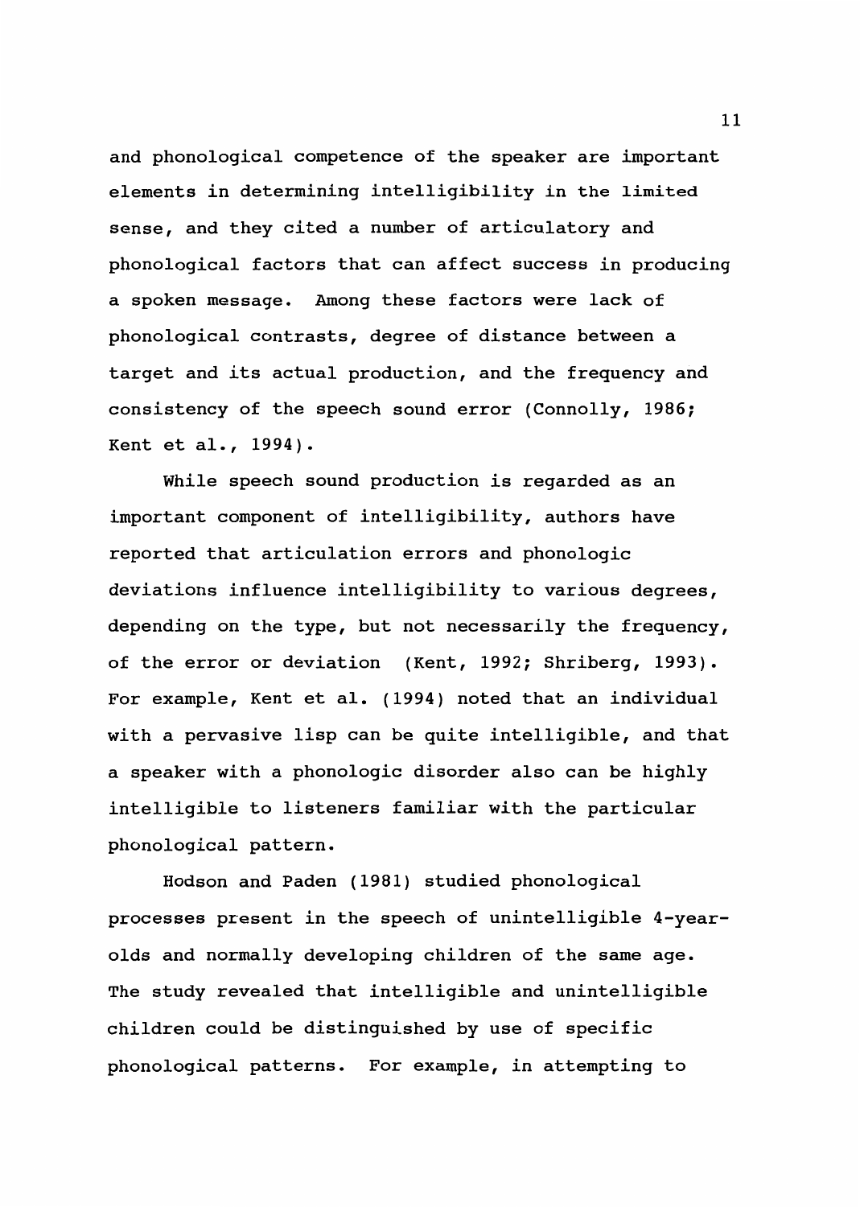and phonological competence of the speaker are important elements in determining intelligibility in the limited sense, and they cited a number of articulatory and phonological factors that can affect success in producing a spoken message. Among these factors were lack of phonological contrasts, degree of distance between a target and its actual production, and the frequency and consistency of the speech sound error (Connolly, 1986; Kent et al., 1994).

While speech sound production is regarded as an important component of intelligibility, authors have reported that articulation errors and phonologic deviations influence intelligibility to various degrees, depending on the type, but not necessarily the frequency, of the error or deviation (Kent, 1992; Shriberg, 1993). For example, Kent et al. (1994) noted that an individual with a pervasive lisp can be quite intelligible, and that a speaker with a phonologic disorder also can be highly intelligible to listeners familiar with the particular phonological pattern.

Hodson and Paden (1981) studied phonological processes present in the speech of unintelligible 4-year-olds and normally developing children of the same age. The study revealed that intelligible and unintelligible children could be distinguished by use of specific phonological patterns. For example, in attempting to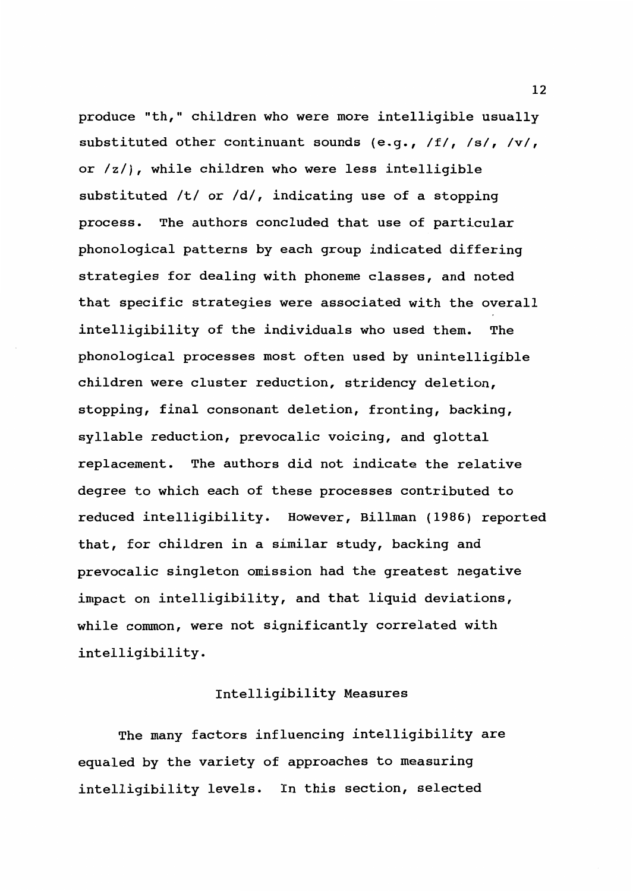produce "th," children who were more intelligible usually substituted other continuant sounds (e.g., /f/, /s/, /v/, or /z/), while children who were less intelligible substituted /t/ or /d/, indicating use of a stopping process. The authors concluded that use of particular phonological patterns by each group indicated differing strategies for dealing with phoneme classes, and noted that specific strategies were associated with the overall intelligibility of the individuals who used them. The phonological processes most often used by unintelligible children were cluster reduction, stridency deletion, stopping, final consonant deletion, fronting, backing, syllable reduction, prevocalic voicing, and glottal replacement. The authors did not indicate the relative degree to which each of these processes contributed to reduced intelligibility. However, Billman (1986) reported that, for children in a similar study, backing and prevocalic singleton omission had the greatest negative impact on intelligibility, and that liquid deviations, while common, were not significantly correlated with intelligibility.

## Intelligibility Measures

The many factors influencing intelligibility are equaled by the variety of approaches to measuring intelligibility levels. In this section, selected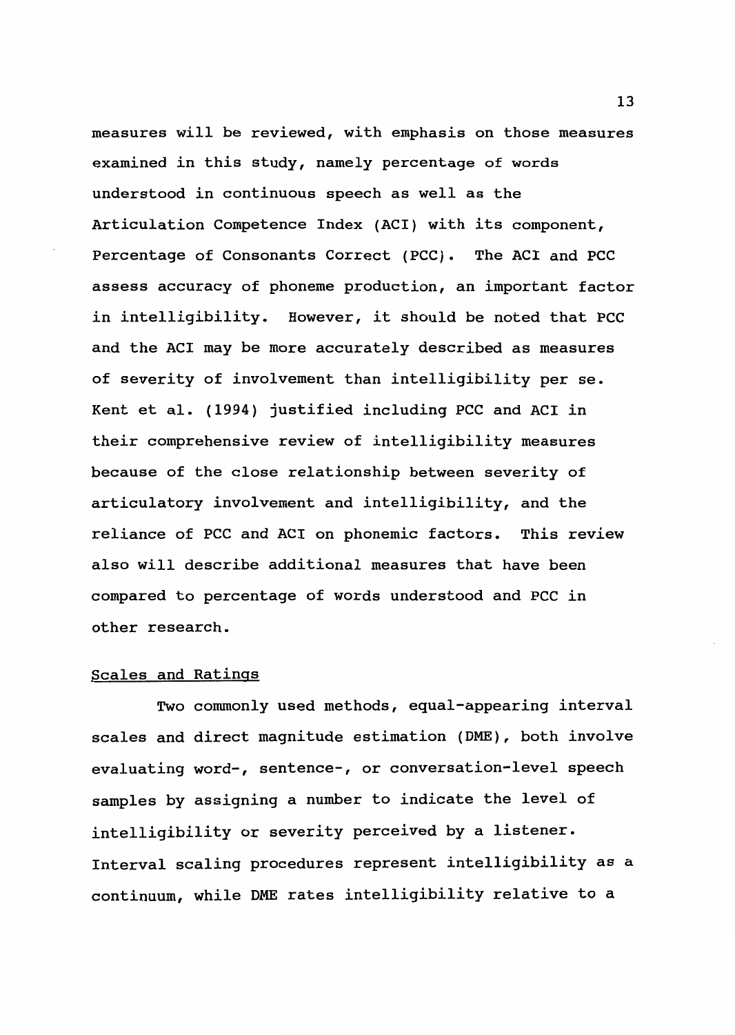measures will be reviewed, with emphasis on those measures examined in this study, namely percentage of words understood in continuous speech as well as the Articulation Competence Index (ACI) with its component, Percentage of Consonants Correct (PCC). The ACI and PCC assess accuracy of phoneme production, an important factor in intelligibility. However, it should be noted that PCC and the ACI may be more accurately described as measures of severity of involvement than intelligibility per se. Kent et al. (1994) justified including PCC and ACI in their comprehensive review of intelligibility measures because of the close relationship between severity of articulatory involvement and intelligibility, and the reliance of PCC and ACI on phonemic factors. This review also will describe additional measures that have been compared to percentage of words understood and PCC in other research.

## Scales and Ratings

Two commonly used methods, equal-appearing interval scales and direct magnitude estimation (DME), both involve evaluating word-, sentence-, or conversation-level speech samples by assigning a number to indicate the level of intelligibility or severity perceived by a listener. Interval scaling procedures represent intelligibility as a continuum, while DME rates intelligibility relative to a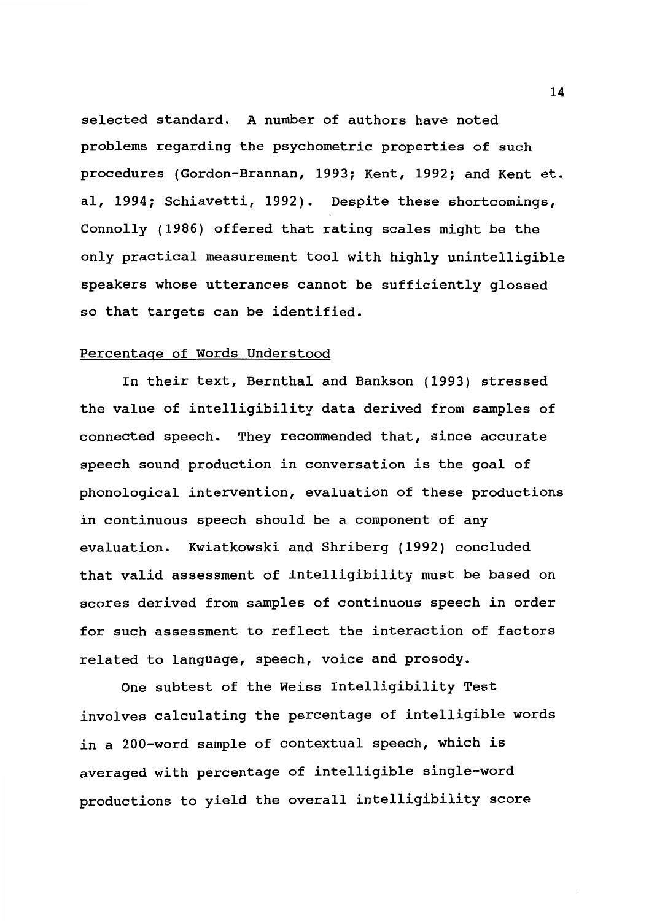selected standard. A number of authors have noted problems regarding the psychometric properties of such procedures (Gordon-Brannan, 1993; Kent, 1992; and Kent et. al, 1994; Schiavetti, 1992). Despite these shortcomings, Connolly (1986) offered that rating scales might be the only practical measurement tool with highly unintelligible speakers whose utterances cannot be sufficiently glossed so that targets can be identified.

## Percentage of Words Understood

In their text, Bernthal and Bankson (1993) stressed the value of intelligibility data derived from samples of connected speech. They recommended that, since accurate speech sound production in conversation is the goal of phonological intervention, evaluation of these productions in continuous speech should be a component of any evaluation. Kwiatkowski and Shriberg (1992) concluded that valid assessment of intelligibility must be based on scores derived from samples of continuous speech in order for such assessment to reflect the interaction of factors related to language, speech, voice and prosody.

One subtest of the Weiss Intelligibility Test involves calculating the percentage of intelligible words in a 200-word sample of contextual speech, which is averaged with percentage of intelligible single-word productions to yield the overall intelligibility score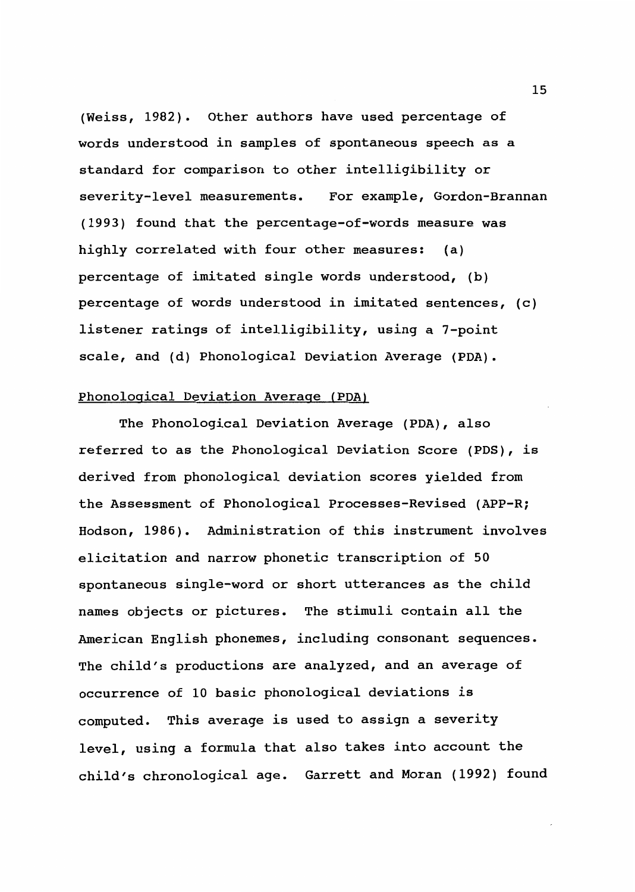(Weiss, 1982). Other authors have used percentage of words understood in samples of spontaneous speech as a standard for comparison to other intelligibility or severity-level measurements. For example, Gordon-Brannan (1993) found that the percentage-of-words measure was highly correlated with four other measures: (a) percentage of imitated single words understood, (b) percentage of words understood in imitated sentences, (c) listener ratings of intelligibility, using a 7-point scale, and (d) Phonological Deviation Average (PDA).

### Phonological Deviation Average (PDA)

The Phonological Deviation Average (PDA), also referred to as the Phonological Deviation Score (PDS), is derived from phonological deviation scores yielded from the Assessment of Phonological Processes-Revised (APP-R; Hodson, 1986). Administration of this instrument involves elicitation and narrow phonetic transcription of 50 spontaneous single-word or short utterances as the child names objects or pictures. The stimuli contain all the American English phonemes, including consonant sequences. The child's productions are analyzed, and an average of occurrence of 10 basic phonological deviations is computed. This average is used to assign a severity level, using a formula that also takes into account the child's chronological age. Garrett and Moran (1992) found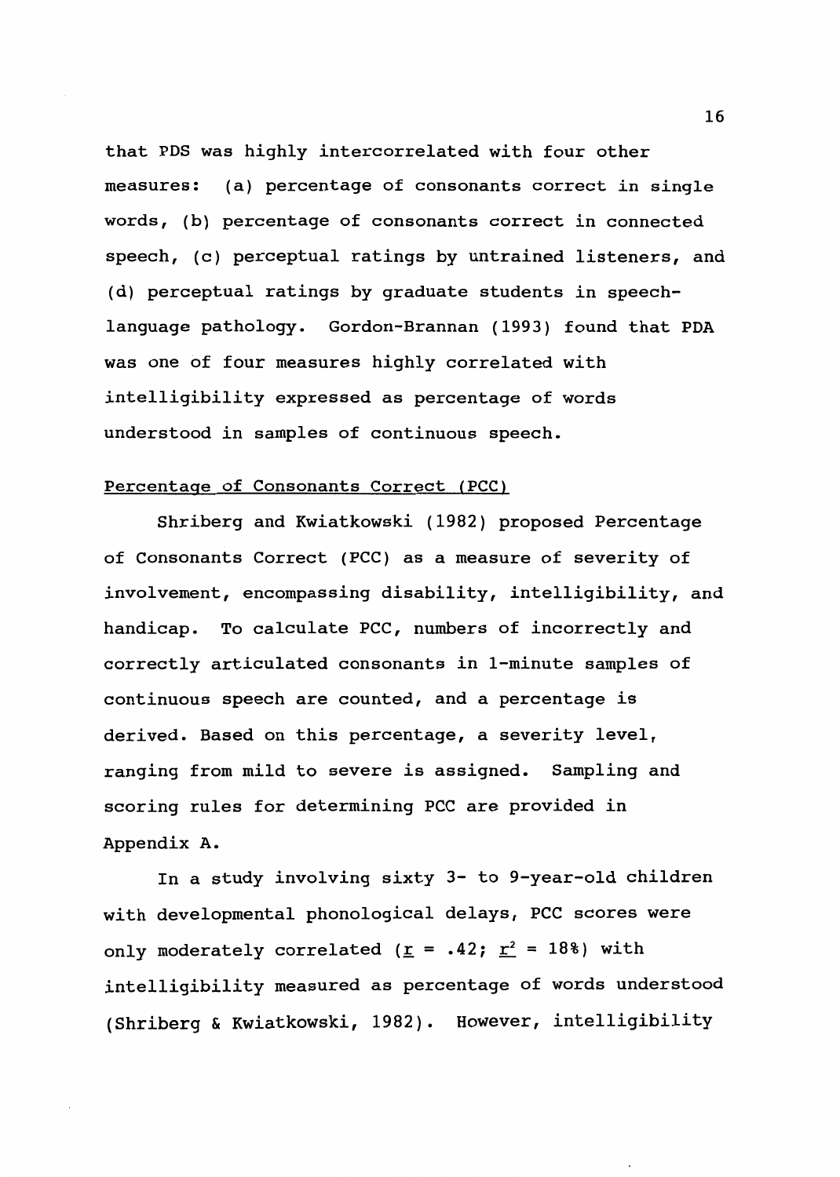that PDS was highly intercorrelated with four other measures: (a) percentage of consonants correct in single words, (b) percentage of consonants correct in connected speech, (c) perceptual ratings by untrained listeners, and (d) perceptual ratings by graduate students in speech-language pathology. Gordon-Brannan (1993) found that PDA was one of four measures highly correlated with intelligibility expressed as percentage of words understood in samples of continuous speech.

## Percentage of Consonants Correct (PCC)

Shriberg and Kwiatkowski (1982) proposed Percentage of Consonants Correct (PCC) as a measure of severity of involvement, encompassing disability, intelligibility, and handicap. To calculate PCC, numbers of incorrectly and correctly articulated consonants in 1-minute samples of continuous speech are counted, and a percentage is derived. Based on this percentage, a severity level, ranging from mild to severe is assigned. Sampling and scoring rules for determining PCC are provided in Appendix A.

In a study involving sixty 3- to 9-year-old children with developmental phonological delays, PCC scores were only moderately correlated ($r = .42$; $r^2 = 18\%$) with intelligibility measured as percentage of words understood (Shriberg & Kwiatkowski, 1982). However, intelligibility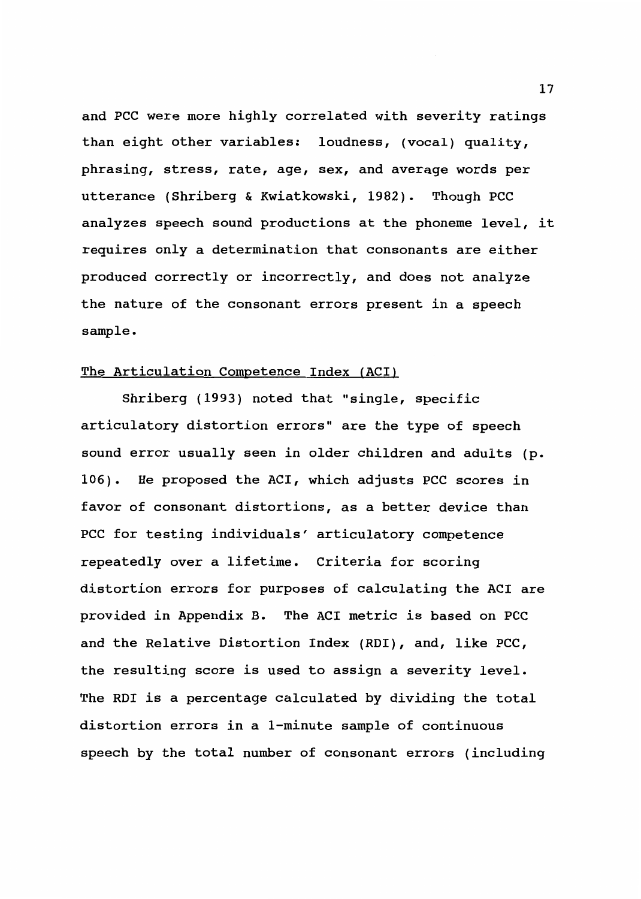and PCC were more highly correlated with severity ratings than eight other variables: loudness, (vocal) quality, phrasing, stress, rate, age, sex, and average words per utterance (Shriberg & Kwiatkowski, 1982). Though PCC analyzes speech sound productions at the phoneme level, it requires only a determination that consonants are either produced correctly or incorrectly, and does not analyze the nature of the consonant errors present in a speech sample.

<u>The Articulation Competence Index (ACI)</u>

Shriberg (1993) noted that "single, specific articulatory distortion errors" are the type of speech sound error usually seen in older children and adults (p. 106). He proposed the ACI, which adjusts PCC scores in favor of consonant distortions, as a better device than PCC for testing individuals' articulatory competence repeatedly over a lifetime. Criteria for scoring distortion errors for purposes of calculating the ACI are provided in Appendix B. The ACI metric is based on PCC and the Relative Distortion Index (RDI), and, like PCC, the resulting score is used to assign a severity level. The RDI is a percentage calculated by dividing the total distortion errors in a 1-minute sample of continuous speech by the total number of consonant errors (including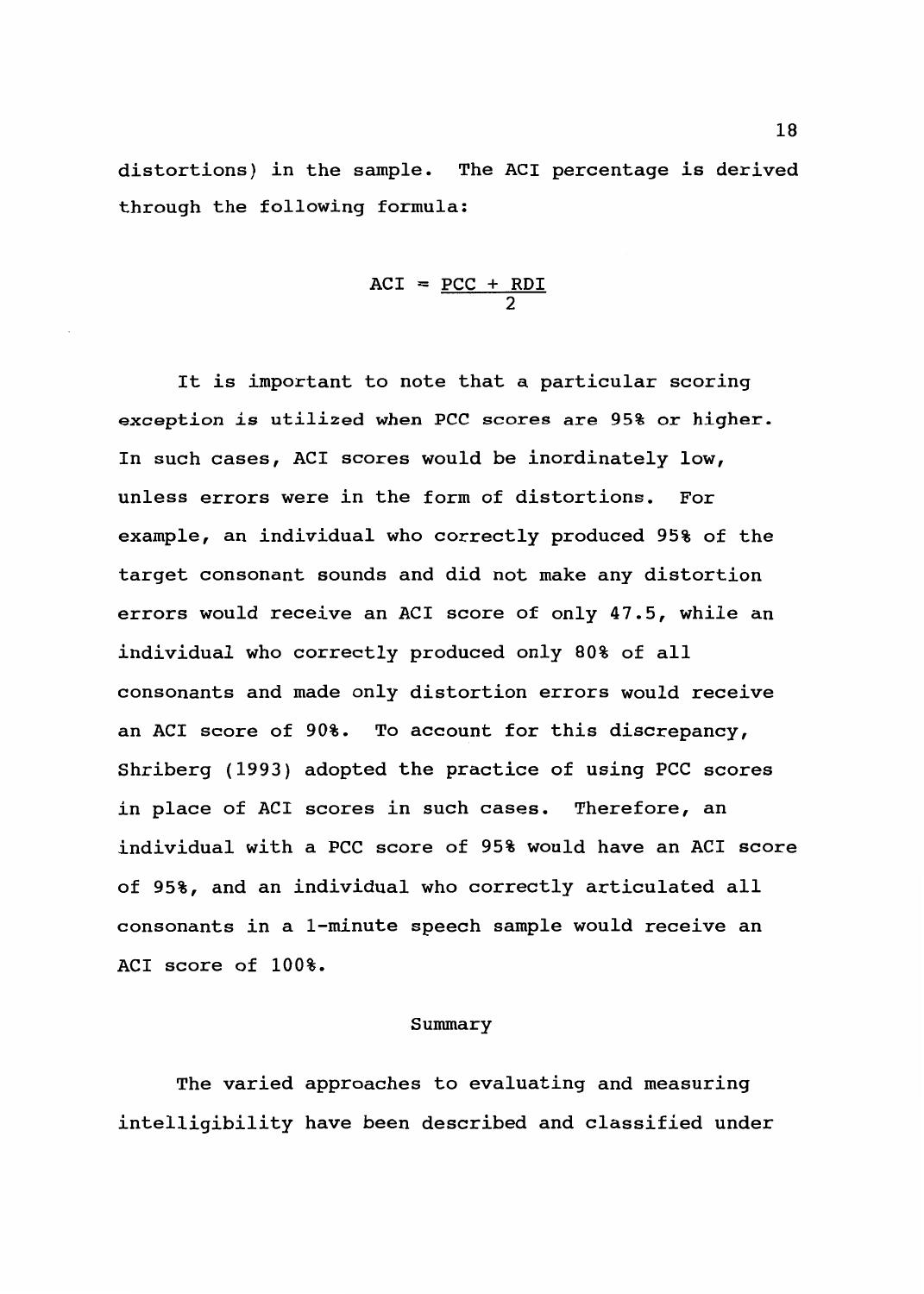distortions) in the sample. The ACI percentage is derived through the following formula:

$$ACI = \frac{PCC + RDI}{2}$$

It is important to note that a particular scoring exception is utilized when PCC scores are 95% or higher. In such cases, ACI scores would be inordinately low, unless errors were in the form of distortions. For example, an individual who correctly produced 95% of the target consonant sounds and did not make any distortion errors would receive an ACI score of only 47.5, while an individual who correctly produced only 80% of all consonants and made only distortion errors would receive an ACI score of 90%. To account for this discrepancy, Shriberg (1993) adopted the practice of using PCC scores in place of ACI scores in such cases. Therefore, an individual with a PCC score of 95% would have an ACI score of 95%, and an individual who correctly articulated all consonants in a 1-minute speech sample would receive an ACI score of 100%.

## Summary

The varied approaches to evaluating and measuring intelligibility have been described and classified under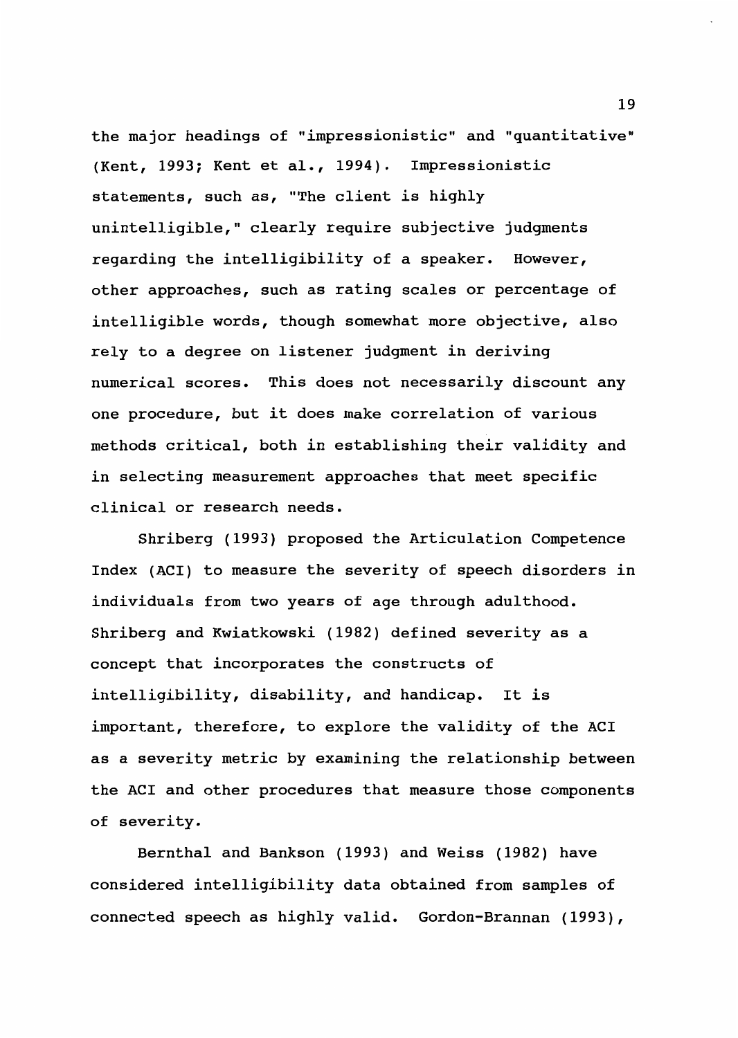the major headings of "impressionistic" and "quantitative" (Kent, 1993; Kent et al., 1994). Impressionistic statements, such as, "The client is highly unintelligible," clearly require subjective judgments regarding the intelligibility of a speaker. However, other approaches, such as rating scales or percentage of intelligible words, though somewhat more objective, also rely to a degree on listener judgment in deriving numerical scores. This does not necessarily discount any one procedure, but it does make correlation of various methods critical, both in establishing their validity and in selecting measurement approaches that meet specific clinical or research needs.

Shriberg (1993) proposed the Articulation Competence Index (ACI) to measure the severity of speech disorders in individuals from two years of age through adulthood. Shriberg and Kwiatkowski (1982) defined severity as a concept that incorporates the constructs of intelligibility, disability, and handicap. It is important, therefore, to explore the validity of the ACI as a severity metric by examining the relationship between the ACI and other procedures that measure those components of severity.

Bernthal and Bankson (1993) and Weiss (1982) have considered intelligibility data obtained from samples of connected speech as highly valid. Gordon-Brannan (1993),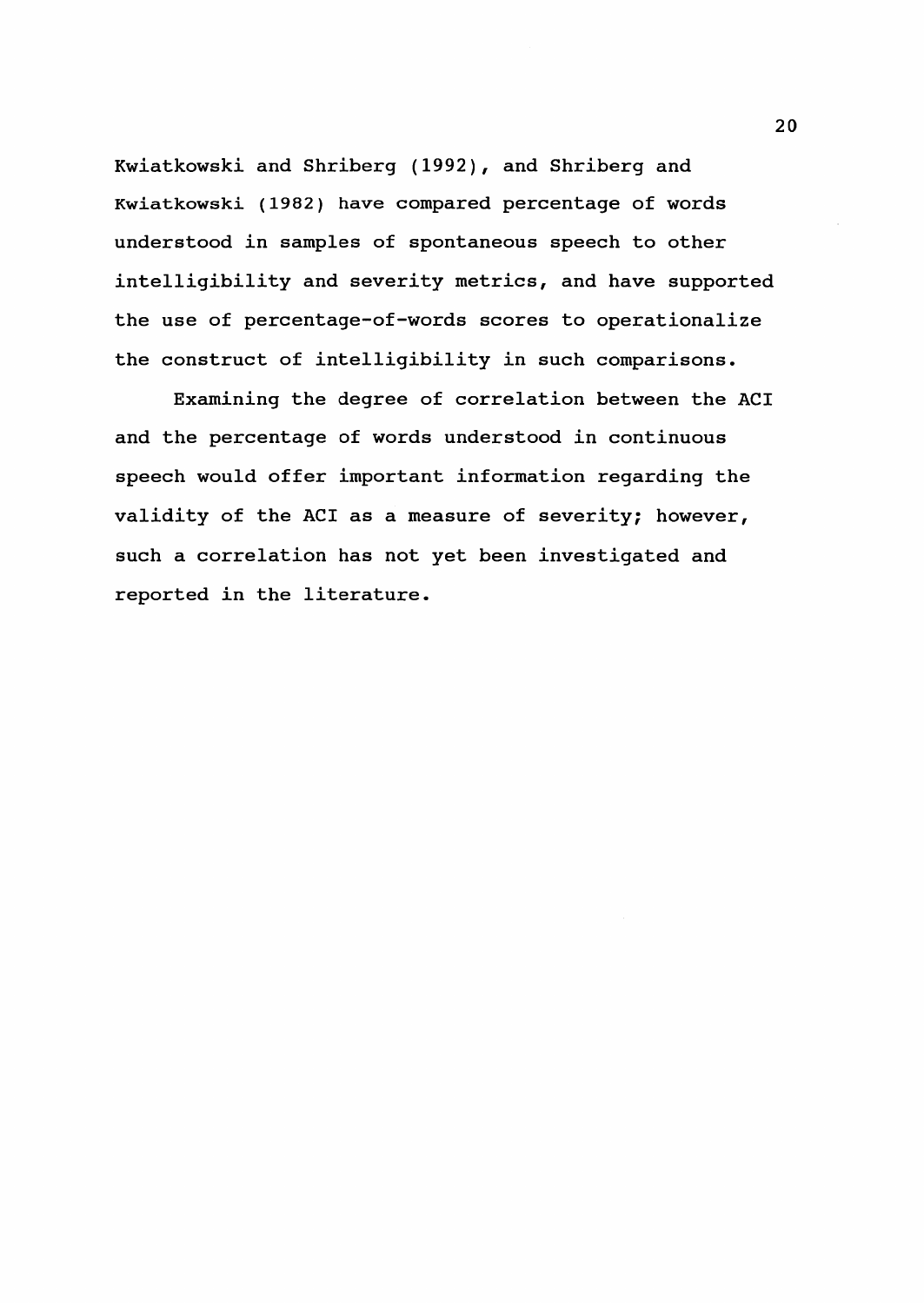Kwiatkowski and Shriberg (1992), and Shriberg and Kwiatkowski (1982) have compared percentage of words understood in samples of spontaneous speech to other intelligibility and severity metrics, and have supported the use of percentage-of-words scores to operationalize the construct of intelligibility in such comparisons.

Examining the degree of correlation between the ACI and the percentage of words understood in continuous speech would offer important information regarding the validity of the ACI as a measure of severity; however, such a correlation has not yet been investigated and reported in the literature.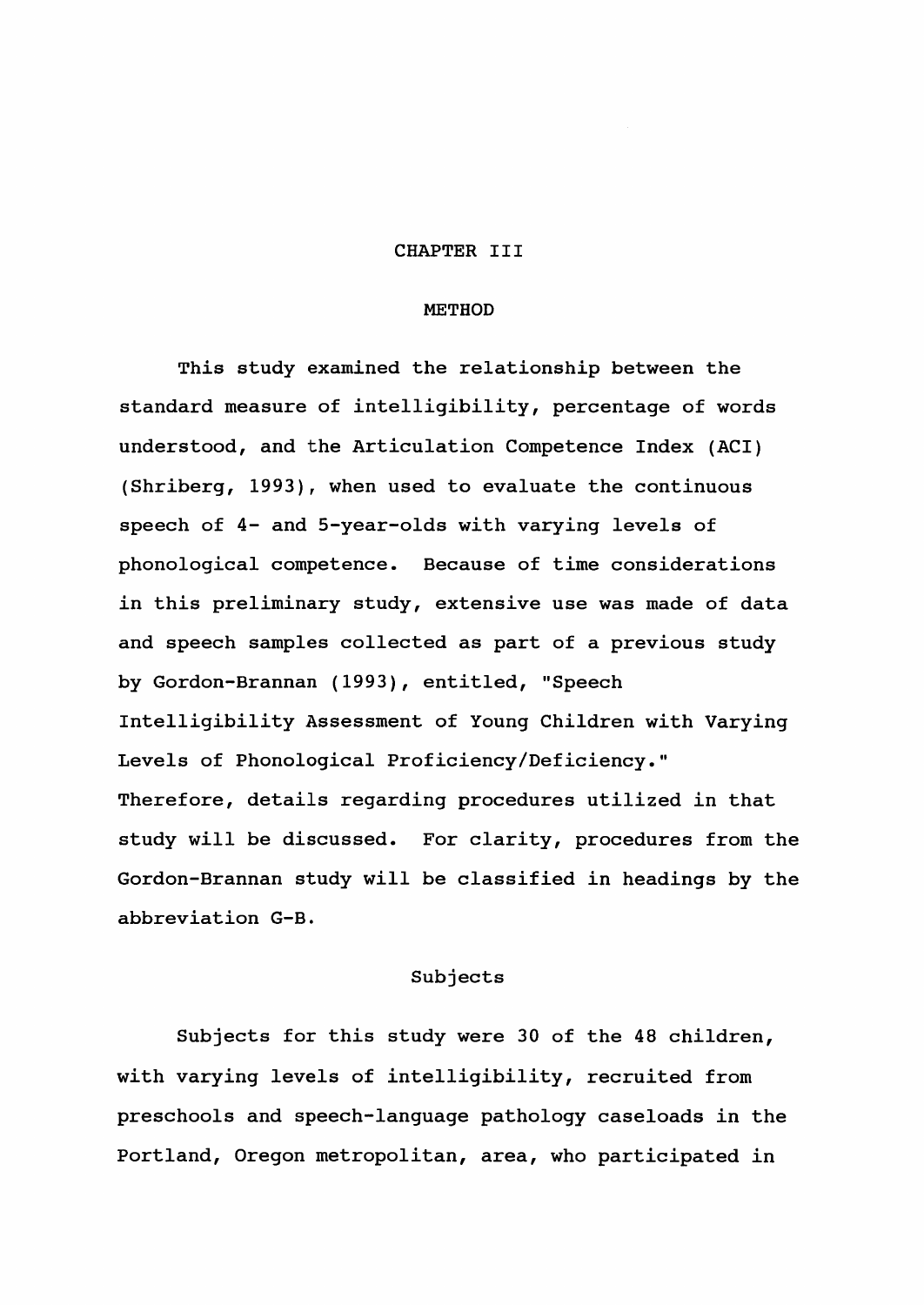# CHAPTER III

# METHOD

This study examined the relationship between the standard measure of intelligibility, percentage of words understood, and the Articulation Competence Index (ACI) (Shriberg, 1993), when used to evaluate the continuous speech of 4- and 5-year-olds with varying levels of phonological competence. Because of time considerations in this preliminary study, extensive use was made of data and speech samples collected as part of a previous study by Gordon-Brannan (1993), entitled, "Speech Intelligibility Assessment of Young Children with Varying Levels of Phonological Proficiency/Deficiency." Therefore, details regarding procedures utilized in that study will be discussed. For clarity, procedures from the Gordon-Brannan study will be classified in headings by the abbreviation G-B.

## Subjects

Subjects for this study were 30 of the 48 children, with varying levels of intelligibility, recruited from preschools and speech-language pathology caseloads in the Portland, Oregon metropolitan, area, who participated in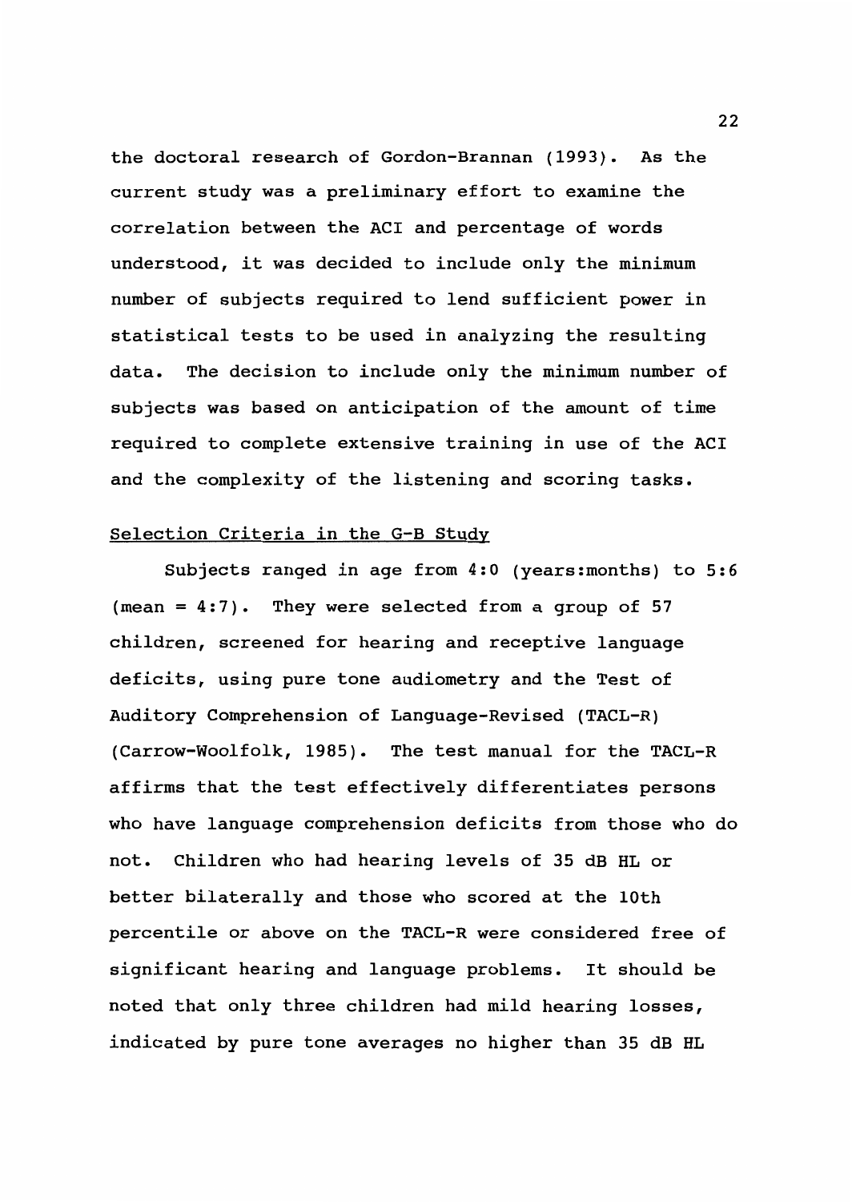the doctoral research of Gordon-Brannan (1993). As the current study was a preliminary effort to examine the correlation between the ACI and percentage of words understood, it was decided to include only the minimum number of subjects required to lend sufficient power in statistical tests to be used in analyzing the resulting data. The decision to include only the minimum number of subjects was based on anticipation of the amount of time required to complete extensive training in use of the ACI and the complexity of the listening and scoring tasks.

## Selection Criteria in the G-B Study

Subjects ranged in age from 4:0 (years:months) to 5:6 (mean = 4:7). They were selected from a group of 57 children, screened for hearing and receptive language deficits, using pure tone audiometry and the Test of Auditory Comprehension of Language-Revised (TACL-R) (Carrow-Woolfolk, 1985). The test manual for the TACL-R affirms that the test effectively differentiates persons who have language comprehension deficits from those who do not. Children who had hearing levels of 35 dB HL or better bilaterally and those who scored at the 10th percentile or above on the TACL-R were considered free of significant hearing and language problems. It should be noted that only three children had mild hearing losses, indicated by pure tone averages no higher than 35 dB HL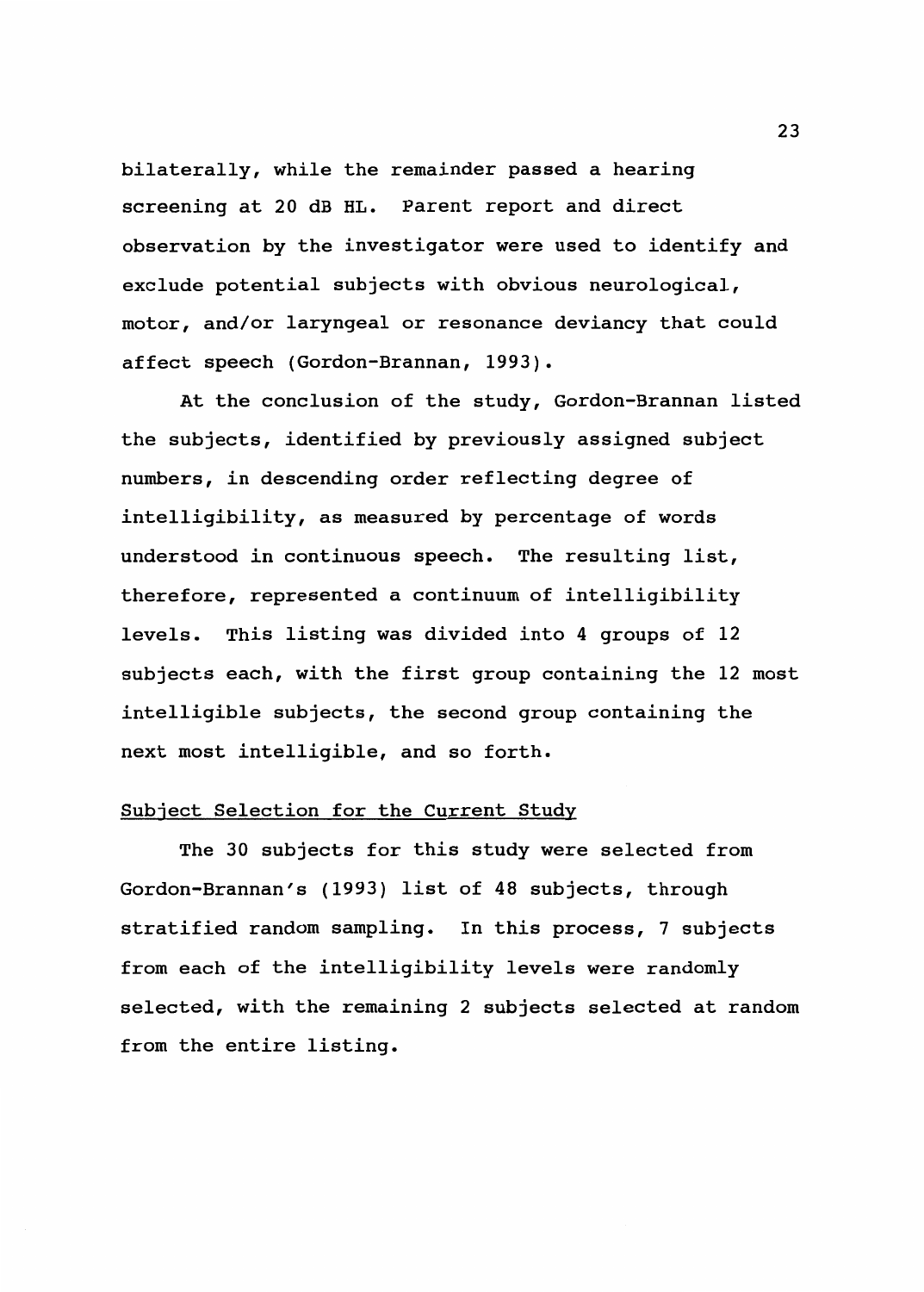bilaterally, while the remainder passed a hearing screening at 20 dB HL. Parent report and direct observation by the investigator were used to identify and exclude potential subjects with obvious neurological, motor, and/or laryngeal or resonance deviancy that could affect speech (Gordon-Brannan, 1993).

At the conclusion of the study, Gordon-Brannan listed the subjects, identified by previously assigned subject numbers, in descending order reflecting degree of intelligibility, as measured by percentage of words understood in continuous speech. The resulting list, therefore, represented a continuum of intelligibility levels. This listing was divided into 4 groups of 12 subjects each, with the first group containing the 12 most intelligible subjects, the second group containing the next most intelligible, and so forth.

## Subject Selection for the Current Study

The 30 subjects for this study were selected from Gordon-Brannan's (1993) list of 48 subjects, through stratified random sampling. In this process, 7 subjects from each of the intelligibility levels were randomly selected, with the remaining 2 subjects selected at random from the entire listing.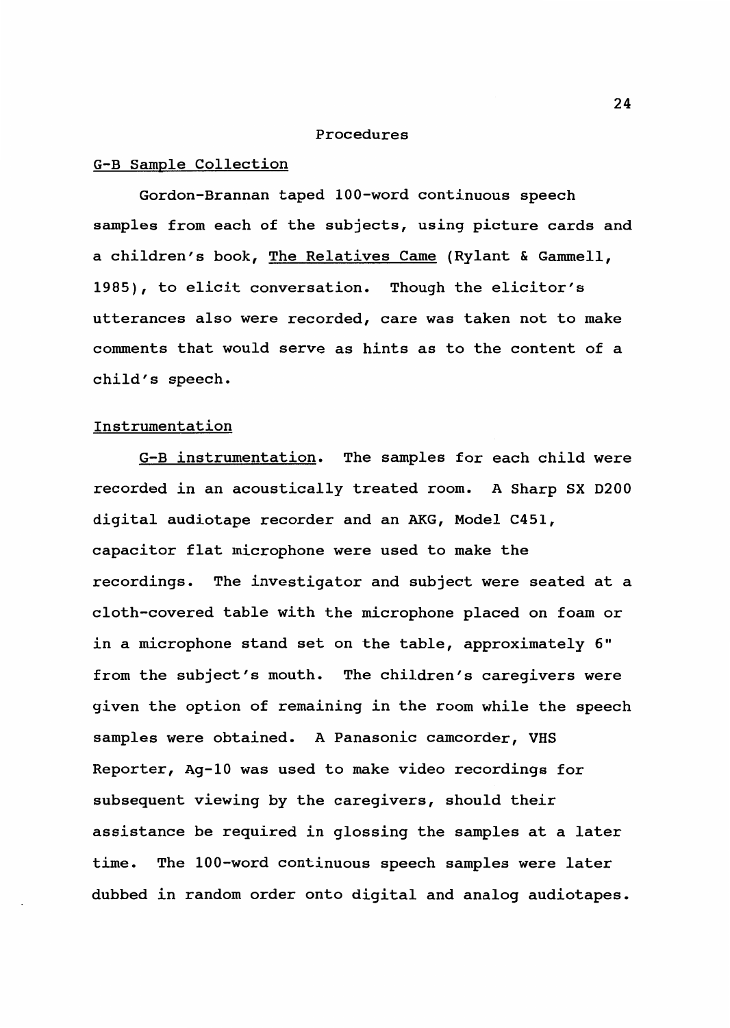## Procedures

### G-B Sample Collection

Gordon-Brannan taped 100-word continuous speech samples from each of the subjects, using picture cards and a children's book, The Relatives Came (Rylant & Gammell, 1985), to elicit conversation. Though the elicitor's utterances also were recorded, care was taken not to make comments that would serve as hints as to the content of a child's speech.

### Instrumentation

G-B instrumentation. The samples for each child were recorded in an acoustically treated room. A Sharp SX D200 digital audiotape recorder and an AKG, Model C451, capacitor flat microphone were used to make the recordings. The investigator and subject were seated at a cloth-covered table with the microphone placed on foam or in a microphone stand set on the table, approximately 6" from the subject's mouth. The children's caregivers were given the option of remaining in the room while the speech samples were obtained. A Panasonic camcorder, VHS Reporter, Ag-10 was used to make video recordings for subsequent viewing by the caregivers, should their assistance be required in glossing the samples at a later time. The 100-word continuous speech samples were later dubbed in random order onto digital and analog audiotapes.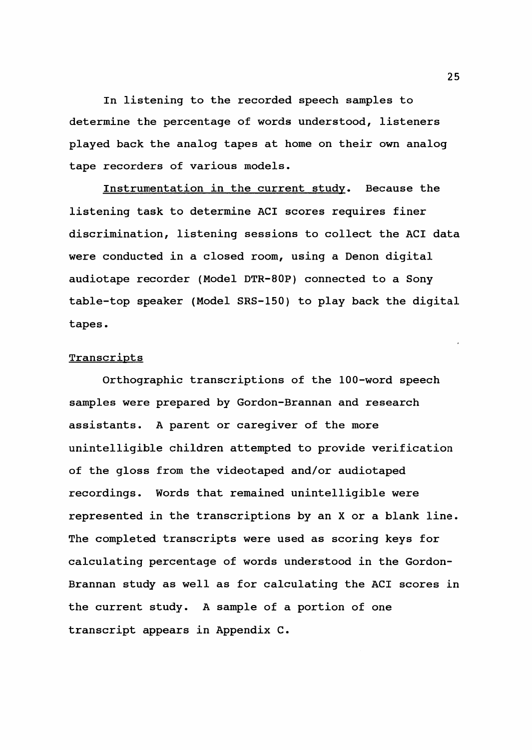In listening to the recorded speech samples to determine the percentage of words understood, listeners played back the analog tapes at home on their own analog tape recorders of various models.

Instrumentation in the current study. Because the listening task to determine ACI scores requires finer discrimination, listening sessions to collect the ACI data were conducted in a closed room, using a Denon digital audiotape recorder (Model DTR-80P) connected to a Sony table-top speaker (Model SRS-150) to play back the digital tapes.

### Transcripts

Orthographic transcriptions of the 100-word speech samples were prepared by Gordon-Brannan and research assistants. A parent or caregiver of the more unintelligible children attempted to provide verification of the gloss from the videotaped and/or audiotaped recordings. Words that remained unintelligible were represented in the transcriptions by an X or a blank line. The completed transcripts were used as scoring keys for calculating percentage of words understood in the Gordon-Brannan study as well as for calculating the ACI scores in the current study. A sample of a portion of one transcript appears in Appendix C.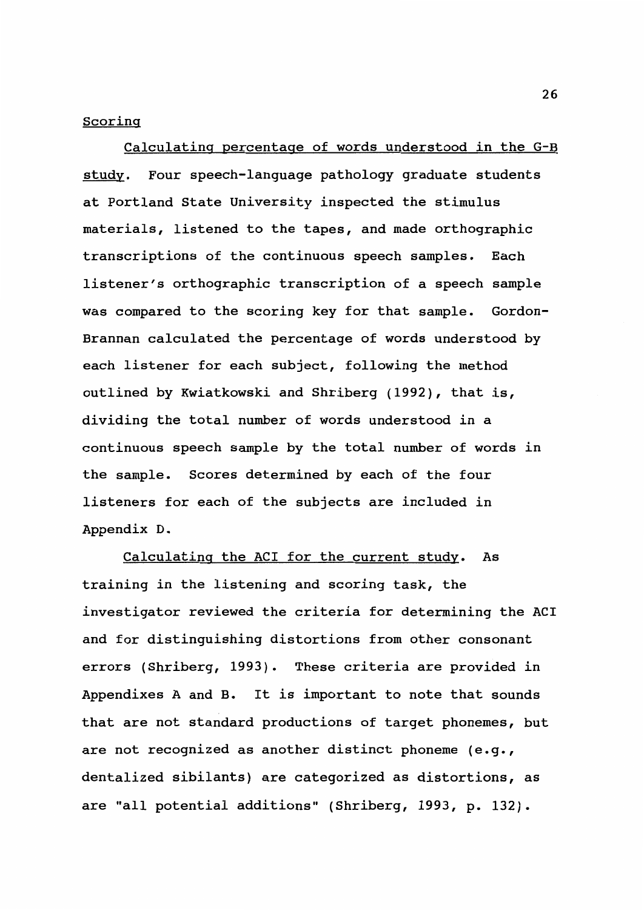## Scoring

*Calculating percentage of words understood in the G-B study.* Four speech-language pathology graduate students at Portland State University inspected the stimulus materials, listened to the tapes, and made orthographic transcriptions of the continuous speech samples. Each listener's orthographic transcription of a speech sample was compared to the scoring key for that sample. Gordon-Brannan calculated the percentage of words understood by each listener for each subject, following the method outlined by Kwiatkowski and Shriberg (1992), that is, dividing the total number of words understood in a continuous speech sample by the total number of words in the sample. Scores determined by each of the four listeners for each of the subjects are included in Appendix D.

*Calculating the ACI for the current study.* As training in the listening and scoring task, the investigator reviewed the criteria for determining the ACI and for distinguishing distortions from other consonant errors (Shriberg, 1993). These criteria are provided in Appendixes A and B. It is important to note that sounds that are not standard productions of target phonemes, but are not recognized as another distinct phoneme (e.g., dentalized sibilants) are categorized as distortions, as are "all potential additions" (Shriberg, 1993, p. 132).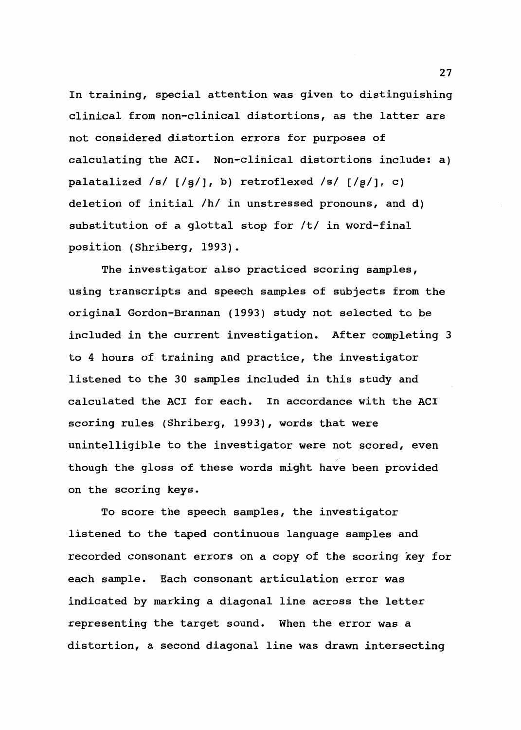In training, special attention was given to distinguishing clinical from non-clinical distortions, as the latter are not considered distortion errors for purposes of calculating the ACI. Non-clinical distortions include: a) palatalized /s/ [/s̺/], b) retroflexed /s/ [/s̢/], c) deletion of initial /h/ in unstressed pronouns, and d) substitution of a glottal stop for /t/ in word-final position (Shriberg, 1993).

The investigator also practiced scoring samples, using transcripts and speech samples of subjects from the original Gordon-Brannan (1993) study not selected to be included in the current investigation. After completing 3 to 4 hours of training and practice, the investigator listened to the 30 samples included in this study and calculated the ACI for each. In accordance with the ACI scoring rules (Shriberg, 1993), words that were unintelligible to the investigator were not scored, even though the gloss of these words might have been provided on the scoring keys.

To score the speech samples, the investigator listened to the taped continuous language samples and recorded consonant errors on a copy of the scoring key for each sample. Each consonant articulation error was indicated by marking a diagonal line across the letter representing the target sound. When the error was a distortion, a second diagonal line was drawn intersecting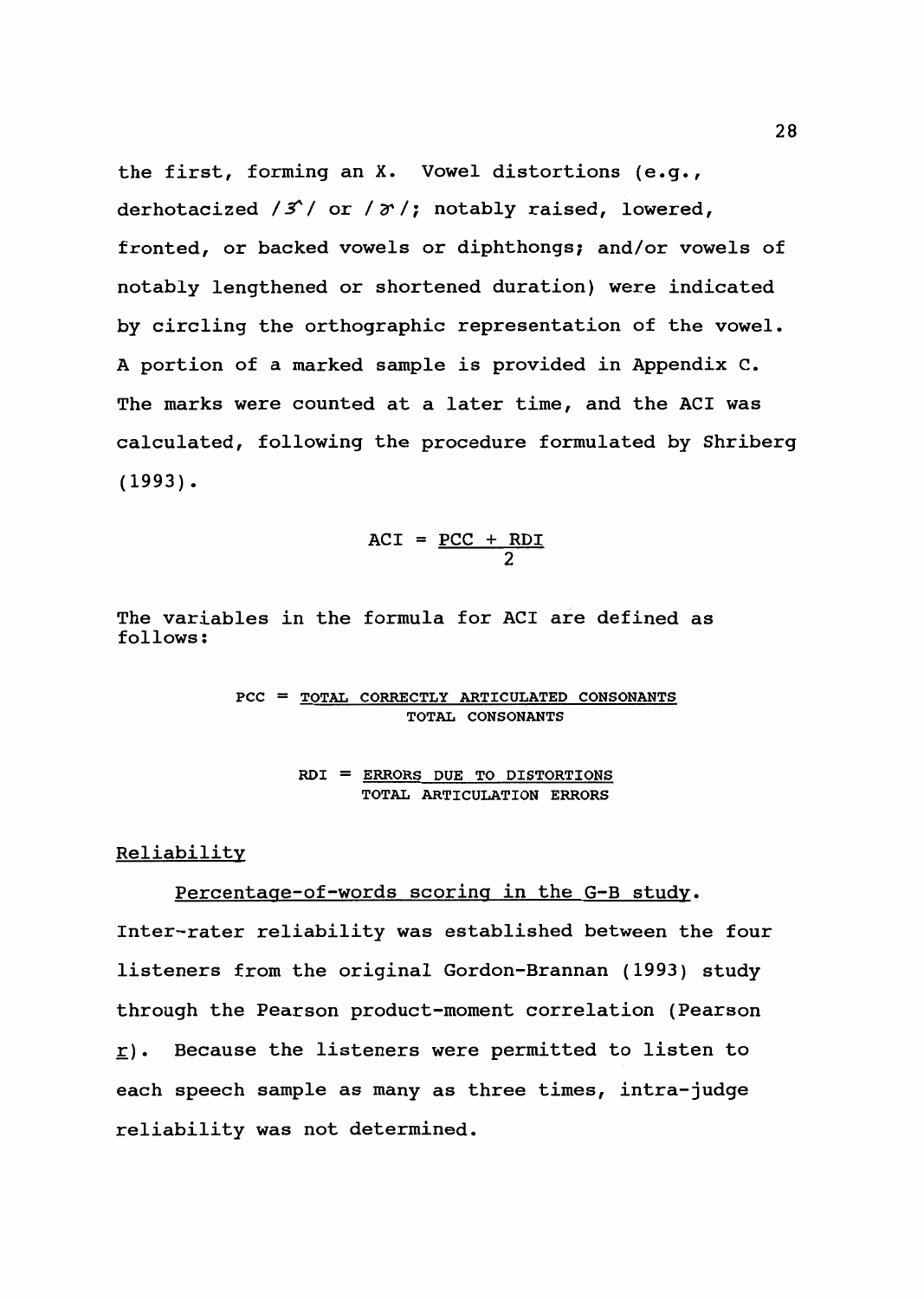the first, forming an X. Vowel distortions (e.g., derhotacized /ɝ/ or /ɚ/; notably raised, lowered, fronted, or backed vowels or diphthongs; and/or vowels of notably lengthened or shortened duration) were indicated by circling the orthographic representation of the vowel. A portion of a marked sample is provided in Appendix C. The marks were counted at a later time, and the ACI was calculated, following the procedure formulated by Shriberg (1993).

$$ACI = \frac{PCC + RDI}{2}$$

The variables in the formula for ACI are defined as follows:

$$PCC = \frac{\text{TOTAL CORRECTLY ARTICULATED CONSONANTS}}{\text{TOTAL CONSONANTS}}$$

$$RDI = \frac{\text{ERRORS DUE TO DISTORTIONS}}{\text{TOTAL ARTICULATION ERRORS}}$$

## Reliability

### Percentage-of-words scoring in the G-B study.

Inter-rater reliability was established between the four listeners from the original Gordon-Brannan (1993) study through the Pearson product-moment correlation (Pearson $r$). Because the listeners were permitted to listen to each speech sample as many as three times, intra-judge reliability was not determined.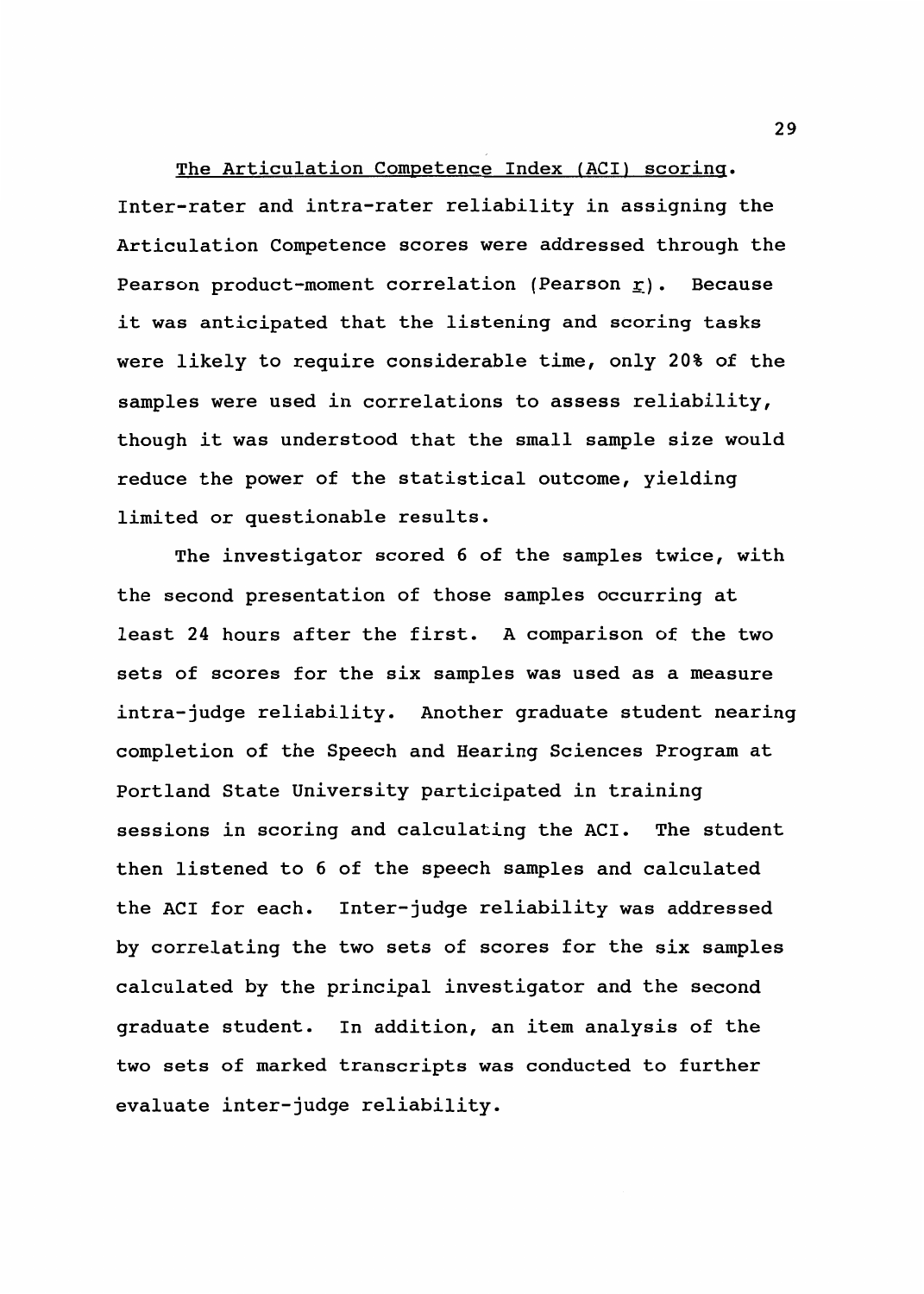The Articulation Competence Index (ACI) scoring. Inter-rater and intra-rater reliability in assigning the Articulation Competence scores were addressed through the Pearson product-moment correlation (Pearson *r*). Because it was anticipated that the listening and scoring tasks were likely to require considerable time, only 20% of the samples were used in correlations to assess reliability, though it was understood that the small sample size would reduce the power of the statistical outcome, yielding limited or questionable results.

The investigator scored 6 of the samples twice, with the second presentation of those samples occurring at least 24 hours after the first. A comparison of the two sets of scores for the six samples was used as a measure intra-judge reliability. Another graduate student nearing completion of the Speech and Hearing Sciences Program at Portland State University participated in training sessions in scoring and calculating the ACI. The student then listened to 6 of the speech samples and calculated the ACI for each. Inter-judge reliability was addressed by correlating the two sets of scores for the six samples calculated by the principal investigator and the second graduate student. In addition, an item analysis of the two sets of marked transcripts was conducted to further evaluate inter-judge reliability.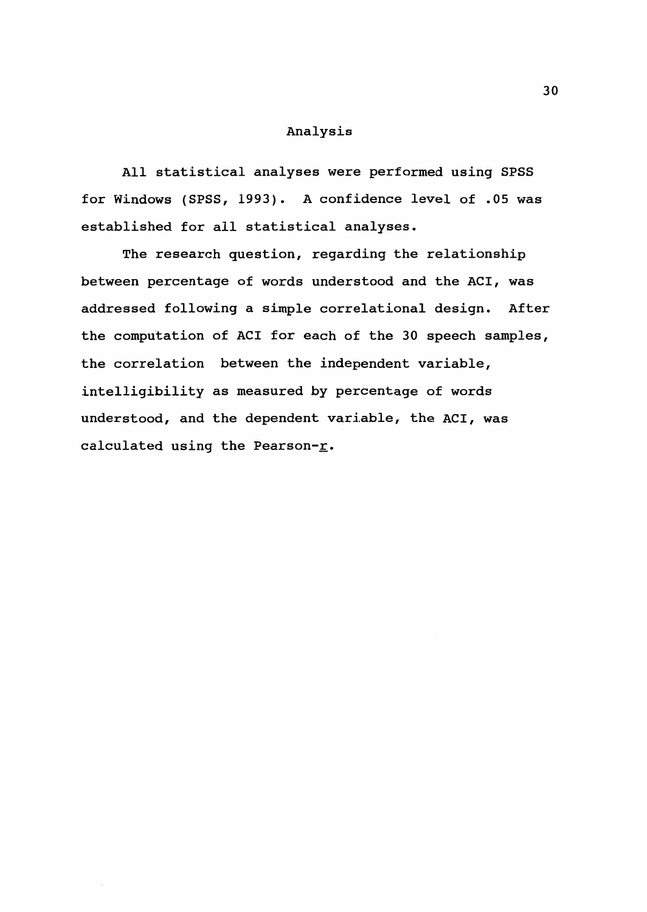## Analysis

All statistical analyses were performed using SPSS for Windows (SPSS, 1993). A confidence level of .05 was established for all statistical analyses.

The research question, regarding the relationship between percentage of words understood and the ACI, was addressed following a simple correlational design. After the computation of ACI for each of the 30 speech samples, the correlation between the independent variable, intelligibility as measured by percentage of words understood, and the dependent variable, the ACI, was calculated using the Pearson-*r*.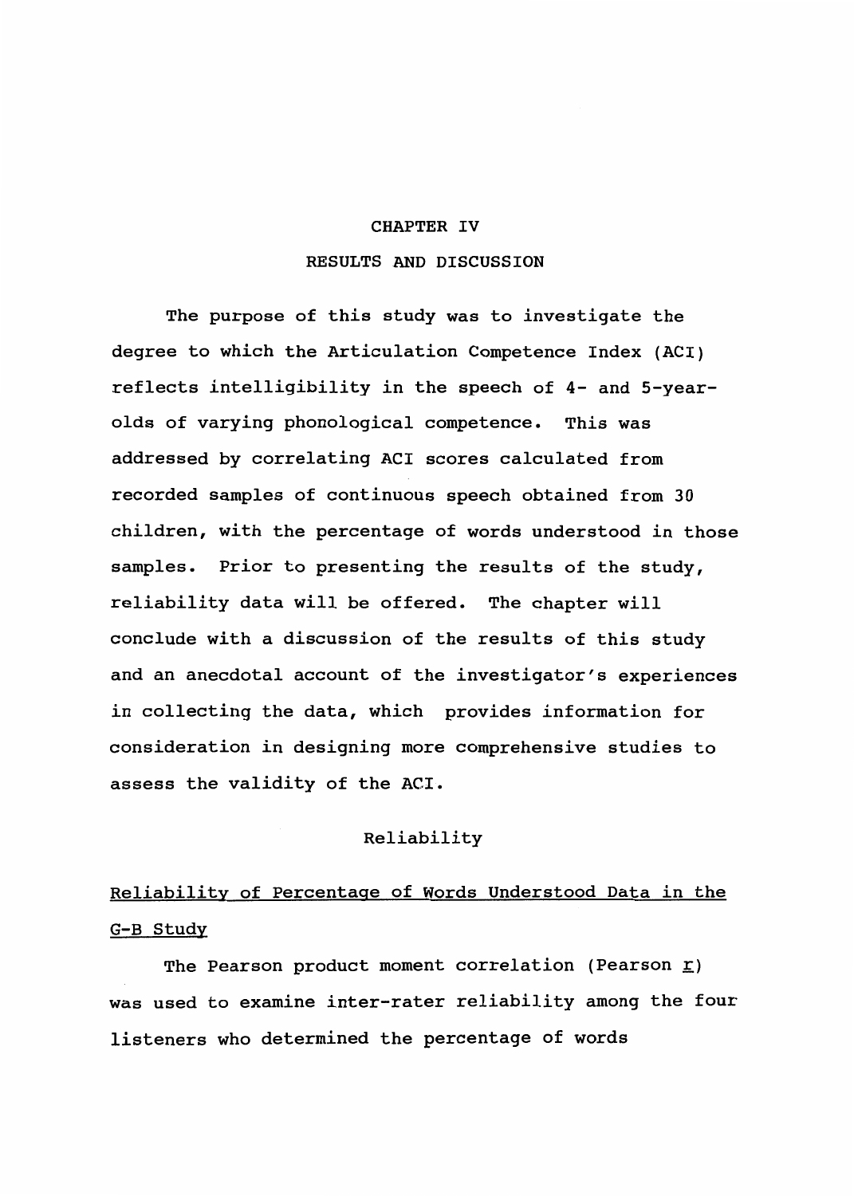# CHAPTER IV

# RESULTS AND DISCUSSION

The purpose of this study was to investigate the degree to which the Articulation Competence Index (ACI) reflects intelligibility in the speech of 4- and 5-year-olds of varying phonological competence. This was addressed by correlating ACI scores calculated from recorded samples of continuous speech obtained from 30 children, with the percentage of words understood in those samples. Prior to presenting the results of the study, reliability data will be offered. The chapter will conclude with a discussion of the results of this study and an anecdotal account of the investigator's experiences in collecting the data, which provides information for consideration in designing more comprehensive studies to assess the validity of the ACI.

## Reliability

### Reliability of Percentage of Words Understood Data in the G-B Study

The Pearson product moment correlation (Pearson *r*) was used to examine inter-rater reliability among the four listeners who determined the percentage of words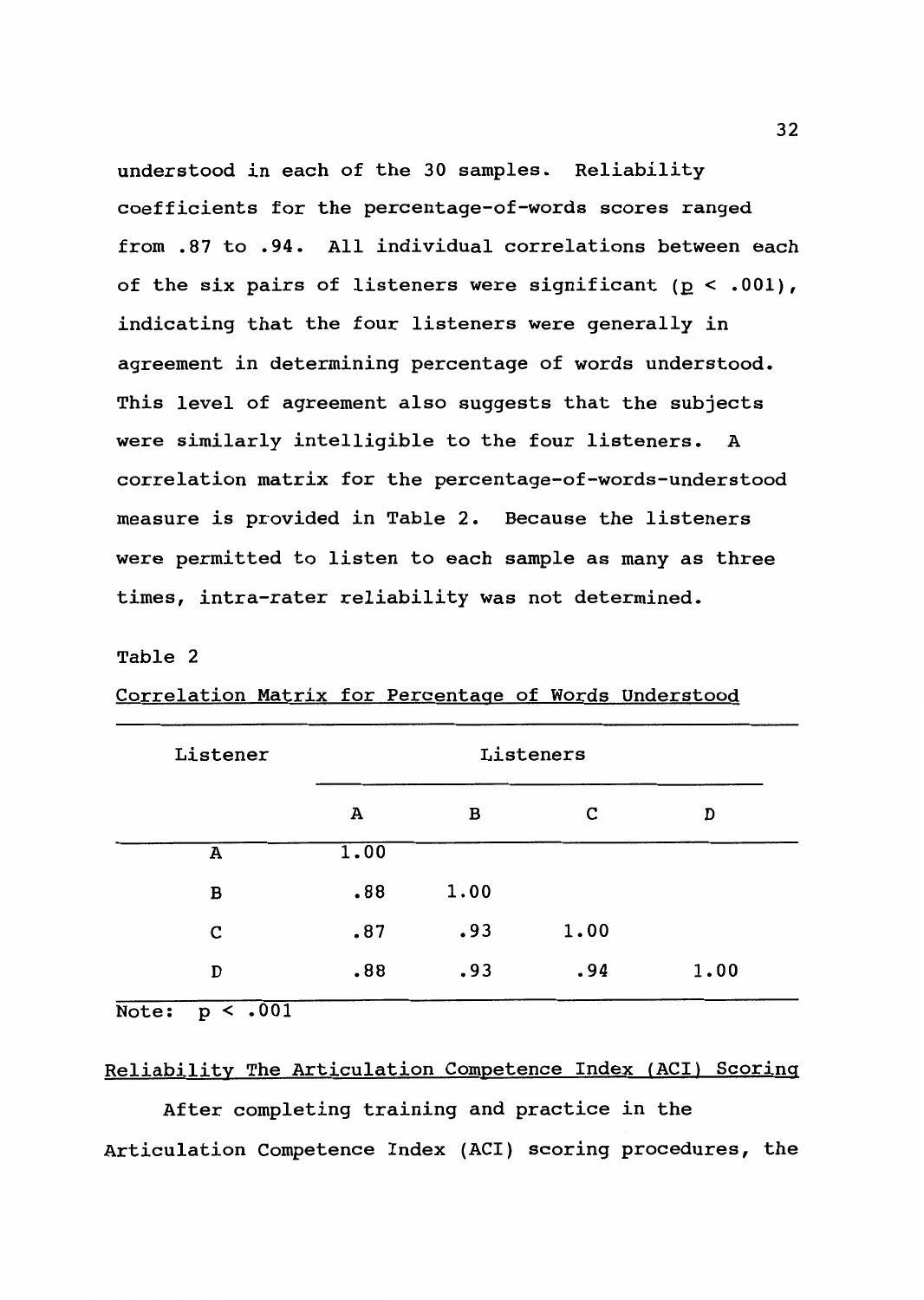understood in each of the 30 samples. Reliability coefficients for the percentage-of-words scores ranged from .87 to .94. All individual correlations between each of the six pairs of listeners were significant ($p < .001$), indicating that the four listeners were generally in agreement in determining percentage of words understood. This level of agreement also suggests that the subjects were similarly intelligible to the four listeners. A correlation matrix for the percentage-of-words-understood measure is provided in Table 2. Because the listeners were permitted to listen to each sample as many as three times, intra-rater reliability was not determined.

Table 2

Correlation Matrix for Percentage of Words Understood

| Listener | Listeners | | | |
|---|---|---|---|---|
| | A | B | C | D |
| A | 1.00 | | | |
| B | .88 | 1.00 | | |
| C | .87 | .93 | 1.00 | |
| D | .88 | .93 | .94 | 1.00 |

Note: $p < .001$

Reliability The Articulation Competence Index (ACI) Scoring

After completing training and practice in the Articulation Competence Index (ACI) scoring procedures, the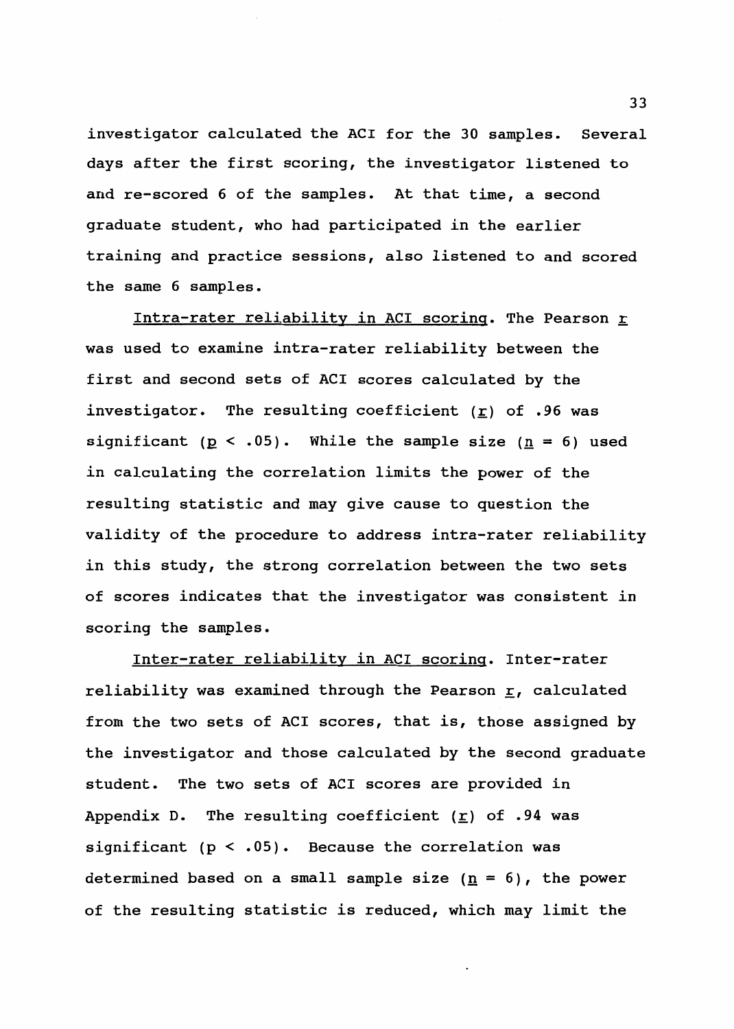investigator calculated the ACI for the 30 samples. Several days after the first scoring, the investigator listened to and re-scored 6 of the samples. At that time, a second graduate student, who had participated in the earlier training and practice sessions, also listened to and scored the same 6 samples.

Intra-rater reliability in ACI scoring. The Pearson $r$ was used to examine intra-rater reliability between the first and second sets of ACI scores calculated by the investigator. The resulting coefficient ($r$) of .96 was significant ($p < .05$). While the sample size ($n = 6$) used in calculating the correlation limits the power of the resulting statistic and may give cause to question the validity of the procedure to address intra-rater reliability in this study, the strong correlation between the two sets of scores indicates that the investigator was consistent in scoring the samples.

Inter-rater reliability in ACI scoring. Inter-rater reliability was examined through the Pearson $r$, calculated from the two sets of ACI scores, that is, those assigned by the investigator and those calculated by the second graduate student. The two sets of ACI scores are provided in Appendix D. The resulting coefficient ($r$) of .94 was significant ($p < .05$). Because the correlation was determined based on a small sample size ($n = 6$), the power of the resulting statistic is reduced, which may limit the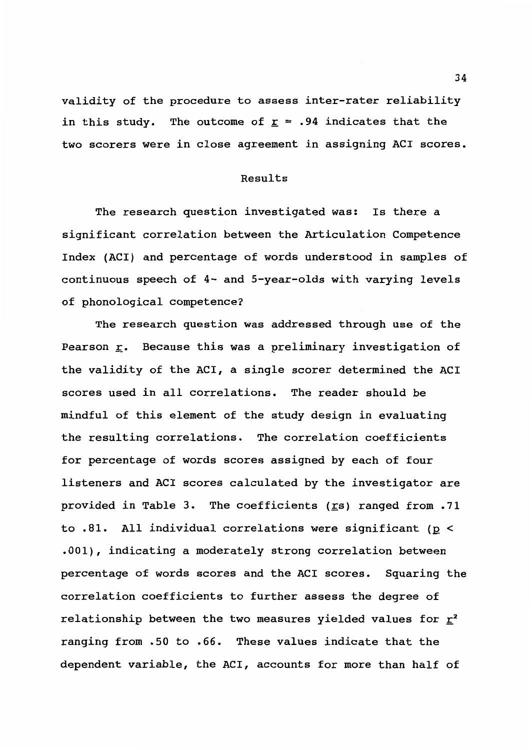validity of the procedure to assess inter-rater reliability in this study. The outcome of $r = .94$ indicates that the two scorers were in close agreement in assigning ACI scores.

## Results

The research question investigated was: Is there a significant correlation between the Articulation Competence Index (ACI) and percentage of words understood in samples of continuous speech of 4- and 5-year-olds with varying levels of phonological competence?

The research question was addressed through use of the Pearson $r$. Because this was a preliminary investigation of the validity of the ACI, a single scorer determined the ACI scores used in all correlations. The reader should be mindful of this element of the study design in evaluating the resulting correlations. The correlation coefficients for percentage of words scores assigned by each of four listeners and ACI scores calculated by the investigator are provided in Table 3. The coefficients ($r$s) ranged from .71 to .81. All individual correlations were significant ($p < .001$), indicating a moderately strong correlation between percentage of words scores and the ACI scores. Squaring the correlation coefficients to further assess the degree of relationship between the two measures yielded values for $r^2$ ranging from .50 to .66. These values indicate that the dependent variable, the ACI, accounts for more than half of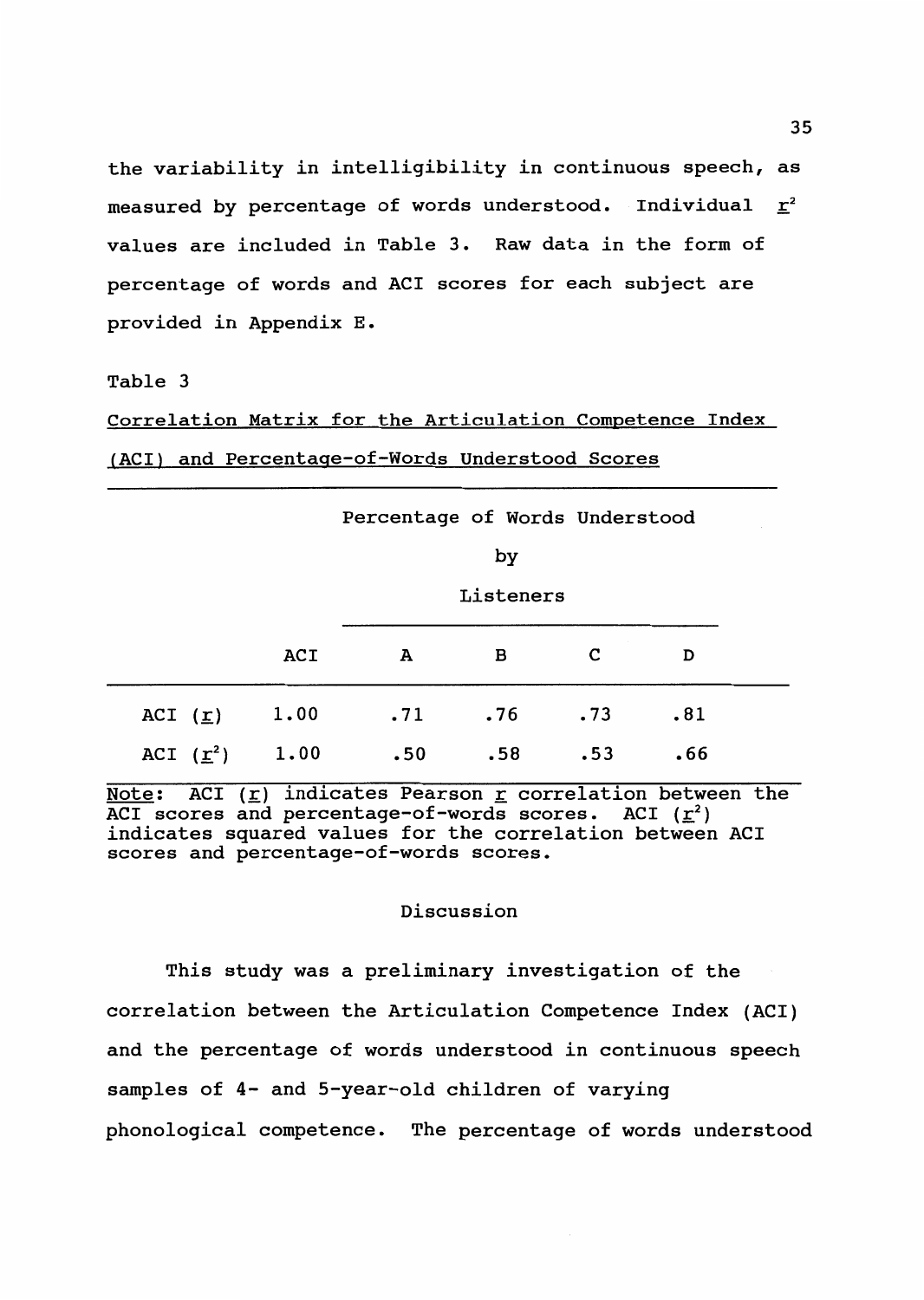the variability in intelligibility in continuous speech, as measured by percentage of words understood. Individual $\underline{r}^2$ values are included in Table 3. Raw data in the form of percentage of words and ACI scores for each subject are provided in Appendix E.

Table 3

Correlation Matrix for the Articulation Competence Index (ACI) and Percentage-of-Words Understood Scores

| | | Percentage of Words Understood by Listeners | | | |
|---|---|---|---|---|---|
| | ACI | A | B | C | D |
| ACI ($\underline{r}$) | 1.00 | .71 | .76 | .73 | .81 |
| ACI ($\underline{r}^2$) | 1.00 | .50 | .58 | .53 | .66 |

Note: ACI ($\underline{r}$) indicates Pearson $\underline{r}$ correlation between the ACI scores and percentage-of-words scores. ACI ($\underline{r}^2$) indicates squared values for the correlation between ACI scores and percentage-of-words scores.

## Discussion

This study was a preliminary investigation of the correlation between the Articulation Competence Index (ACI) and the percentage of words understood in continuous speech samples of 4- and 5-year-old children of varying phonological competence. The percentage of words understood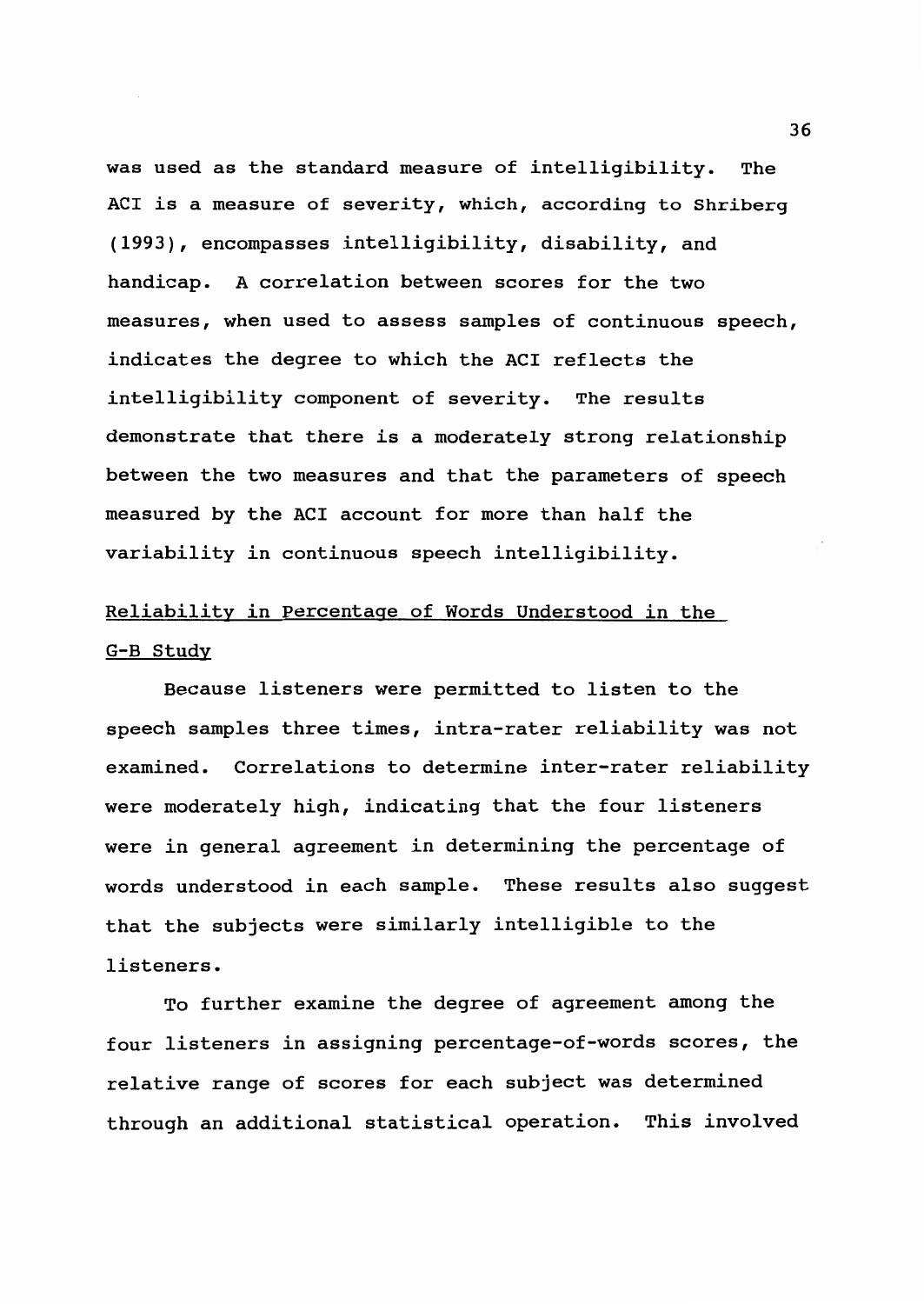was used as the standard measure of intelligibility. The ACI is a measure of severity, which, according to Shriberg (1993), encompasses intelligibility, disability, and handicap. A correlation between scores for the two measures, when used to assess samples of continuous speech, indicates the degree to which the ACI reflects the intelligibility component of severity. The results demonstrate that there is a moderately strong relationship between the two measures and that the parameters of speech measured by the ACI account for more than half the variability in continuous speech intelligibility.

## Reliability in Percentage of Words Understood in the G-B Study

Because listeners were permitted to listen to the speech samples three times, intra-rater reliability was not examined. Correlations to determine inter-rater reliability were moderately high, indicating that the four listeners were in general agreement in determining the percentage of words understood in each sample. These results also suggest that the subjects were similarly intelligible to the listeners.

To further examine the degree of agreement among the four listeners in assigning percentage-of-words scores, the relative range of scores for each subject was determined through an additional statistical operation. This involved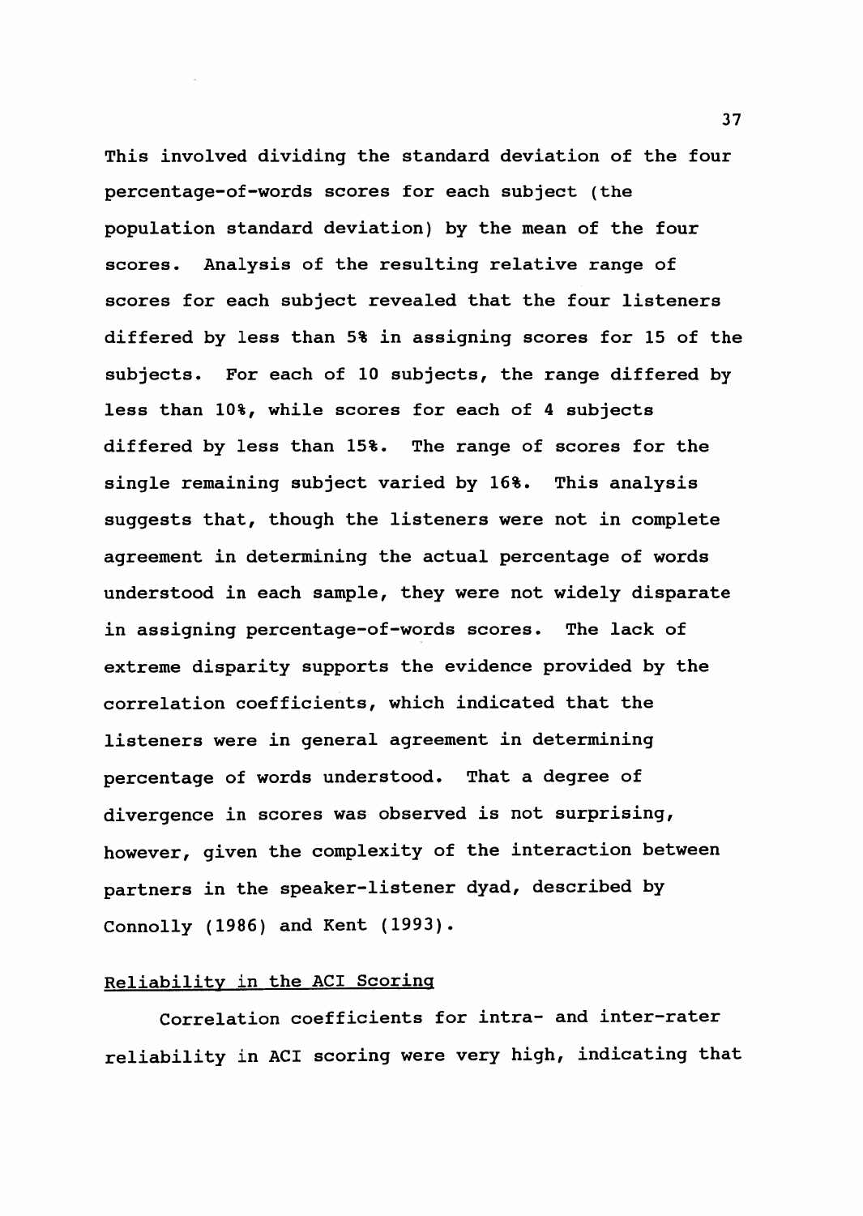This involved dividing the standard deviation of the four percentage-of-words scores for each subject (the population standard deviation) by the mean of the four scores. Analysis of the resulting relative range of scores for each subject revealed that the four listeners differed by less than 5% in assigning scores for 15 of the subjects. For each of 10 subjects, the range differed by less than 10%, while scores for each of 4 subjects differed by less than 15%. The range of scores for the single remaining subject varied by 16%. This analysis suggests that, though the listeners were not in complete agreement in determining the actual percentage of words understood in each sample, they were not widely disparate in assigning percentage-of-words scores. The lack of extreme disparity supports the evidence provided by the correlation coefficients, which indicated that the listeners were in general agreement in determining percentage of words understood. That a degree of divergence in scores was observed is not surprising, however, given the complexity of the interaction between partners in the speaker-listener dyad, described by Connolly (1986) and Kent (1993).

## Reliability in the ACI Scoring

Correlation coefficients for intra- and inter-rater reliability in ACI scoring were very high, indicating that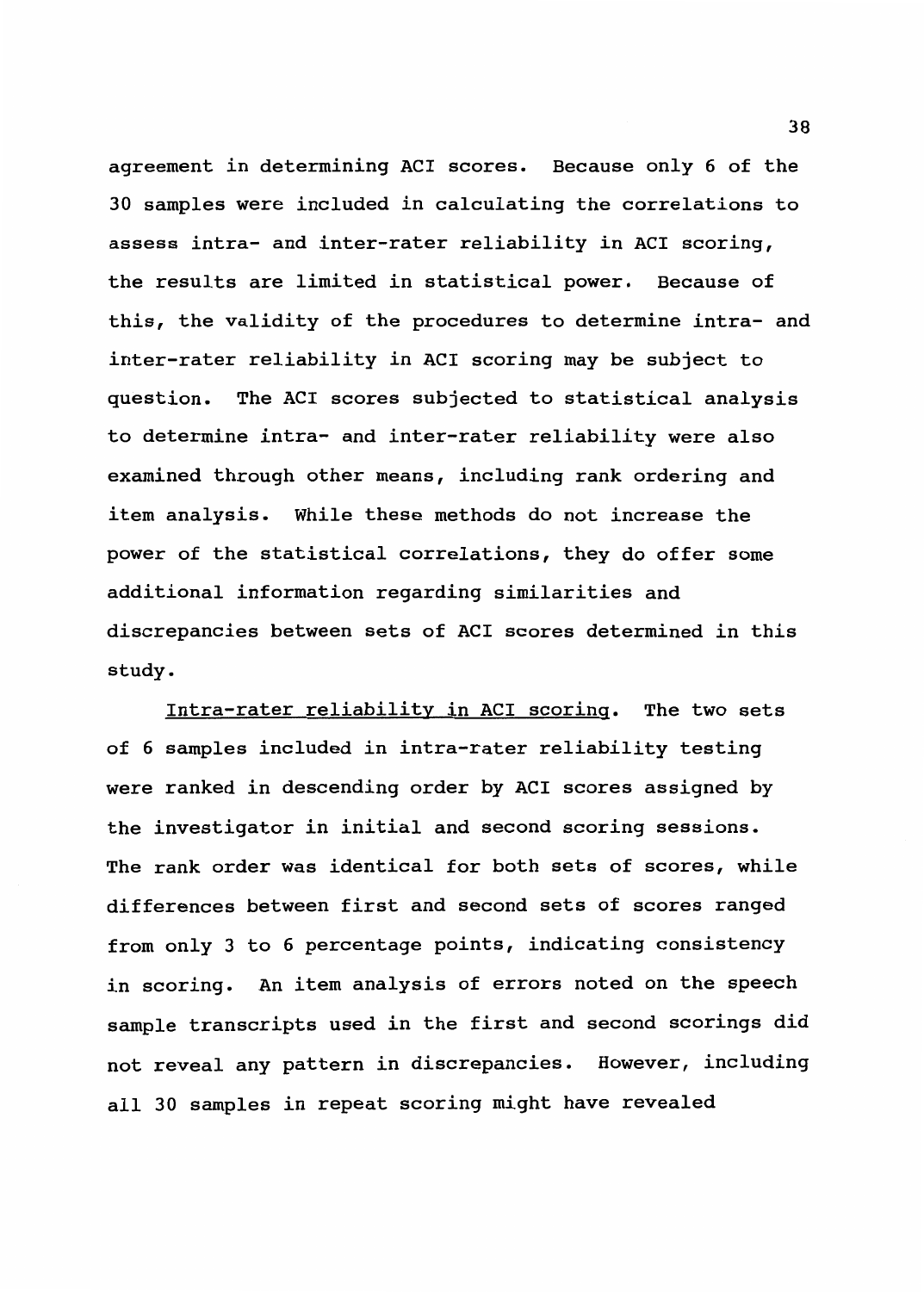agreement in determining ACI scores. Because only 6 of the 30 samples were included in calculating the correlations to assess intra- and inter-rater reliability in ACI scoring, the results are limited in statistical power. Because of this, the validity of the procedures to determine intra- and inter-rater reliability in ACI scoring may be subject to question. The ACI scores subjected to statistical analysis to determine intra- and inter-rater reliability were also examined through other means, including rank ordering and item analysis. While these methods do not increase the power of the statistical correlations, they do offer some additional information regarding similarities and discrepancies between sets of ACI scores determined in this study.

<u>Intra-rater reliability in ACI scoring</u>. The two sets of 6 samples included in intra-rater reliability testing were ranked in descending order by ACI scores assigned by the investigator in initial and second scoring sessions. The rank order was identical for both sets of scores, while differences between first and second sets of scores ranged from only 3 to 6 percentage points, indicating consistency in scoring. An item analysis of errors noted on the speech sample transcripts used in the first and second scorings did not reveal any pattern in discrepancies. However, including all 30 samples in repeat scoring might have revealed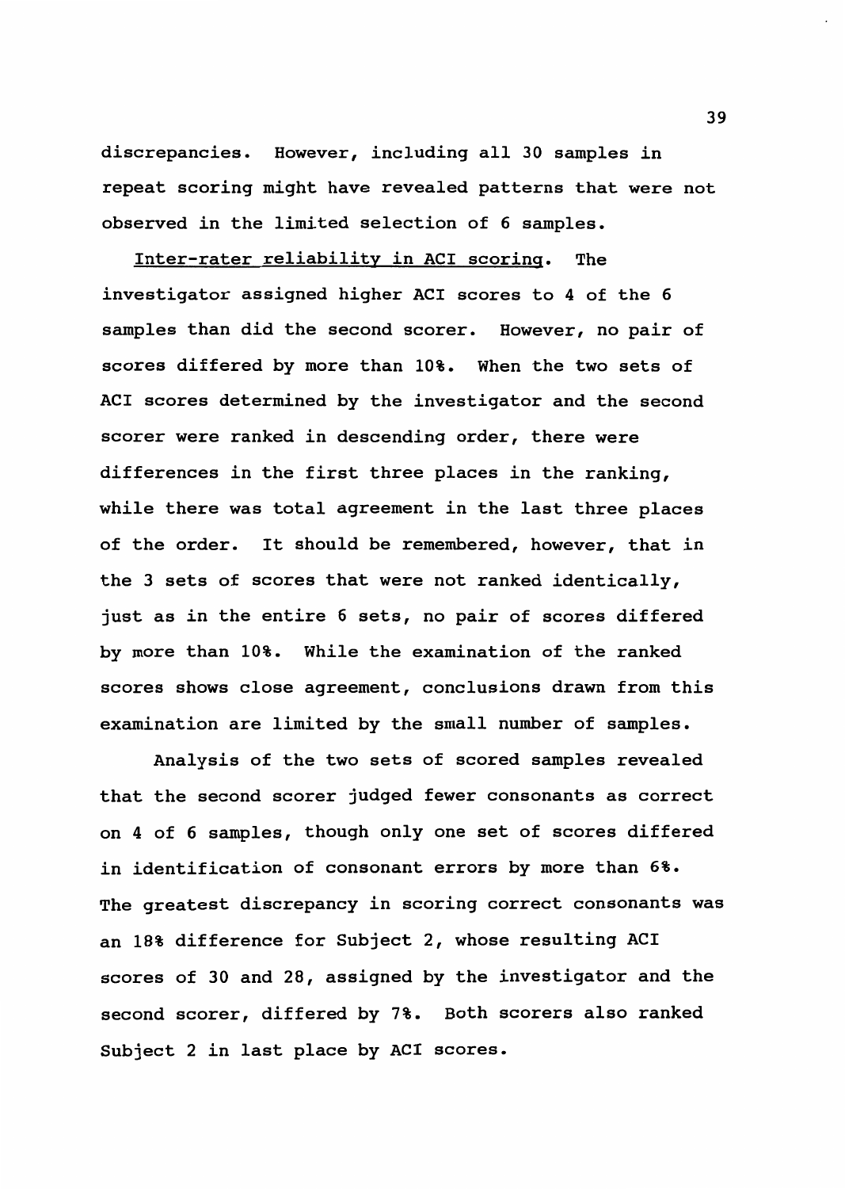discrepancies. However, including all 30 samples in repeat scoring might have revealed patterns that were not observed in the limited selection of 6 samples.

Inter-rater reliability in ACI scoring. The investigator assigned higher ACI scores to 4 of the 6 samples than did the second scorer. However, no pair of scores differed by more than 10%. When the two sets of ACI scores determined by the investigator and the second scorer were ranked in descending order, there were differences in the first three places in the ranking, while there was total agreement in the last three places of the order. It should be remembered, however, that in the 3 sets of scores that were not ranked identically, just as in the entire 6 sets, no pair of scores differed by more than 10%. While the examination of the ranked scores shows close agreement, conclusions drawn from this examination are limited by the small number of samples.

Analysis of the two sets of scored samples revealed that the second scorer judged fewer consonants as correct on 4 of 6 samples, though only one set of scores differed in identification of consonant errors by more than 6%. The greatest discrepancy in scoring correct consonants was an 18% difference for Subject 2, whose resulting ACI scores of 30 and 28, assigned by the investigator and the second scorer, differed by 7%. Both scorers also ranked Subject 2 in last place by ACI scores.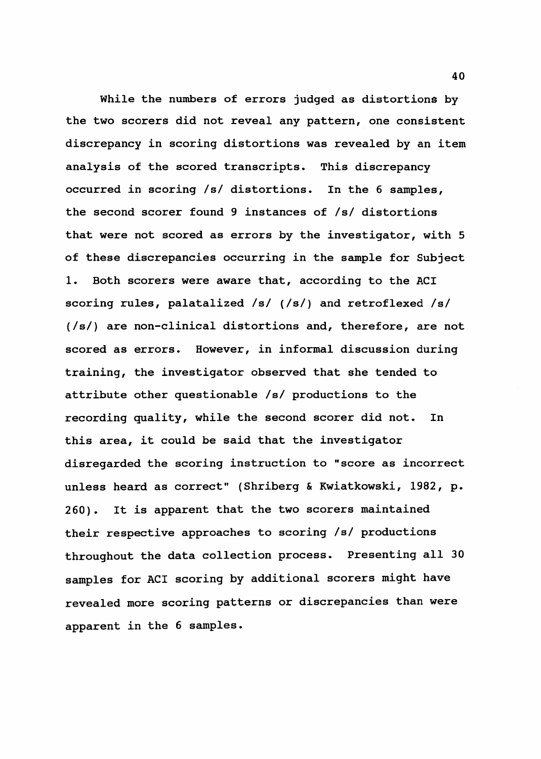While the numbers of errors judged as distortions by the two scorers did not reveal any pattern, one consistent discrepancy in scoring distortions was revealed by an item analysis of the scored transcripts. This discrepancy occurred in scoring /s/ distortions. In the 6 samples, the second scorer found 9 instances of /s/ distortions that were not scored as errors by the investigator, with 5 of these discrepancies occurring in the sample for Subject 1. Both scorers were aware that, according to the ACI scoring rules, palatalized /s/ (/s/) and retroflexed /s/ (/s/) are non-clinical distortions and, therefore, are not scored as errors. However, in informal discussion during training, the investigator observed that she tended to attribute other questionable /s/ productions to the recording quality, while the second scorer did not. In this area, it could be said that the investigator disregarded the scoring instruction to "score as incorrect unless heard as correct" (Shriberg & Kwiatkowski, 1982, p. 260). It is apparent that the two scorers maintained their respective approaches to scoring /s/ productions throughout the data collection process. Presenting all 30 samples for ACI scoring by additional scorers might have revealed more scoring patterns or discrepancies than were apparent in the 6 samples.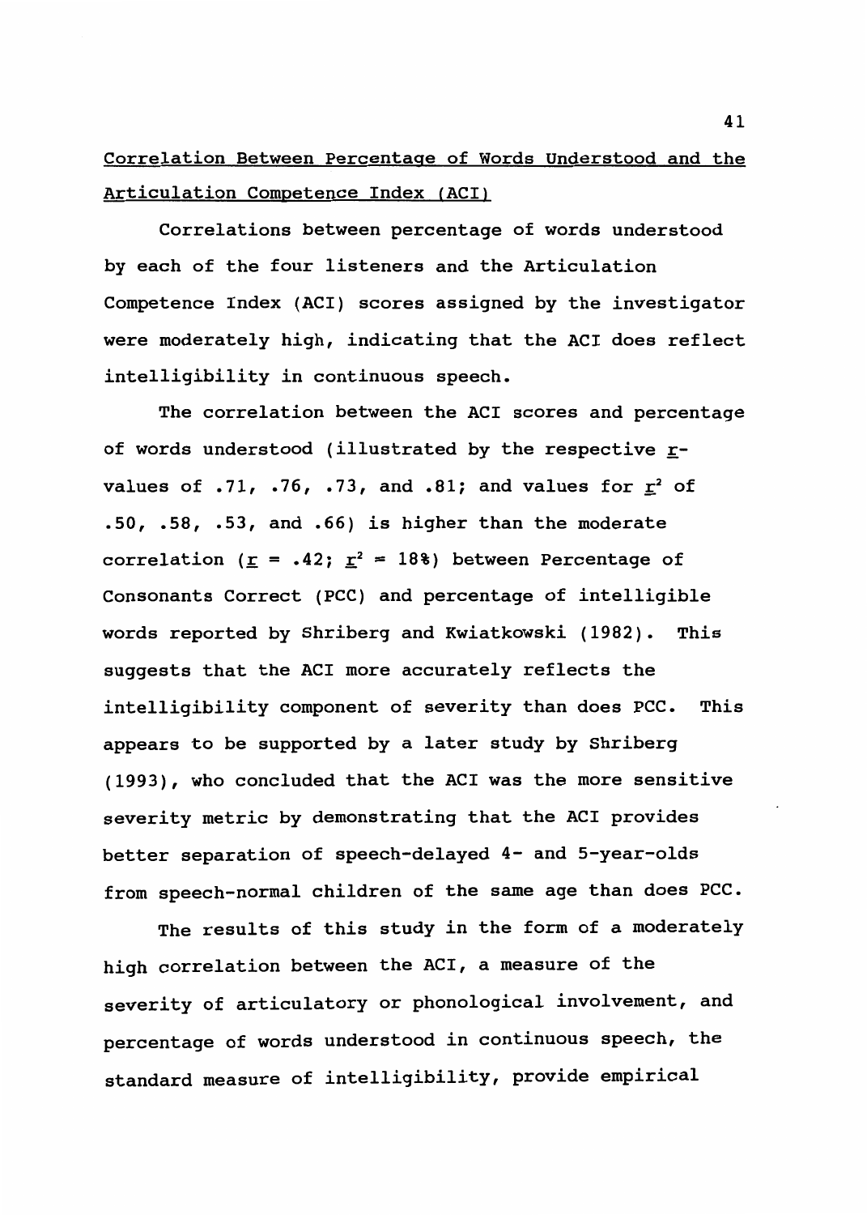## Correlation Between Percentage of Words Understood and the Articulation Competence Index (ACI)

Correlations between percentage of words understood by each of the four listeners and the Articulation Competence Index (ACI) scores assigned by the investigator were moderately high, indicating that the ACI does reflect intelligibility in continuous speech.

The correlation between the ACI scores and percentage of words understood (illustrated by the respective $r$-values of .71, .76, .73, and .81; and values for $r^2$ of .50, .58, .53, and .66) is higher than the moderate correlation ($r$ = .42; $r^2$ = 18%) between Percentage of Consonants Correct (PCC) and percentage of intelligible words reported by Shriberg and Kwiatkowski (1982). This suggests that the ACI more accurately reflects the intelligibility component of severity than does PCC. This appears to be supported by a later study by Shriberg (1993), who concluded that the ACI was the more sensitive severity metric by demonstrating that the ACI provides better separation of speech-delayed 4- and 5-year-olds from speech-normal children of the same age than does PCC.

The results of this study in the form of a moderately high correlation between the ACI, a measure of the severity of articulatory or phonological involvement, and percentage of words understood in continuous speech, the standard measure of intelligibility, provide empirical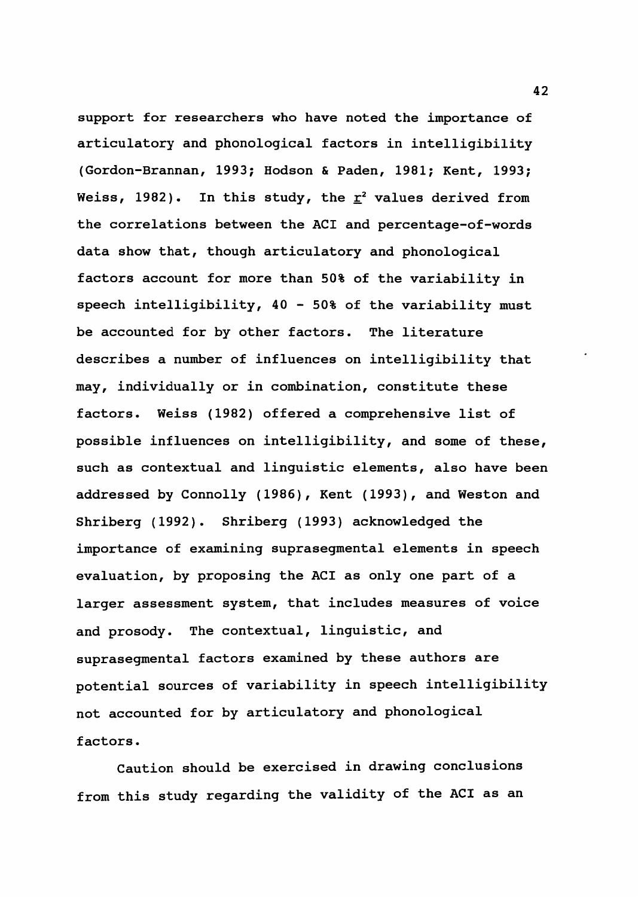support for researchers who have noted the importance of articulatory and phonological factors in intelligibility (Gordon-Brannan, 1993; Hodson & Paden, 1981; Kent, 1993; Weiss, 1982). In this study, the $\underline{r}^2$ values derived from the correlations between the ACI and percentage-of-words data show that, though articulatory and phonological factors account for more than 50% of the variability in speech intelligibility, 40 - 50% of the variability must be accounted for by other factors. The literature describes a number of influences on intelligibility that may, individually or in combination, constitute these factors. Weiss (1982) offered a comprehensive list of possible influences on intelligibility, and some of these, such as contextual and linguistic elements, also have been addressed by Connolly (1986), Kent (1993), and Weston and Shriberg (1992). Shriberg (1993) acknowledged the importance of examining suprasegmental elements in speech evaluation, by proposing the ACI as only one part of a larger assessment system, that includes measures of voice and prosody. The contextual, linguistic, and suprasegmental factors examined by these authors are potential sources of variability in speech intelligibility not accounted for by articulatory and phonological factors.

Caution should be exercised in drawing conclusions from this study regarding the validity of the ACI as an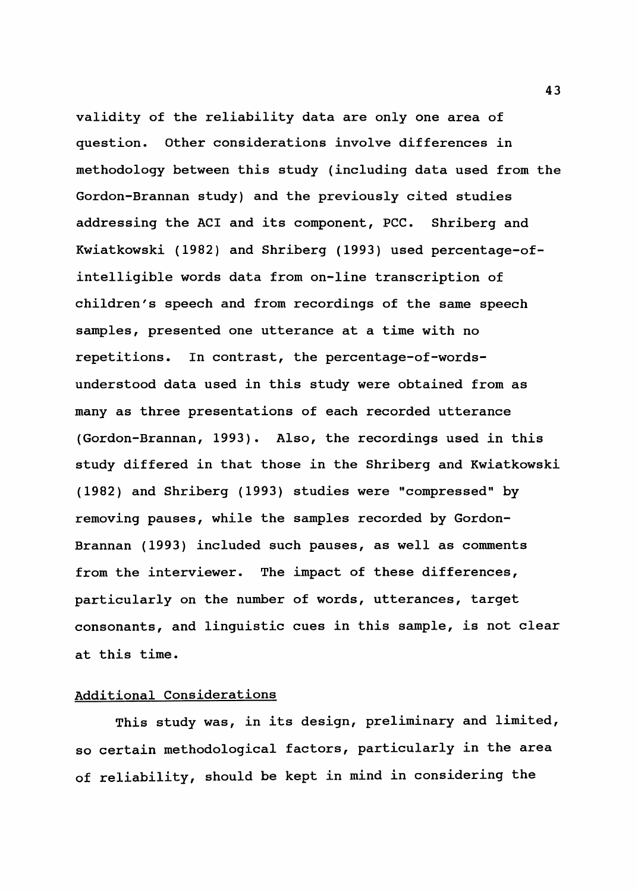validity of the reliability data are only one area of question. Other considerations involve differences in methodology between this study (including data used from the Gordon-Brannan study) and the previously cited studies addressing the ACI and its component, PCC. Shriberg and Kwiatkowski (1982) and Shriberg (1993) used percentage-of-intelligible words data from on-line transcription of children's speech and from recordings of the same speech samples, presented one utterance at a time with no repetitions. In contrast, the percentage-of-words-understood data used in this study were obtained from as many as three presentations of each recorded utterance (Gordon-Brannan, 1993). Also, the recordings used in this study differed in that those in the Shriberg and Kwiatkowski (1982) and Shriberg (1993) studies were "compressed" by removing pauses, while the samples recorded by Gordon-Brannan (1993) included such pauses, as well as comments from the interviewer. The impact of these differences, particularly on the number of words, utterances, target consonants, and linguistic cues in this sample, is not clear at this time.

## Additional Considerations

This study was, in its design, preliminary and limited, so certain methodological factors, particularly in the area of reliability, should be kept in mind in considering the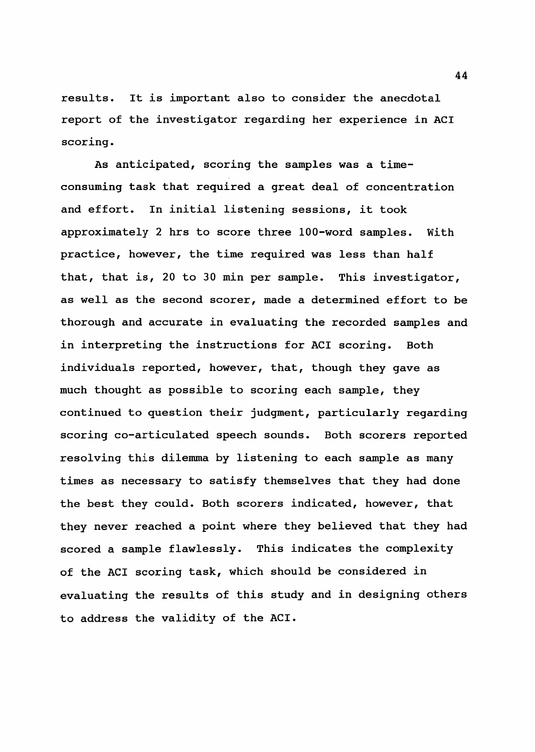results. It is important also to consider the anecdotal report of the investigator regarding her experience in ACI scoring.

As anticipated, scoring the samples was a time-consuming task that required a great deal of concentration and effort. In initial listening sessions, it took approximately 2 hrs to score three 100-word samples. With practice, however, the time required was less than half that, that is, 20 to 30 min per sample. This investigator, as well as the second scorer, made a determined effort to be thorough and accurate in evaluating the recorded samples and in interpreting the instructions for ACI scoring. Both individuals reported, however, that, though they gave as much thought as possible to scoring each sample, they continued to question their judgment, particularly regarding scoring co-articulated speech sounds. Both scorers reported resolving this dilemma by listening to each sample as many times as necessary to satisfy themselves that they had done the best they could. Both scorers indicated, however, that they never reached a point where they believed that they had scored a sample flawlessly. This indicates the complexity of the ACI scoring task, which should be considered in evaluating the results of this study and in designing others to address the validity of the ACI.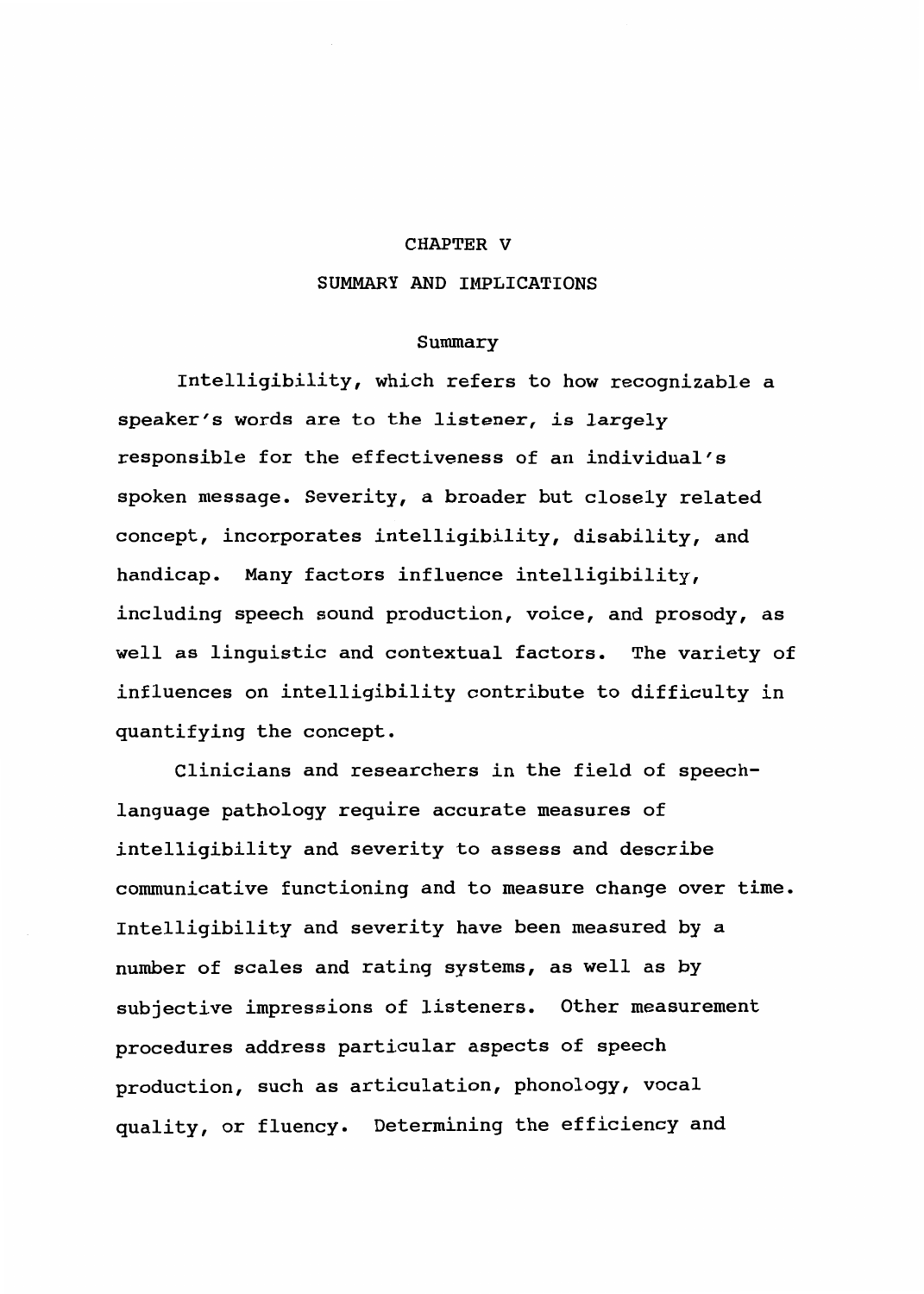# CHAPTER V

# SUMMARY AND IMPLICATIONS

## Summary

Intelligibility, which refers to how recognizable a speaker's words are to the listener, is largely responsible for the effectiveness of an individual's spoken message. Severity, a broader but closely related concept, incorporates intelligibility, disability, and handicap. Many factors influence intelligibility, including speech sound production, voice, and prosody, as well as linguistic and contextual factors. The variety of influences on intelligibility contribute to difficulty in quantifying the concept.

Clinicians and researchers in the field of speech-language pathology require accurate measures of intelligibility and severity to assess and describe communicative functioning and to measure change over time. Intelligibility and severity have been measured by a number of scales and rating systems, as well as by subjective impressions of listeners. Other measurement procedures address particular aspects of speech production, such as articulation, phonology, vocal quality, or fluency. Determining the efficiency and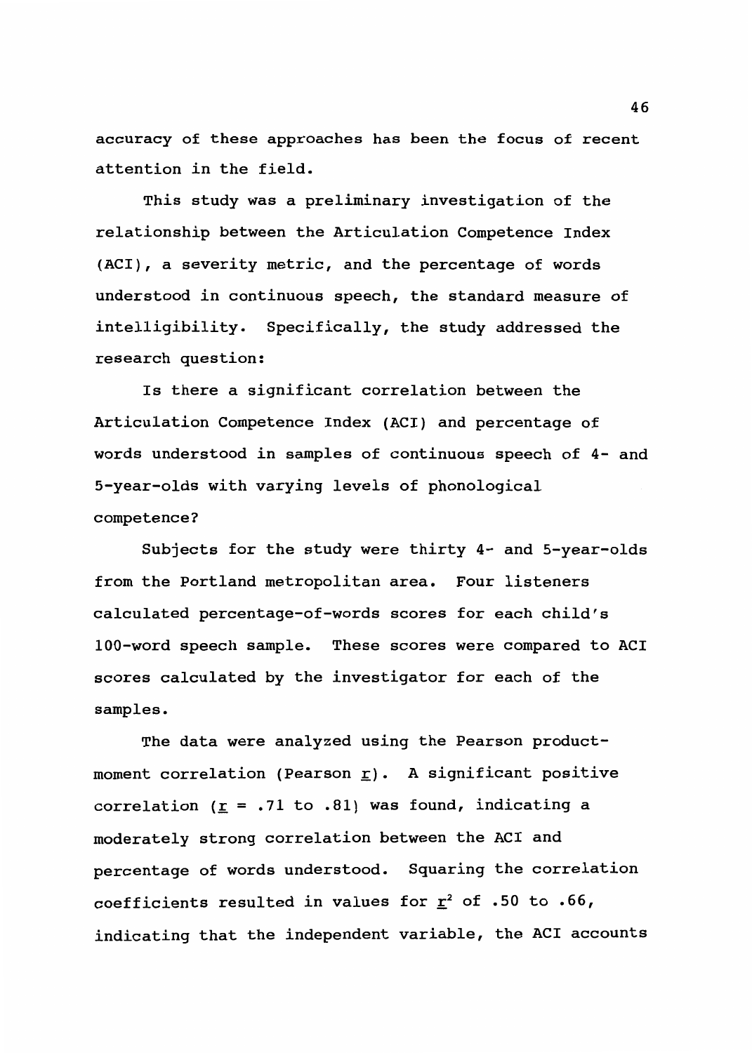accuracy of these approaches has been the focus of recent attention in the field.

This study was a preliminary investigation of the relationship between the Articulation Competence Index (ACI), a severity metric, and the percentage of words understood in continuous speech, the standard measure of intelligibility. Specifically, the study addressed the research question:

Is there a significant correlation between the Articulation Competence Index (ACI) and percentage of words understood in samples of continuous speech of 4- and 5-year-olds with varying levels of phonological competence?

Subjects for the study were thirty 4- and 5-year-olds from the Portland metropolitan area. Four listeners calculated percentage-of-words scores for each child's 100-word speech sample. These scores were compared to ACI scores calculated by the investigator for each of the samples.

The data were analyzed using the Pearson product-moment correlation (Pearson $r$). A significant positive correlation ($r$ = .71 to .81) was found, indicating a moderately strong correlation between the ACI and percentage of words understood. Squaring the correlation coefficients resulted in values for $r^2$ of .50 to .66, indicating that the independent variable, the ACI accounts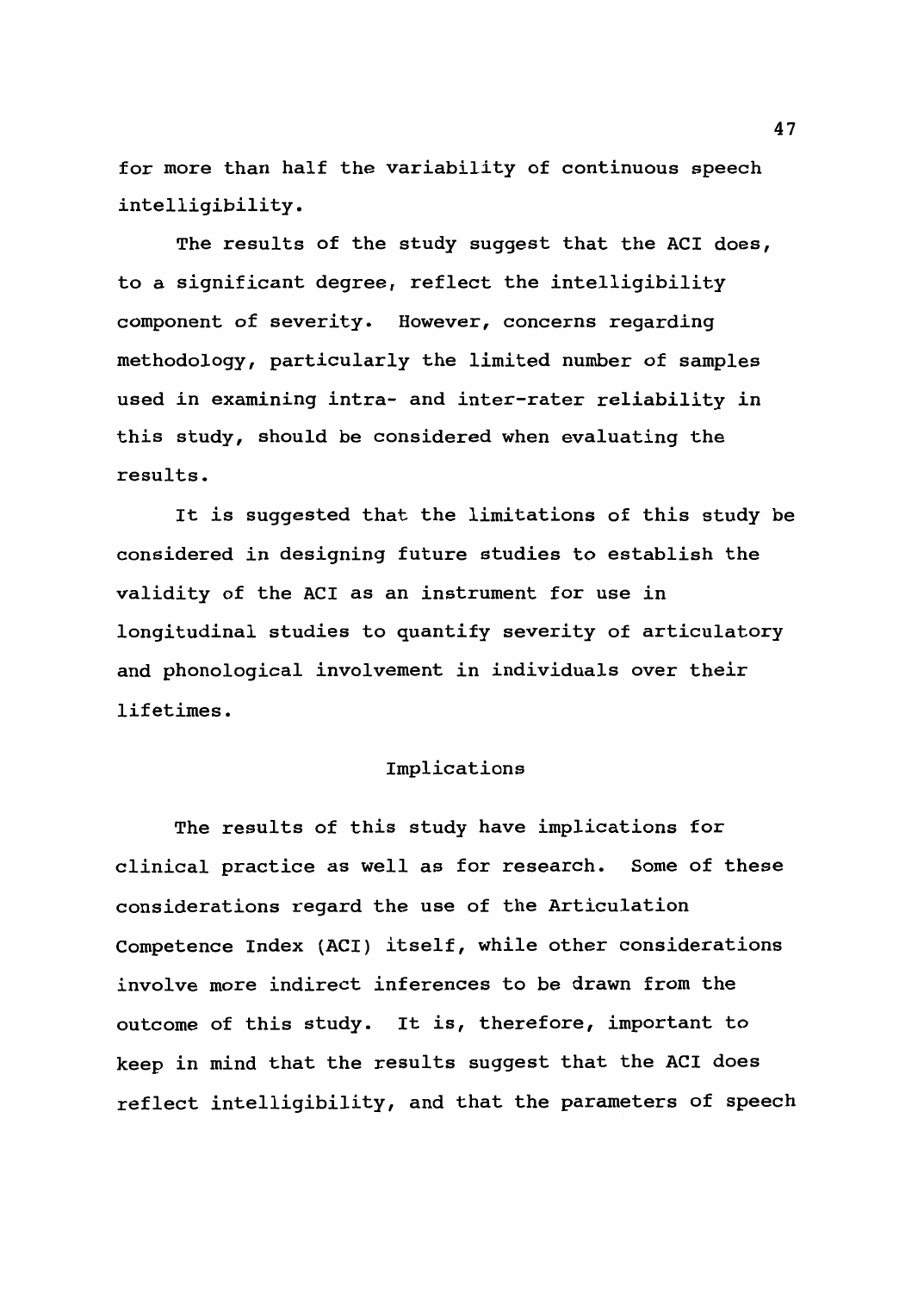for more than half the variability of continuous speech intelligibility.

The results of the study suggest that the ACI does, to a significant degree, reflect the intelligibility component of severity. However, concerns regarding methodology, particularly the limited number of samples used in examining intra- and inter-rater reliability in this study, should be considered when evaluating the results.

It is suggested that the limitations of this study be considered in designing future studies to establish the validity of the ACI as an instrument for use in longitudinal studies to quantify severity of articulatory and phonological involvement in individuals over their lifetimes.

## Implications

The results of this study have implications for clinical practice as well as for research. Some of these considerations regard the use of the Articulation Competence Index (ACI) itself, while other considerations involve more indirect inferences to be drawn from the outcome of this study. It is, therefore, important to keep in mind that the results suggest that the ACI does reflect intelligibility, and that the parameters of speech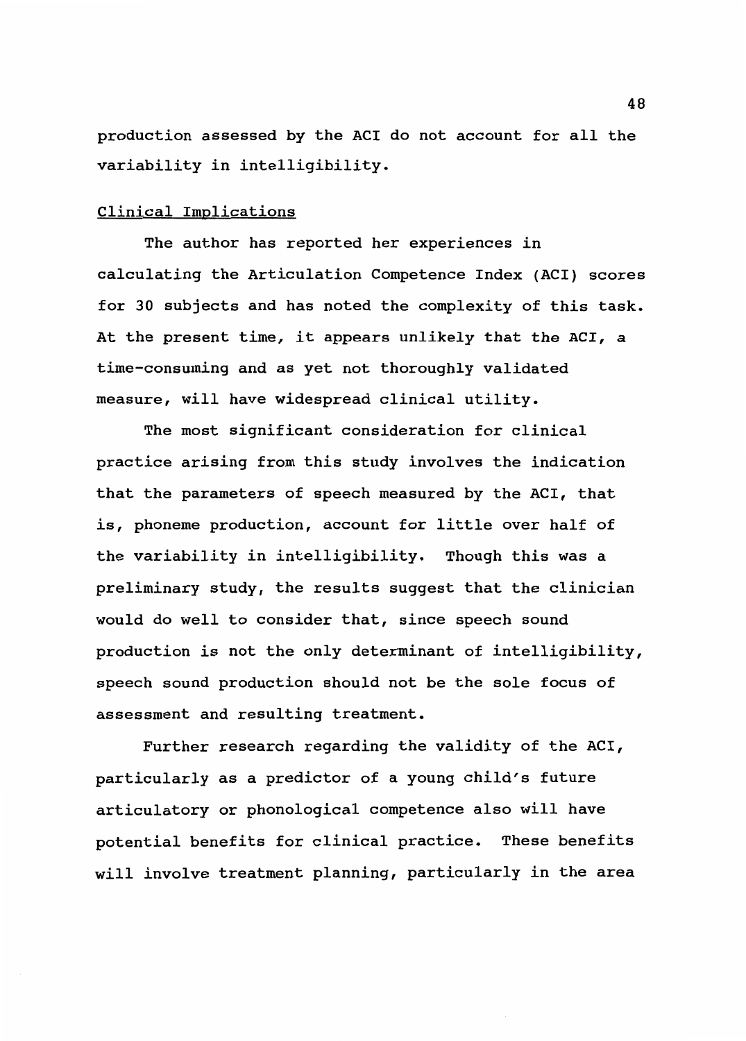production assessed by the ACI do not account for all the variability in intelligibility.

## Clinical Implications

The author has reported her experiences in calculating the Articulation Competence Index (ACI) scores for 30 subjects and has noted the complexity of this task. At the present time, it appears unlikely that the ACI, a time-consuming and as yet not thoroughly validated measure, will have widespread clinical utility.

The most significant consideration for clinical practice arising from this study involves the indication that the parameters of speech measured by the ACI, that is, phoneme production, account for little over half of the variability in intelligibility. Though this was a preliminary study, the results suggest that the clinician would do well to consider that, since speech sound production is not the only determinant of intelligibility, speech sound production should not be the sole focus of assessment and resulting treatment.

Further research regarding the validity of the ACI, particularly as a predictor of a young child's future articulatory or phonological competence also will have potential benefits for clinical practice. These benefits will involve treatment planning, particularly in the area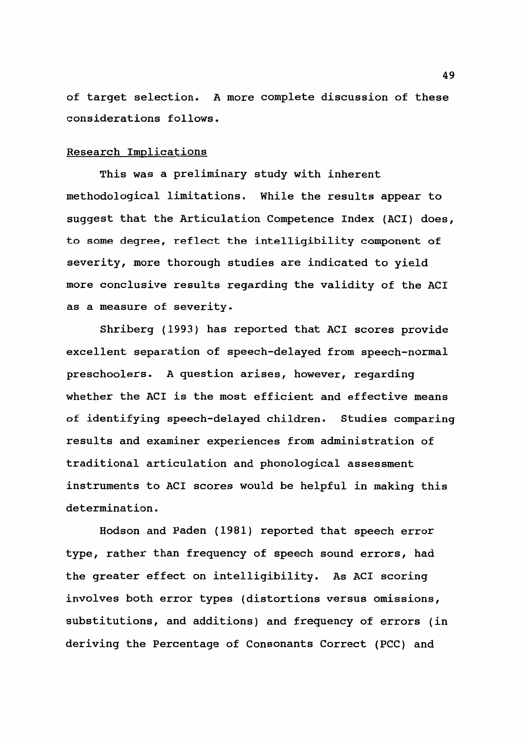of target selection. A more complete discussion of these considerations follows.

## Research Implications

This was a preliminary study with inherent methodological limitations. While the results appear to suggest that the Articulation Competence Index (ACI) does, to some degree, reflect the intelligibility component of severity, more thorough studies are indicated to yield more conclusive results regarding the validity of the ACI as a measure of severity.

Shriberg (1993) has reported that ACI scores provide excellent separation of speech-delayed from speech-normal preschoolers. A question arises, however, regarding whether the ACI is the most efficient and effective means of identifying speech-delayed children. Studies comparing results and examiner experiences from administration of traditional articulation and phonological assessment instruments to ACI scores would be helpful in making this determination.

Hodson and Paden (1981) reported that speech error type, rather than frequency of speech sound errors, had the greater effect on intelligibility. As ACI scoring involves both error types (distortions versus omissions, substitutions, and additions) and frequency of errors (in deriving the Percentage of Consonants Correct (PCC) and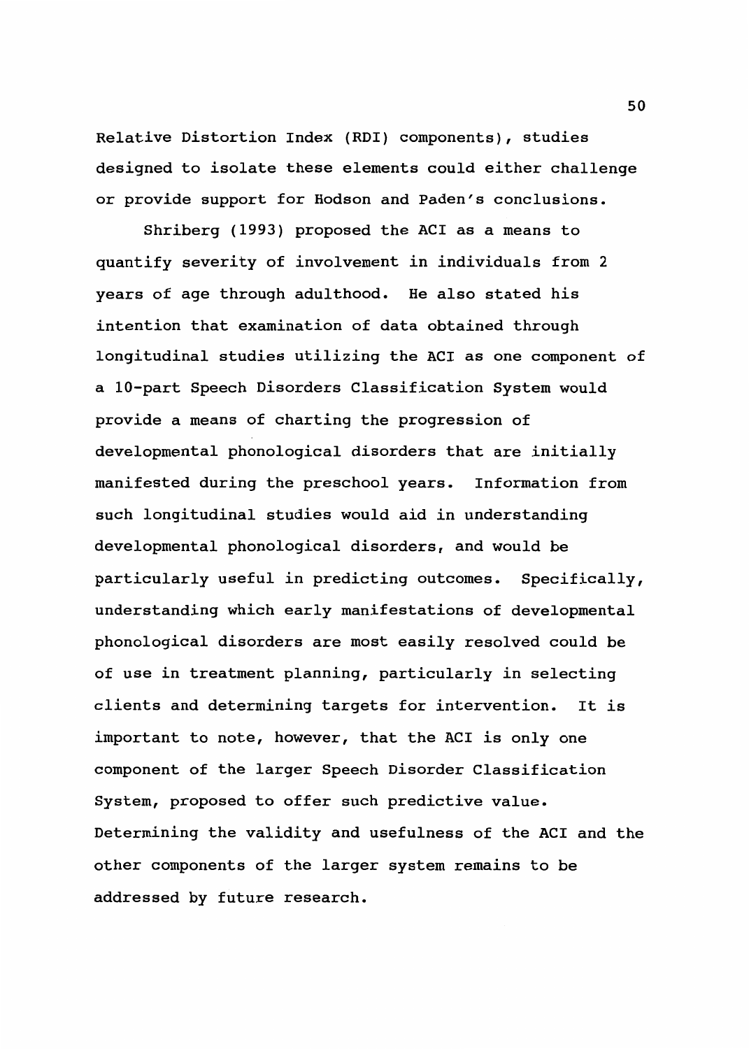Relative Distortion Index (RDI) components), studies designed to isolate these elements could either challenge or provide support for Hodson and Paden's conclusions.

Shriberg (1993) proposed the ACI as a means to quantify severity of involvement in individuals from 2 years of age through adulthood. He also stated his intention that examination of data obtained through longitudinal studies utilizing the ACI as one component of a 10-part Speech Disorders Classification System would provide a means of charting the progression of developmental phonological disorders that are initially manifested during the preschool years. Information from such longitudinal studies would aid in understanding developmental phonological disorders, and would be particularly useful in predicting outcomes. Specifically, understanding which early manifestations of developmental phonological disorders are most easily resolved could be of use in treatment planning, particularly in selecting clients and determining targets for intervention. It is important to note, however, that the ACI is only one component of the larger Speech Disorder Classification System, proposed to offer such predictive value. Determining the validity and usefulness of the ACI and the other components of the larger system remains to be addressed by future research.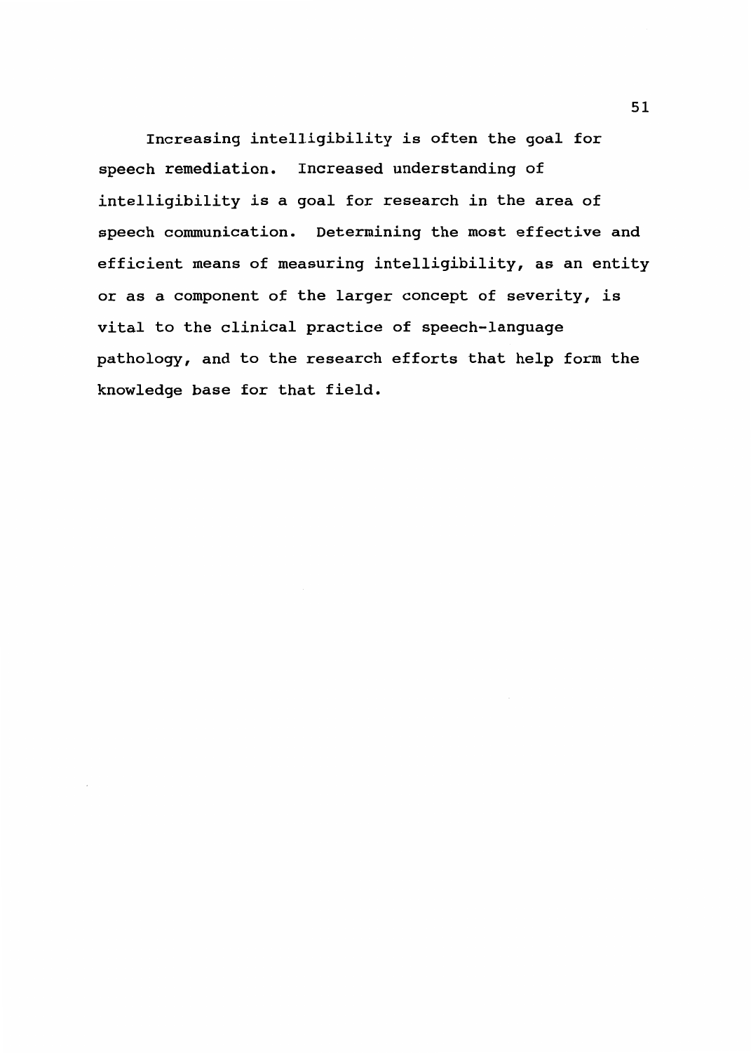Increasing intelligibility is often the goal for speech remediation. Increased understanding of intelligibility is a goal for research in the area of speech communication. Determining the most effective and efficient means of measuring intelligibility, as an entity or as a component of the larger concept of severity, is vital to the clinical practice of speech-language pathology, and to the research efforts that help form the knowledge base for that field.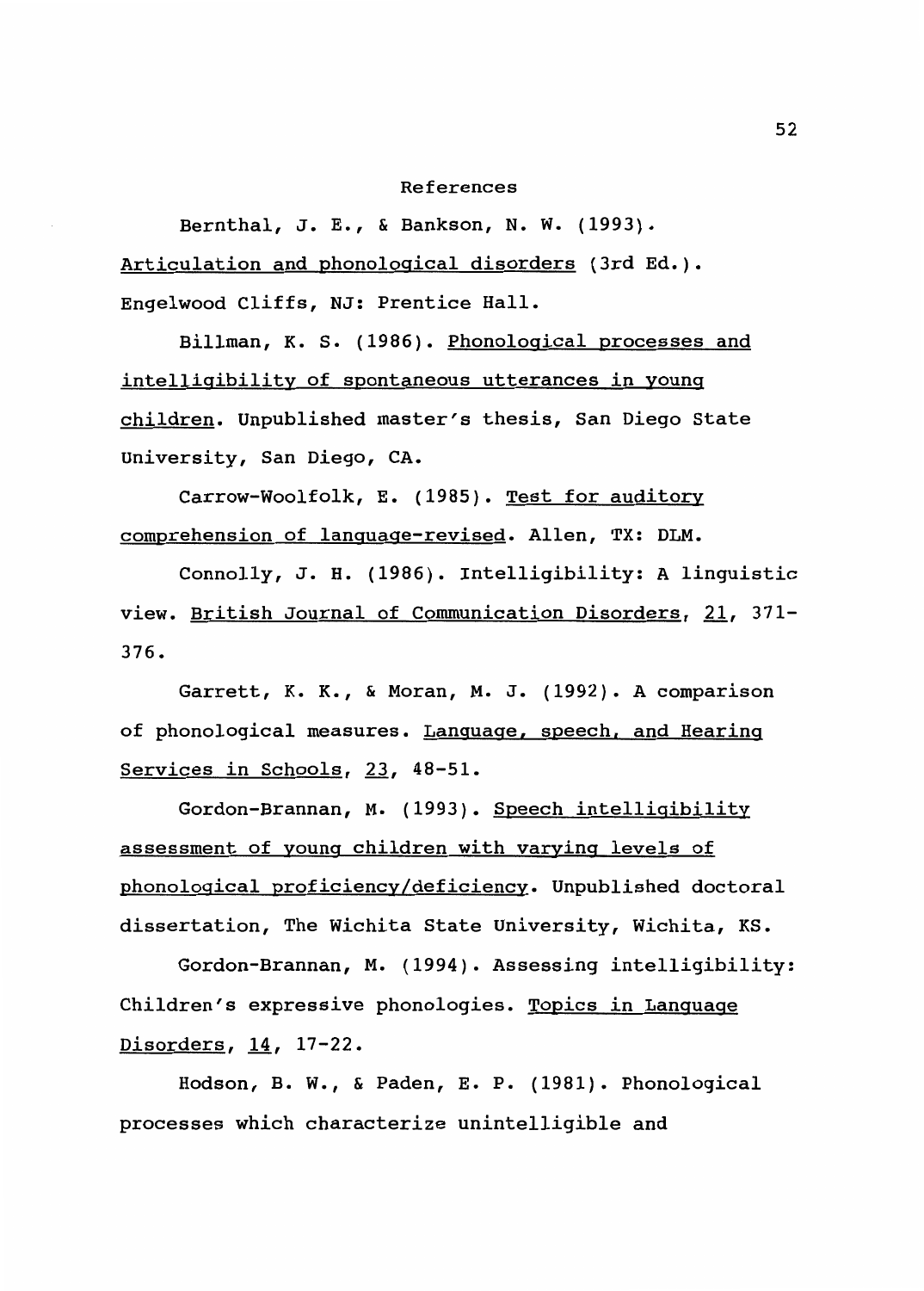## References

Bernthal, J. E., & Bankson, N. W. (1993). Articulation and phonological disorders (3rd Ed.). Engelwood Cliffs, NJ: Prentice Hall.

Billman, K. S. (1986). Phonological processes and intelligibility of spontaneous utterances in young children. Unpublished master's thesis, San Diego State University, San Diego, CA.

Carrow-Woolfolk, E. (1985). Test for auditory comprehension of language-revised. Allen, TX: DLM.

Connolly, J. H. (1986). Intelligibility: A linguistic view. British Journal of Communication Disorders, 21, 371-376.

Garrett, K. K., & Moran, M. J. (1992). A comparison of phonological measures. Language, speech, and Hearing Services in Schools, 23, 48-51.

Gordon-Brannan, M. (1993). Speech intelligibility assessment of young children with varying levels of phonological proficiency/deficiency. Unpublished doctoral dissertation, The Wichita State University, Wichita, KS.

Gordon-Brannan, M. (1994). Assessing intelligibility: Children's expressive phonologies. Topics in Language Disorders, 14, 17-22.

Hodson, B. W., & Paden, E. P. (1981). Phonological processes which characterize unintelligible and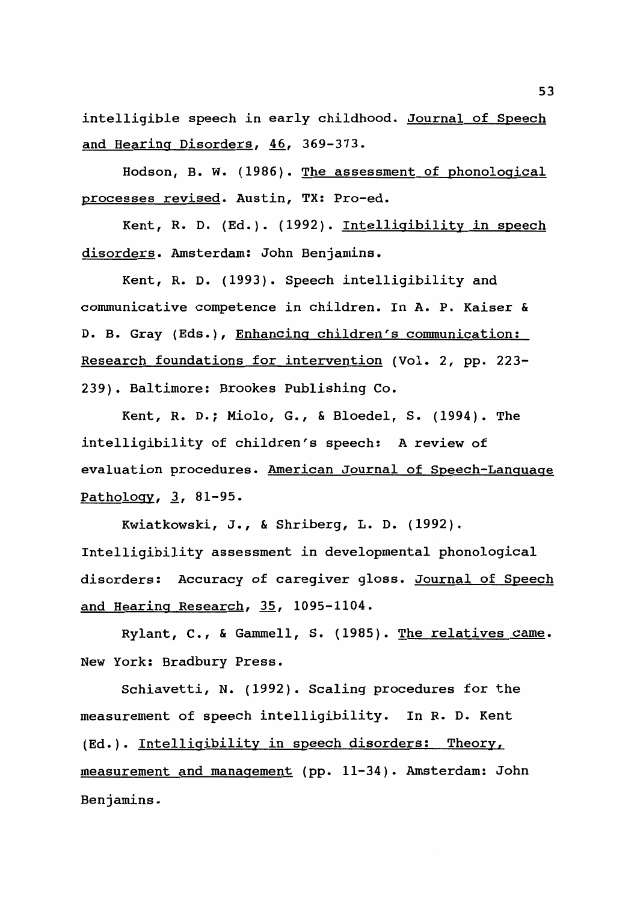intelligible speech in early childhood. Journal of Speech and Hearing Disorders, 46, 369-373.

Hodson, B. W. (1986). The assessment of phonological processes revised. Austin, TX: Pro-ed.

Kent, R. D. (Ed.). (1992). Intelligibility in speech disorders. Amsterdam: John Benjamins.

Kent, R. D. (1993). Speech intelligibility and communicative competence in children. In A. P. Kaiser & D. B. Gray (Eds.), Enhancing children's communication: Research foundations for intervention (Vol. 2, pp. 223-239). Baltimore: Brookes Publishing Co.

Kent, R. D.; Miolo, G., & Bloedel, S. (1994). The intelligibility of children's speech: A review of evaluation procedures. American Journal of Speech-Language Pathology, 3, 81-95.

Kwiatkowski, J., & Shriberg, L. D. (1992). Intelligibility assessment in developmental phonological disorders: Accuracy of caregiver gloss. Journal of Speech and Hearing Research, 35, 1095-1104.

Rylant, C., & Gammell, S. (1985). The relatives came. New York: Bradbury Press.

Schiavetti, N. (1992). Scaling procedures for the measurement of speech intelligibility. In R. D. Kent (Ed.). Intelligibility in speech disorders: Theory, measurement and management (pp. 11-34). Amsterdam: John Benjamins.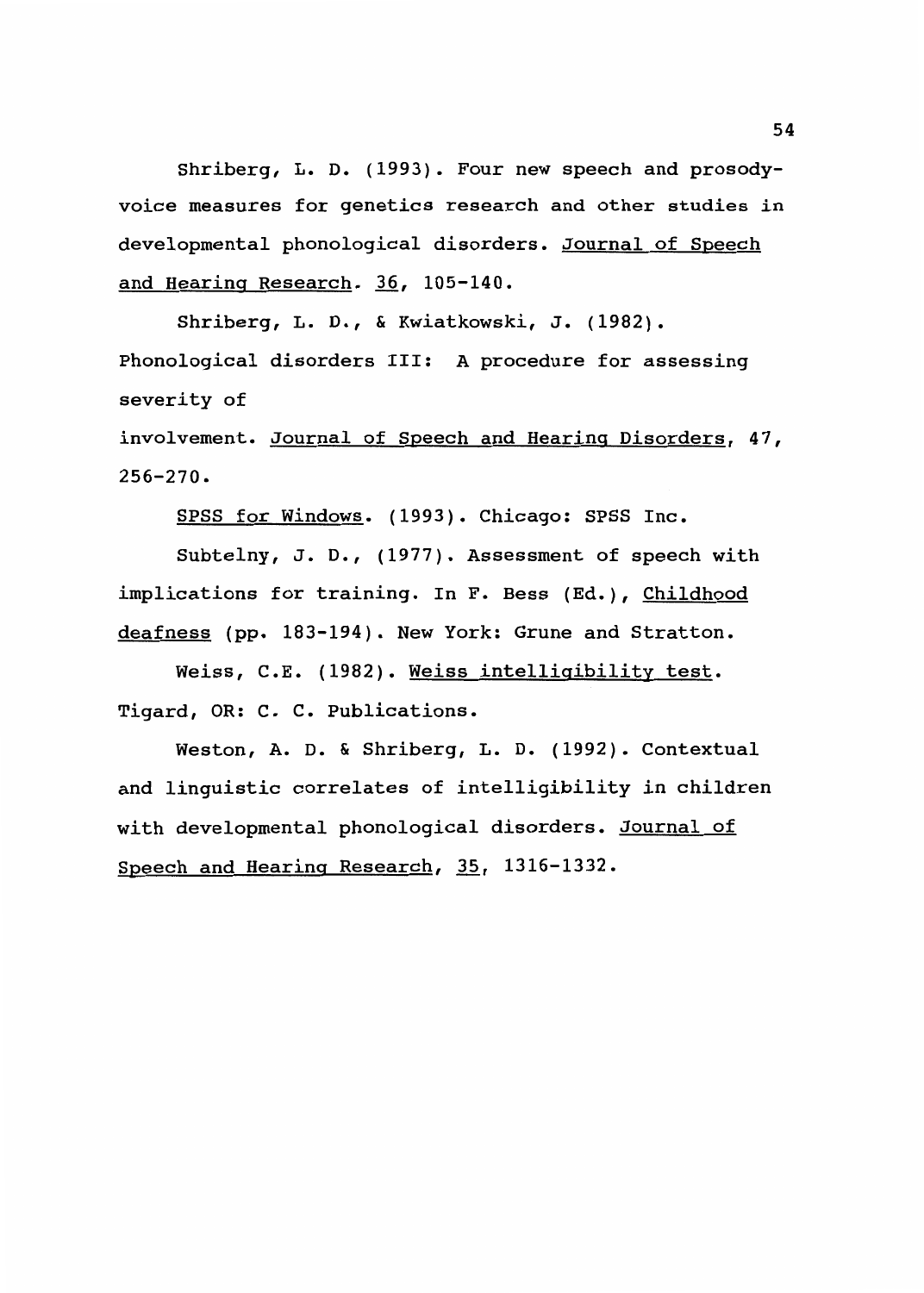Shriberg, L. D. (1993). Four new speech and prosody-voice measures for genetics research and other studies in developmental phonological disorders. _Journal of Speech and Hearing Research_. _36_, 105-140.

Shriberg, L. D., & Kwiatkowski, J. (1982). Phonological disorders III: A procedure for assessing severity of involvement. _Journal of Speech and Hearing Disorders_, 47, 256-270.

_SPSS for Windows_. (1993). Chicago: SPSS Inc.

Subtelny, J. D., (1977). Assessment of speech with implications for training. In F. Bess (Ed.), _Childhood deafness_ (pp. 183-194). New York: Grune and Stratton.

Weiss, C.E. (1982). _Weiss intelligibility test_. Tigard, OR: C. C. Publications.

Weston, A. D. & Shriberg, L. D. (1992). Contextual and linguistic correlates of intelligibility in children with developmental phonological disorders. _Journal of Speech and Hearing Research_, _35_, 1316-1332.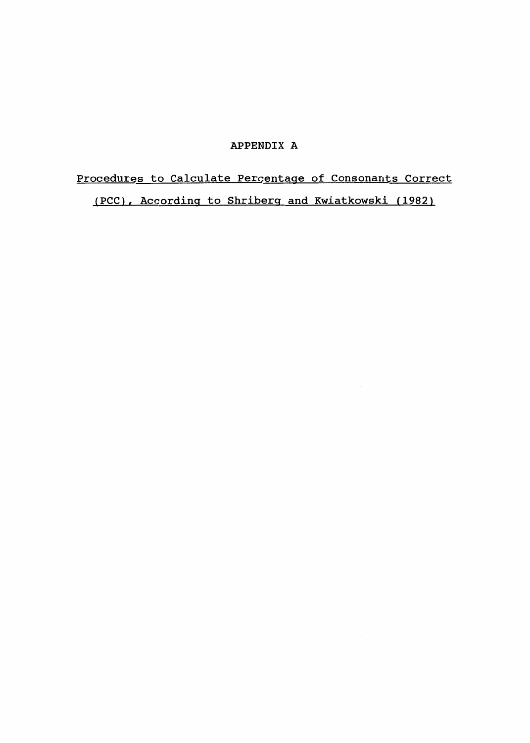# APPENDIX A

## Procedures to Calculate Percentage of Consonants Correct (PCC), According to Shriberg and Kwiatkowski (1982)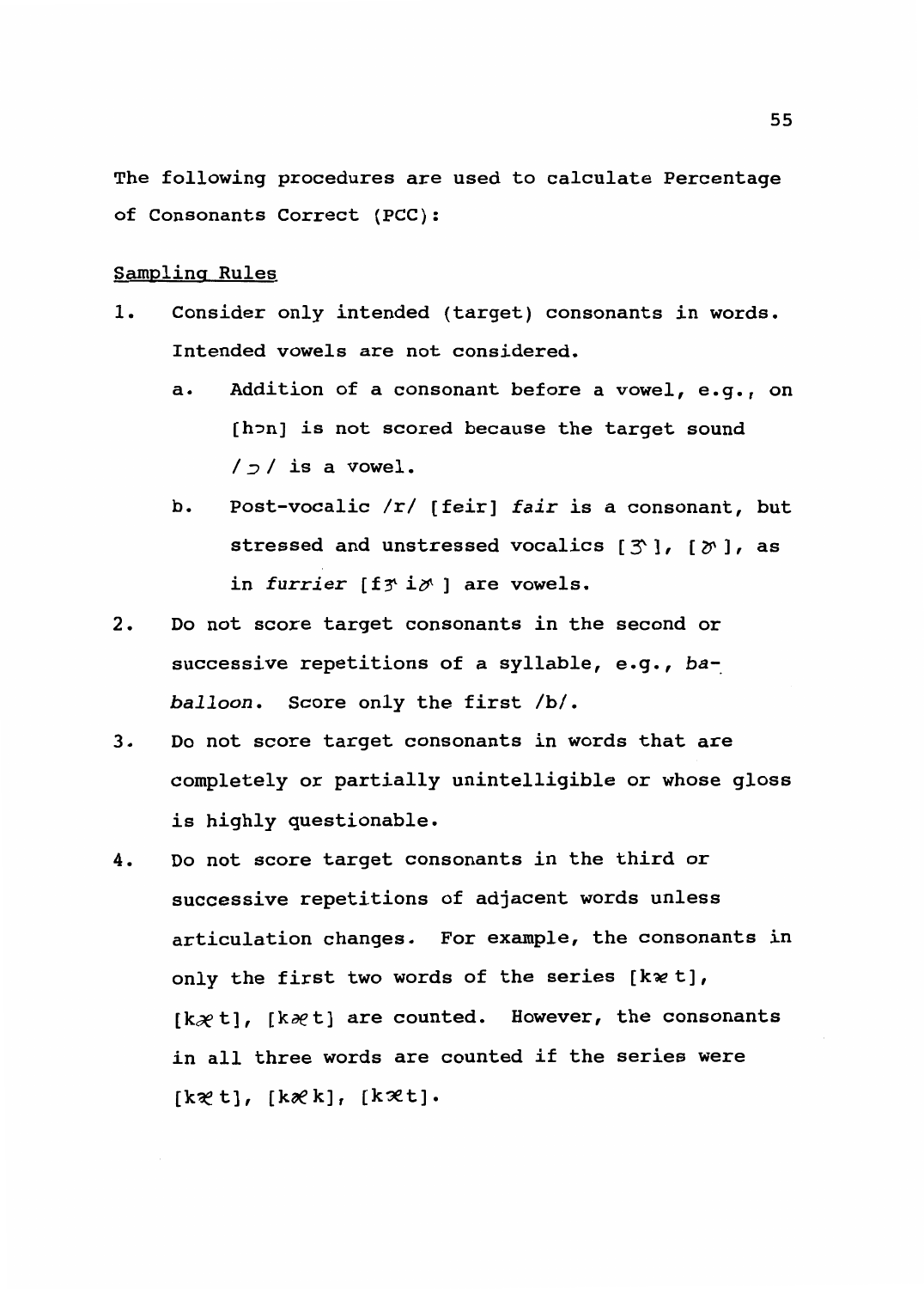The following procedures are used to calculate Percentage of Consonants Correct (PCC):

Sampling Rules

1. Consider only intended (target) consonants in words. Intended vowels are not considered.
   a. Addition of a consonant before a vowel, e.g., on [hɔn] is not scored because the target sound /ɔ/ is a vowel.
   b. Post-vocalic /r/ [feir] *fair* is a consonant, but stressed and unstressed vocalics [ɝ], [ɚ], as in *furrier* [fɝiɚ] are vowels.
2. Do not score target consonants in the second or successive repetitions of a syllable, e.g., *ba-balloon*. Score only the first /b/.
3. Do not score target consonants in words that are completely or partially unintelligible or whose gloss is highly questionable.
4. Do not score target consonants in the third or successive repetitions of adjacent words unless articulation changes. For example, the consonants in only the first two words of the series [kæt], [kæt], [kæt] are counted. However, the consonants in all three words are counted if the series were [kæt], [kæk], [kæt].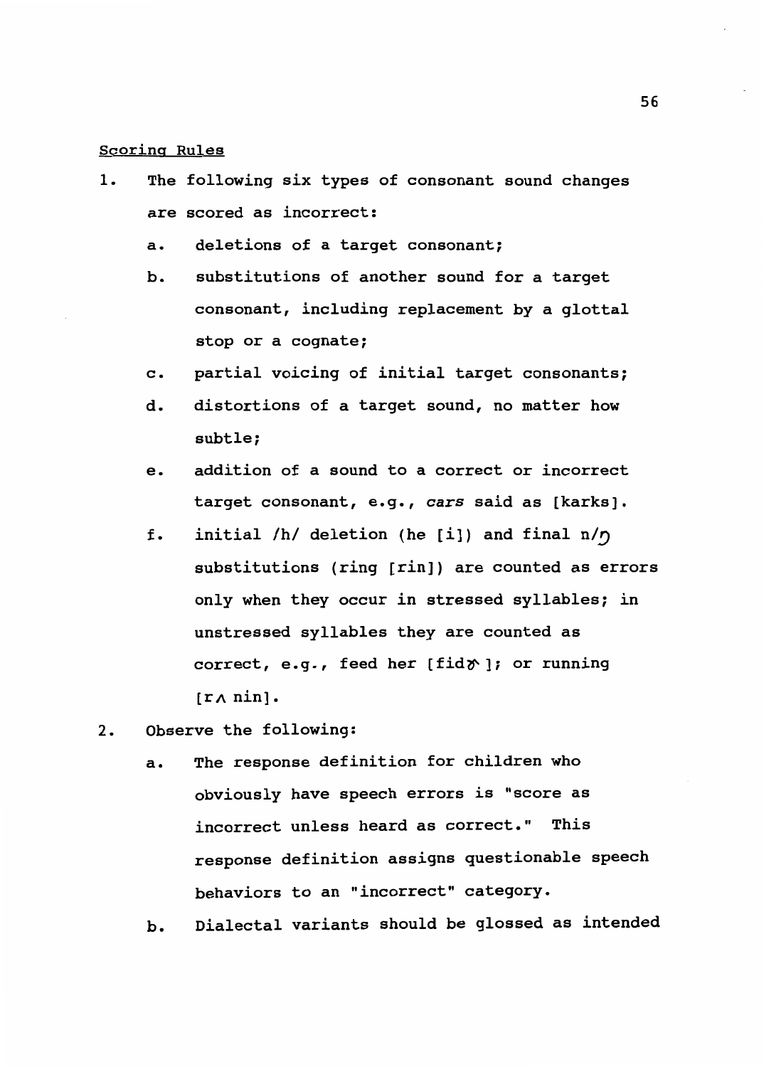Scoring Rules

1. The following six types of consonant sound changes are scored as incorrect:
   a. deletions of a target consonant;
   b. substitutions of another sound for a target consonant, including replacement by a glottal stop or a cognate;
   c. partial voicing of initial target consonants;
   d. distortions of a target sound, no matter how subtle;
   e. addition of a sound to a correct or incorrect target consonant, e.g., *cars* said as [karks].
   f. initial /h/ deletion (he [i]) and final n/ŋ substitutions (ring [rin]) are counted as errors only when they occur in stressed syllables; in unstressed syllables they are counted as correct, e.g., feed her [fidɚ]; or running [rʌnin].
2. Observe the following:
   a. The response definition for children who obviously have speech errors is "score as incorrect unless heard as correct." This response definition assigns questionable speech behaviors to an "incorrect" category.
   b. Dialectal variants should be glossed as intended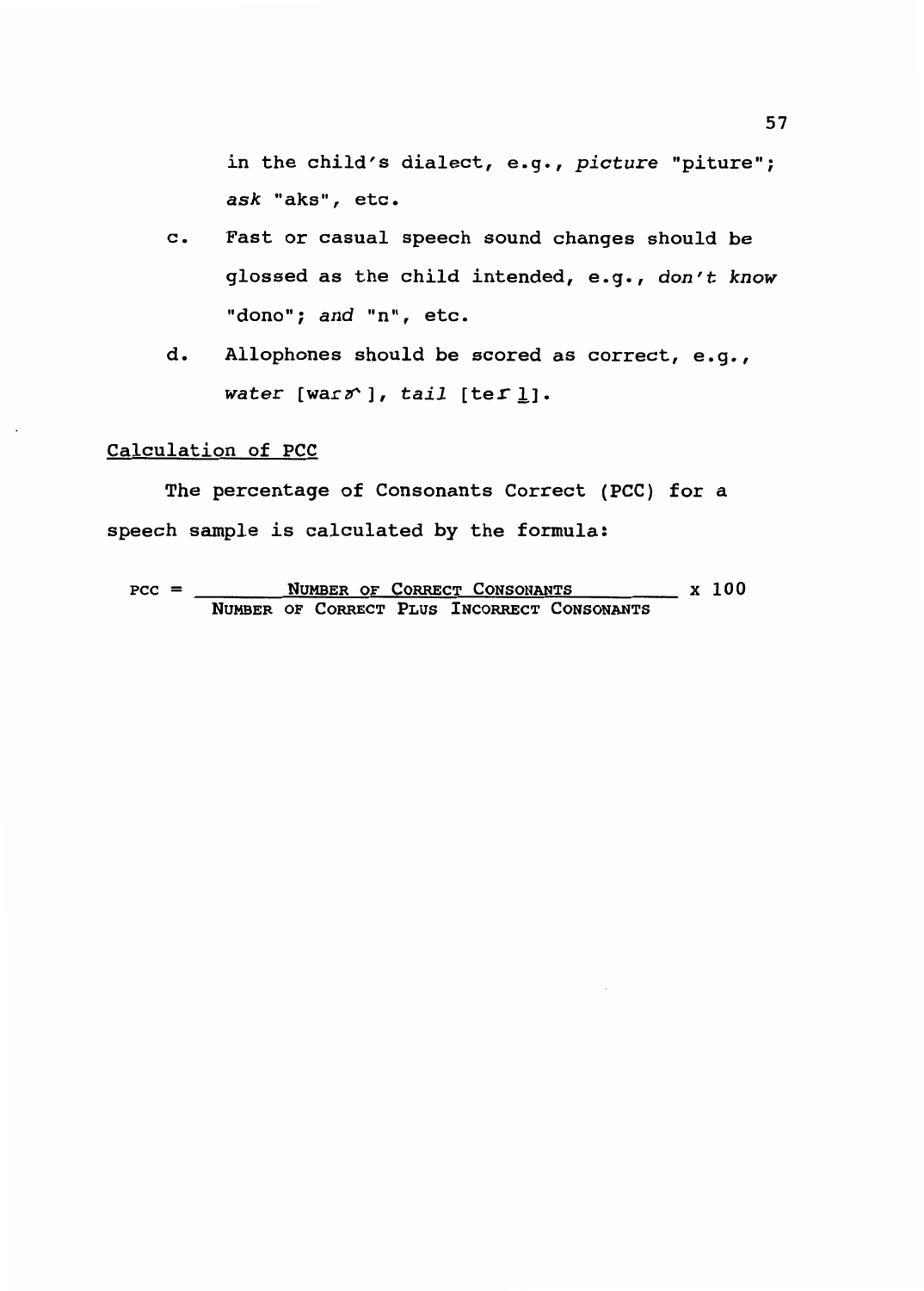in the child's dialect, e.g., *picture* "piture"; *ask* "aks", etc.

c. Fast or casual speech sound changes should be glossed as the child intended, e.g., *don't know* "dono"; *and* "n", etc.

d. Allophones should be scored as correct, e.g., *water* [waɾɚ], *tail* [teɪ l̠].

<u>Calculation of PCC</u>

The percentage of Consonants Correct (PCC) for a speech sample is calculated by the formula:

$$\text{PCC} = \frac{\text{Number of Correct Consonants}}{\text{Number of Correct Plus Incorrect Consonants}} \times 100$$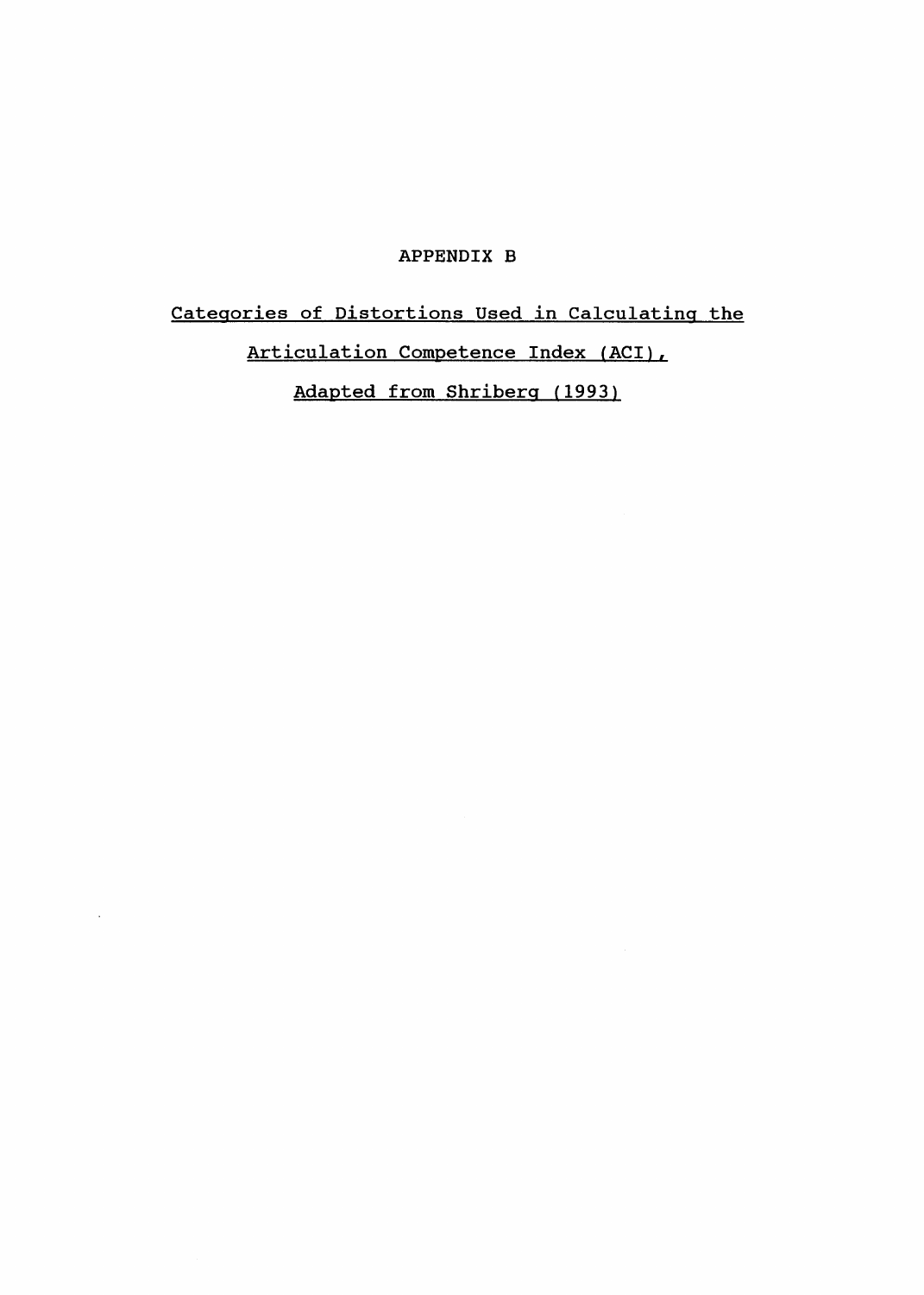# APPENDIX B

## Categories of Distortions Used in Calculating the Articulation Competence Index (ACI), Adapted from Shriberg (1993)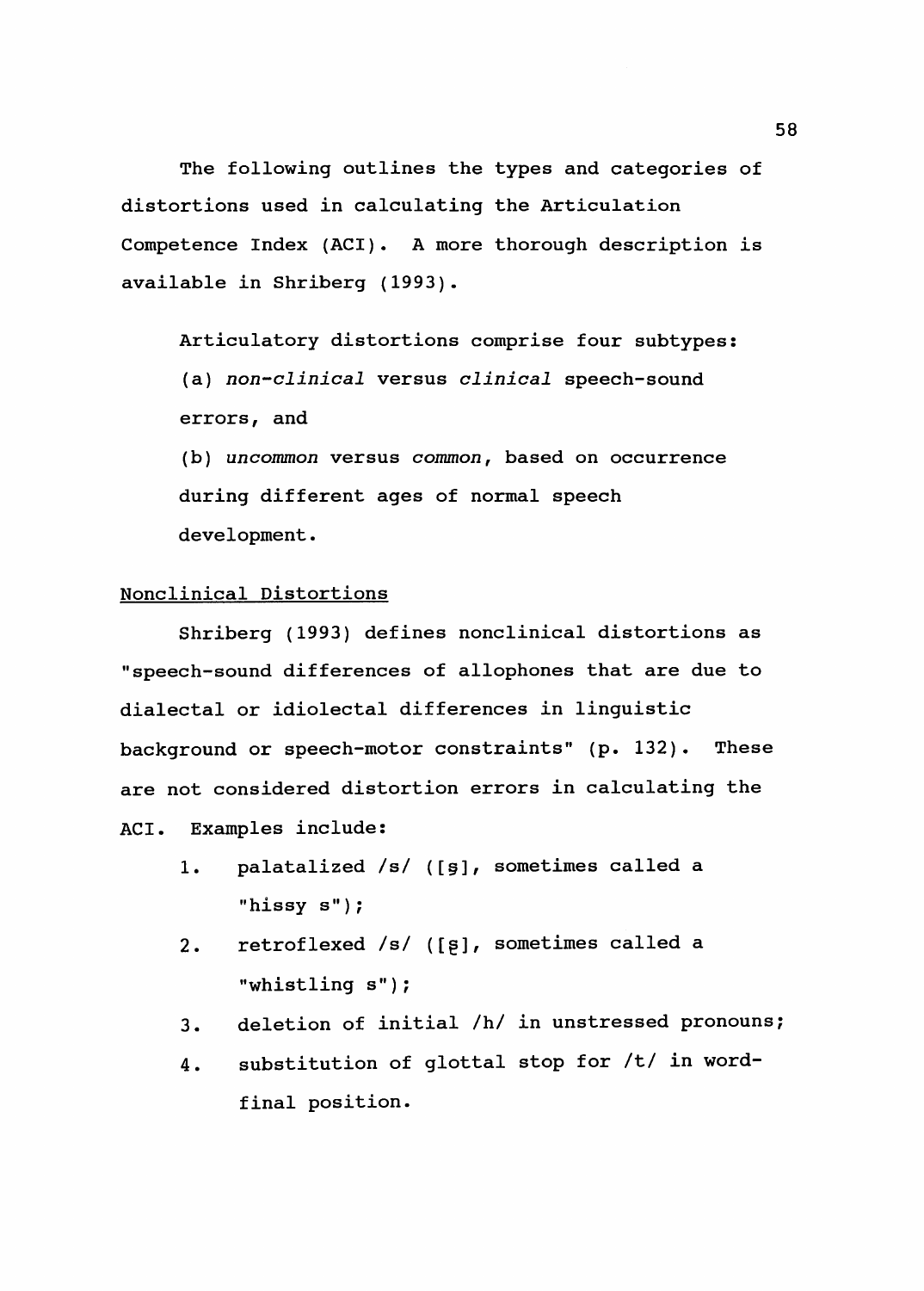The following outlines the types and categories of distortions used in calculating the Articulation Competence Index (ACI). A more thorough description is available in Shriberg (1993).

> Articulatory distortions comprise four subtypes:
> (a) *non-clinical* versus *clinical* speech-sound errors, and
> (b) *uncommon* versus *common*, based on occurrence during different ages of normal speech development.

<u>Nonclinical Distortions</u>

Shriberg (1993) defines nonclinical distortions as "speech-sound differences of allophones that are due to dialectal or idiolectal differences in linguistic background or speech-motor constraints" (p. 132). These are not considered distortion errors in calculating the ACI. Examples include:

1. palatalized /s/ ([s̡], sometimes called a "hissy s");
2. retroflexed /s/ ([s̢], sometimes called a "whistling s");
3. deletion of initial /h/ in unstressed pronouns;
4. substitution of glottal stop for /t/ in word-final position.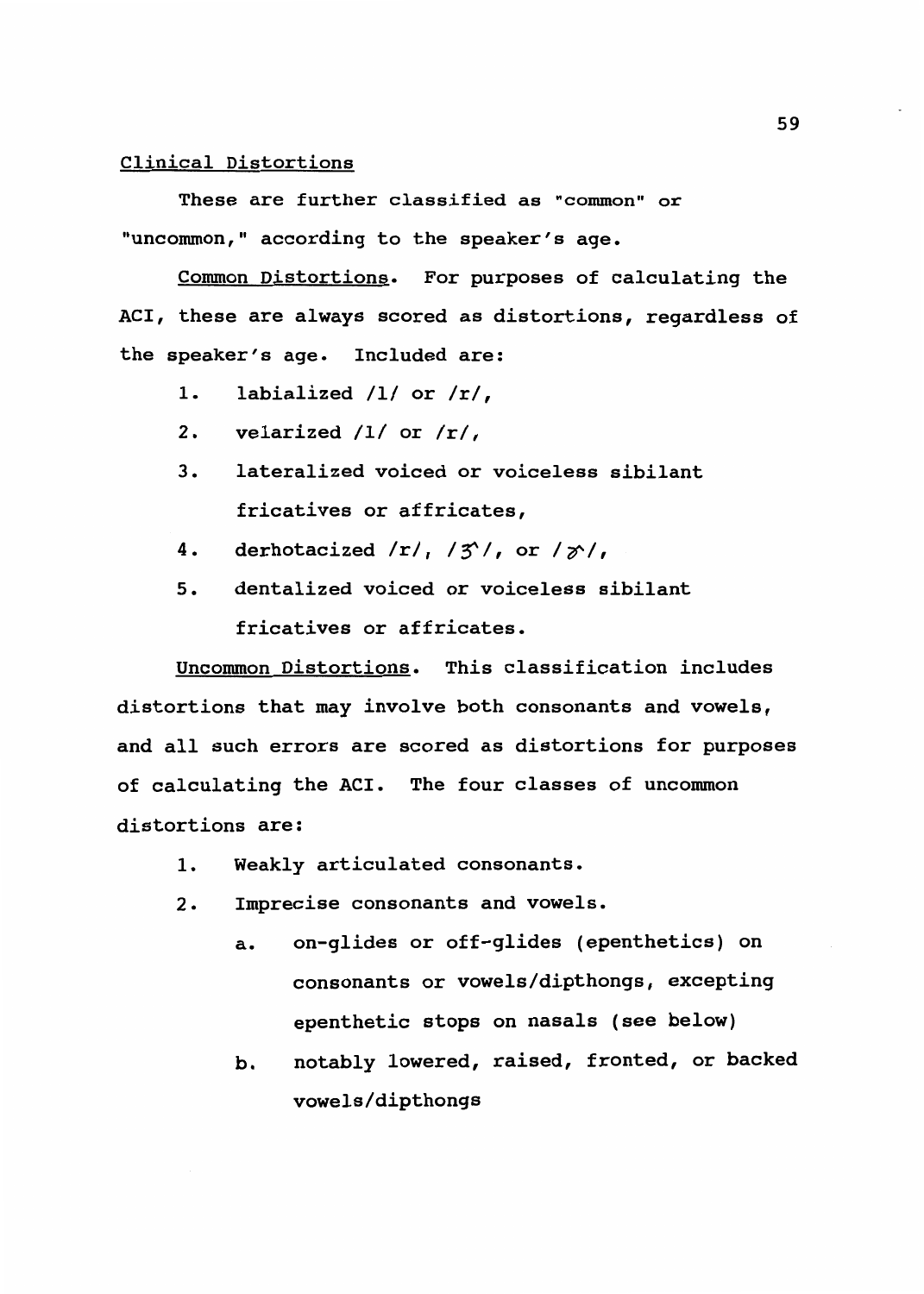<u>Clinical Distortions</u>

These are further classified as "common" or "uncommon," according to the speaker's age.

<u>Common Distortions</u>. For purposes of calculating the ACI, these are always scored as distortions, regardless of the speaker's age. Included are:

1. labialized /l/ or /r/,
2. velarized /l/ or /r/,
3. lateralized voiced or voiceless sibilant fricatives or affricates,
4. derhotacized /r/, /ɝ/, or /ɚ/,
5. dentalized voiced or voiceless sibilant fricatives or affricates.

<u>Uncommon Distortions</u>. This classification includes distortions that may involve both consonants and vowels, and all such errors are scored as distortions for purposes of calculating the ACI. The four classes of uncommon distortions are:

1. Weakly articulated consonants.
2. Imprecise consonants and vowels.
   a. on-glides or off-glides (epenthetics) on consonants or vowels/dipthongs, excepting epenthetic stops on nasals (see below)
   b. notably lowered, raised, fronted, or backed vowels/dipthongs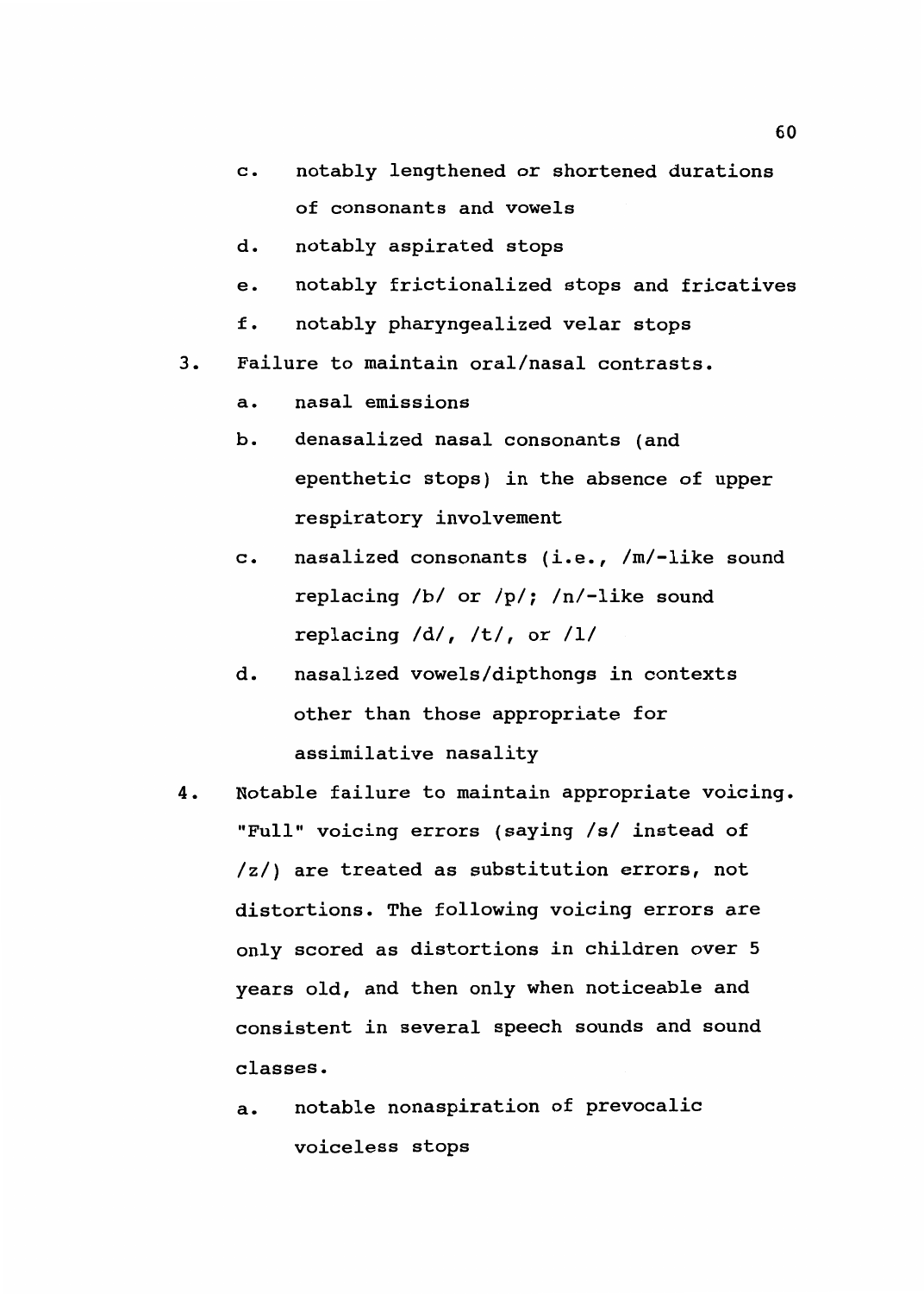c. notably lengthened or shortened durations of consonants and vowels

d. notably aspirated stops

e. notably frictionalized stops and fricatives

f. notably pharyngealized velar stops

3. Failure to maintain oral/nasal contrasts.

    a. nasal emissions

    b. denasalized nasal consonants (and epenthetic stops) in the absence of upper respiratory involvement

    c. nasalized consonants (i.e., /m/-like sound replacing /b/ or /p/; /n/-like sound replacing /d/, /t/, or /l/

    d. nasalized vowels/dipthongs in contexts other than those appropriate for assimilative nasality

4. Notable failure to maintain appropriate voicing. "Full" voicing errors (saying /s/ instead of /z/) are treated as substitution errors, not distortions. The following voicing errors are only scored as distortions in children over 5 years old, and then only when noticeable and consistent in several speech sounds and sound classes.

    a. notable nonaspiration of prevocalic voiceless stops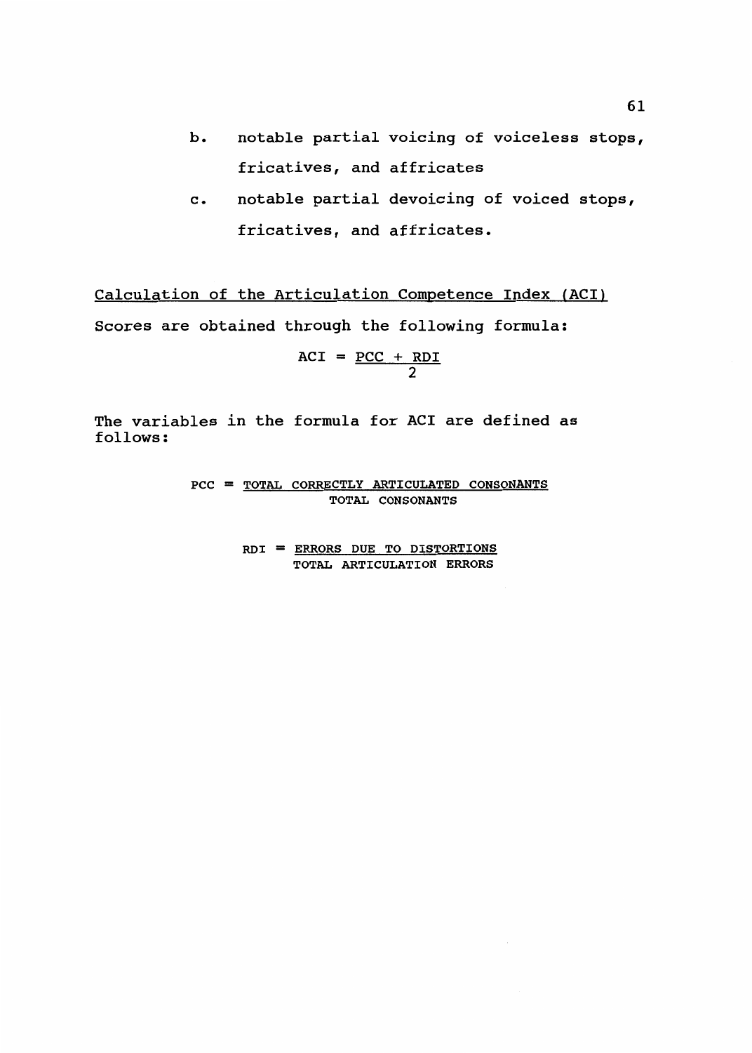b. notable partial voicing of voiceless stops, fricatives, and affricates

c. notable partial devoicing of voiced stops, fricatives, and affricates.

<u>Calculation of the Articulation Competence Index (ACI)</u>

Scores are obtained through the following formula:

$$ACI = \frac{PCC + RDI}{2}$$

The variables in the formula for ACI are defined as follows:

$$PCC = \frac{\text{TOTAL CORRECTLY ARTICULATED CONSONANTS}}{\text{TOTAL CONSONANTS}}$$

$$RDI = \frac{\text{ERRORS DUE TO DISTORTIONS}}{\text{TOTAL ARTICULATION ERRORS}}$$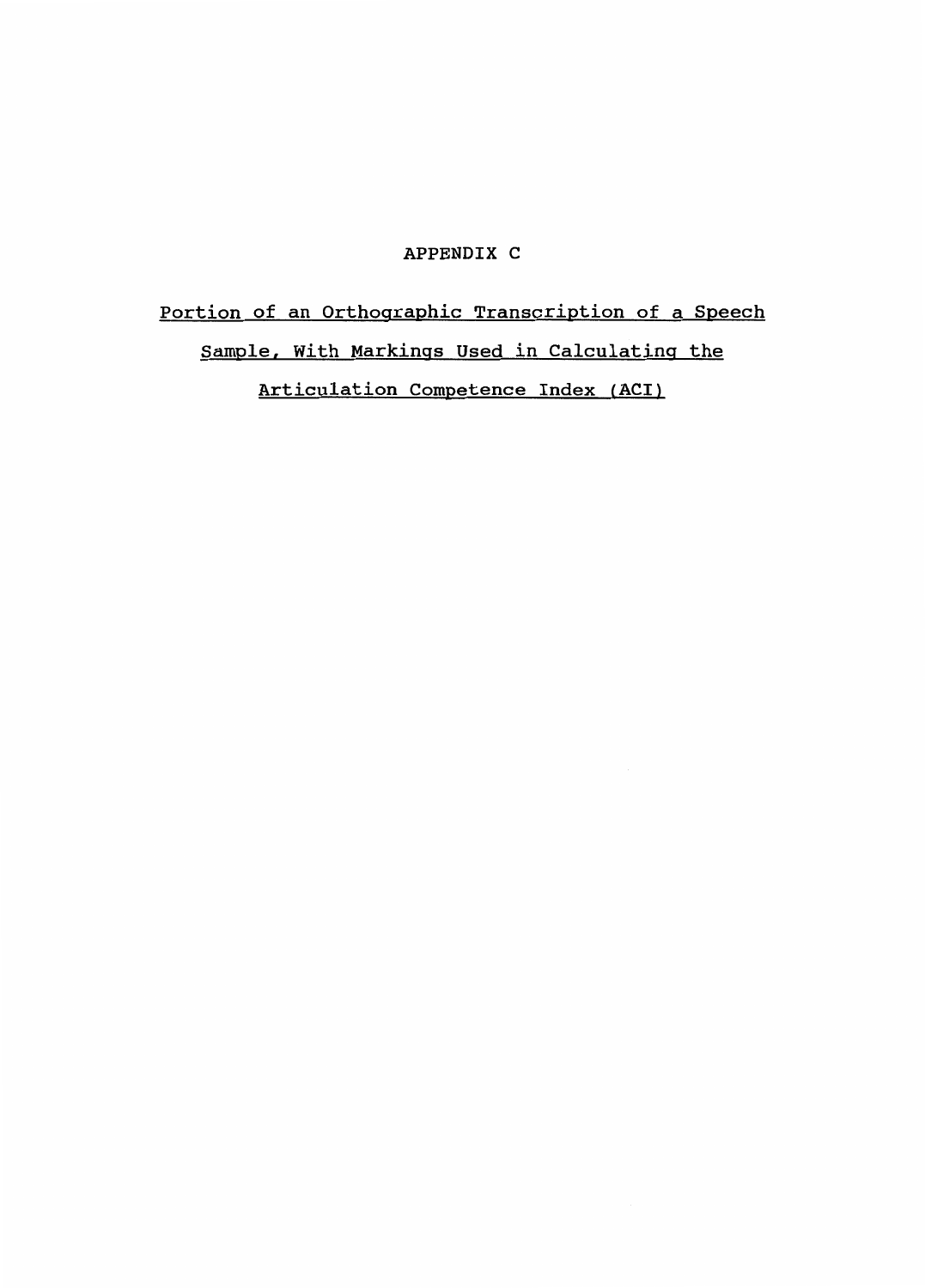# APPENDIX C

## Portion of an Orthographic Transcription of a Speech Sample, With Markings Used in Calculating the Articulation Competence Index (ACI)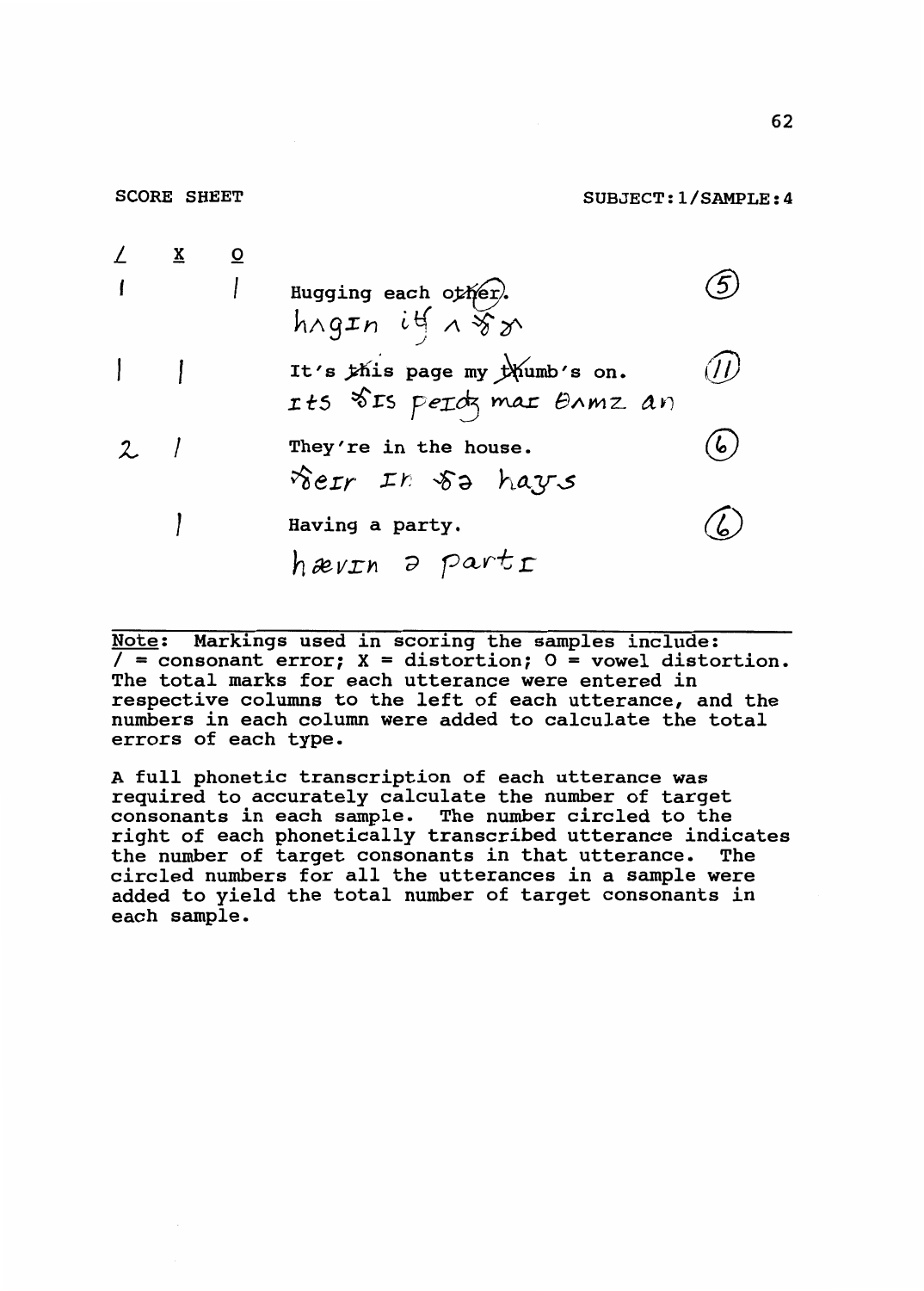SCORE SHEET

SUBJECT:1/SAMPLE:4

| / | X | O | Utterance | |
|---|---|---|---|---|
| 1 | | 1 | Hugging each other.<br>hʌgɪn itʃ ʌ ðɚ | (5) |
| 1 | 1 | | It's this page my thumb's on.<br>ɪts ðɪs peɪdʒ maɪ θʌmz an | (11) |
| 2 | 1 | | They're in the house.<br>ðeɪr ɪn ðə haʊs | (6) |
| | 1 | | Having a party.<br>hævɪn ə partɪ | (6) |

Note: Markings used in scoring the samples include: / = consonant error; X = distortion; O = vowel distortion. The total marks for each utterance were entered in respective columns to the left of each utterance, and the numbers in each column were added to calculate the total errors of each type.

A full phonetic transcription of each utterance was required to accurately calculate the number of target consonants in each sample. The number circled to the right of each phonetically transcribed utterance indicates the number of target consonants in that utterance. The circled numbers for all the utterances in a sample were added to yield the total number of target consonants in each sample.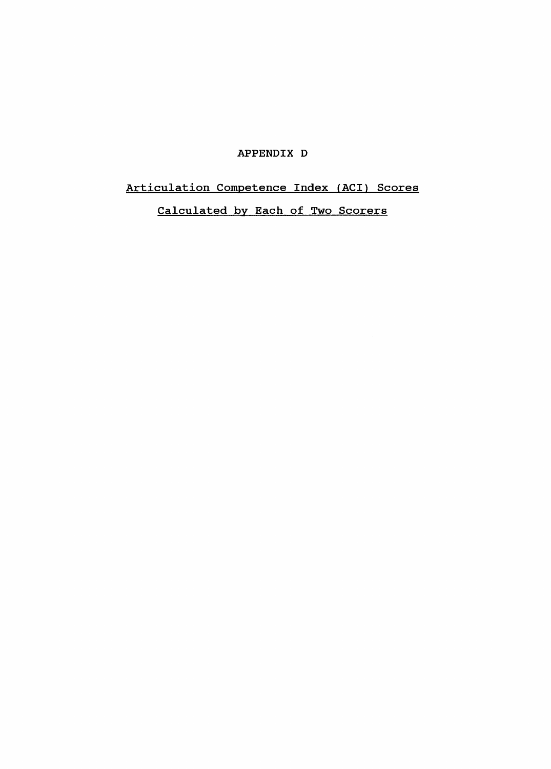# APPENDIX D

## Articulation Competence Index (ACI) Scores

## Calculated by Each of Two Scorers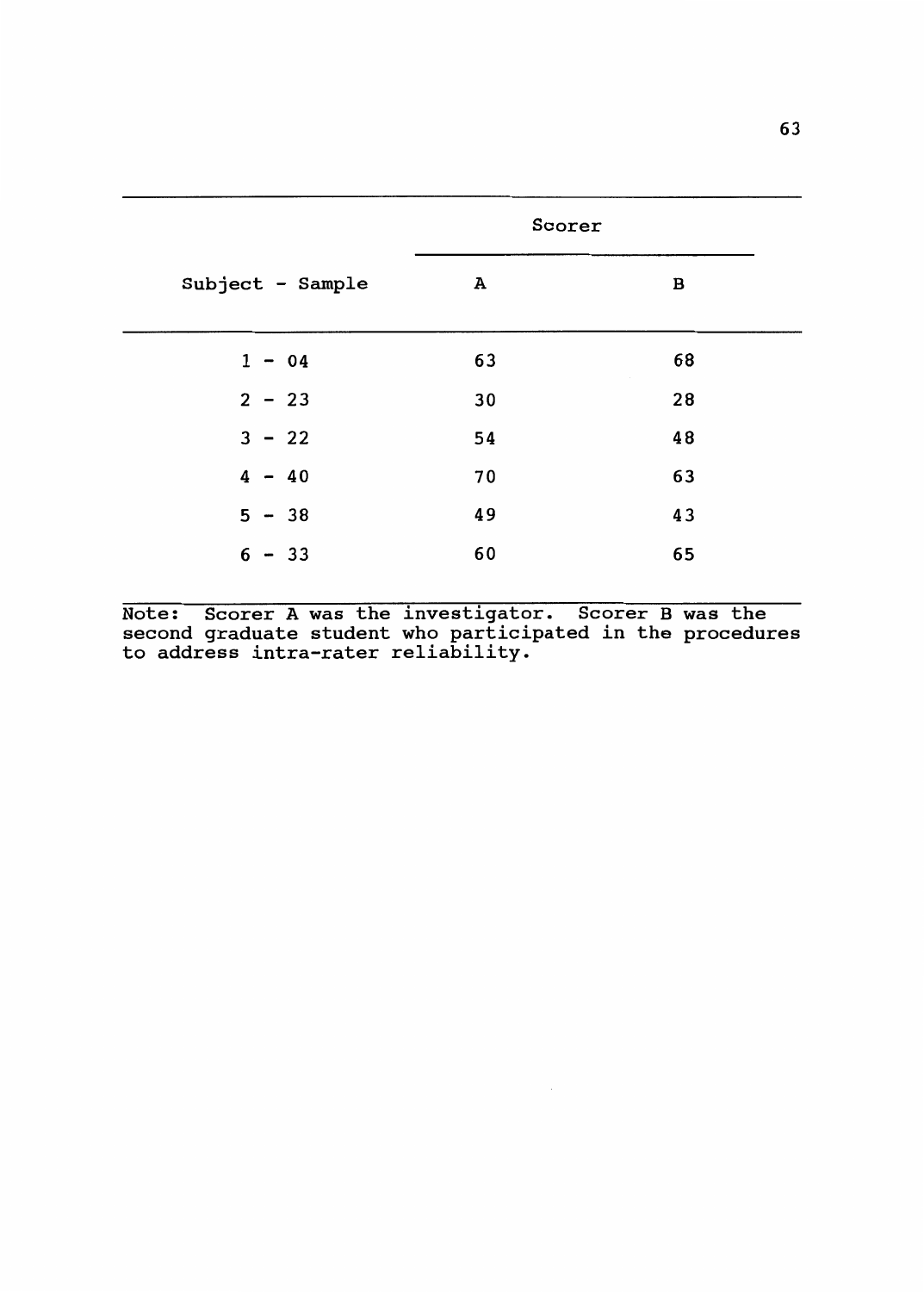| | Scorer | |
|---|---|---|
| Subject - Sample | A | B |
| 1 - 04 | 63 | 68 |
| 2 - 23 | 30 | 28 |
| 3 - 22 | 54 | 48 |
| 4 - 40 | 70 | 63 |
| 5 - 38 | 49 | 43 |
| 6 - 33 | 60 | 65 |

Note: Scorer A was the investigator. Scorer B was the second graduate student who participated in the procedures to address intra-rater reliability.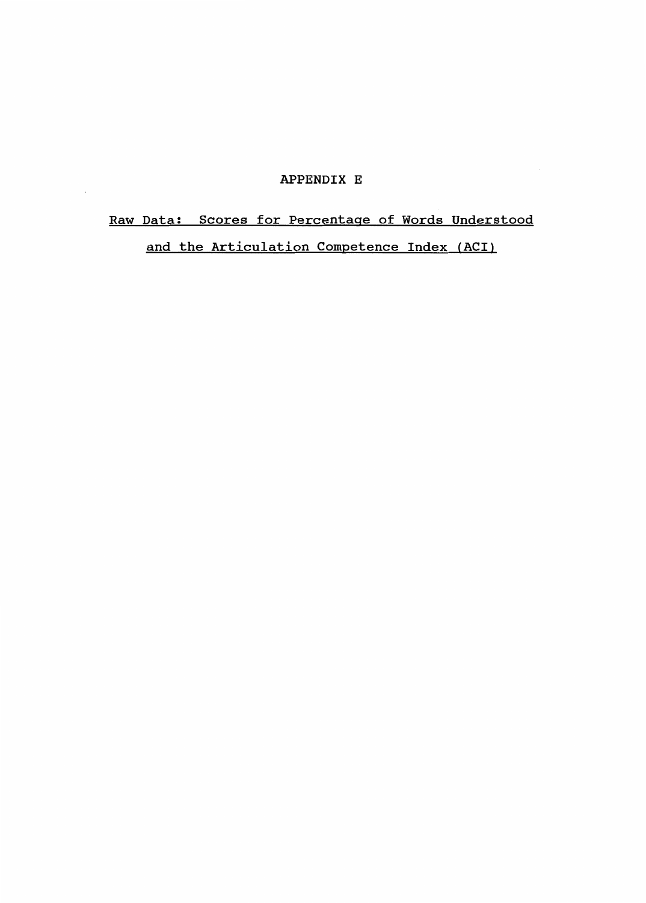# APPENDIX E

## Raw Data: Scores for Percentage of Words Understood and the Articulation Competence Index (ACI)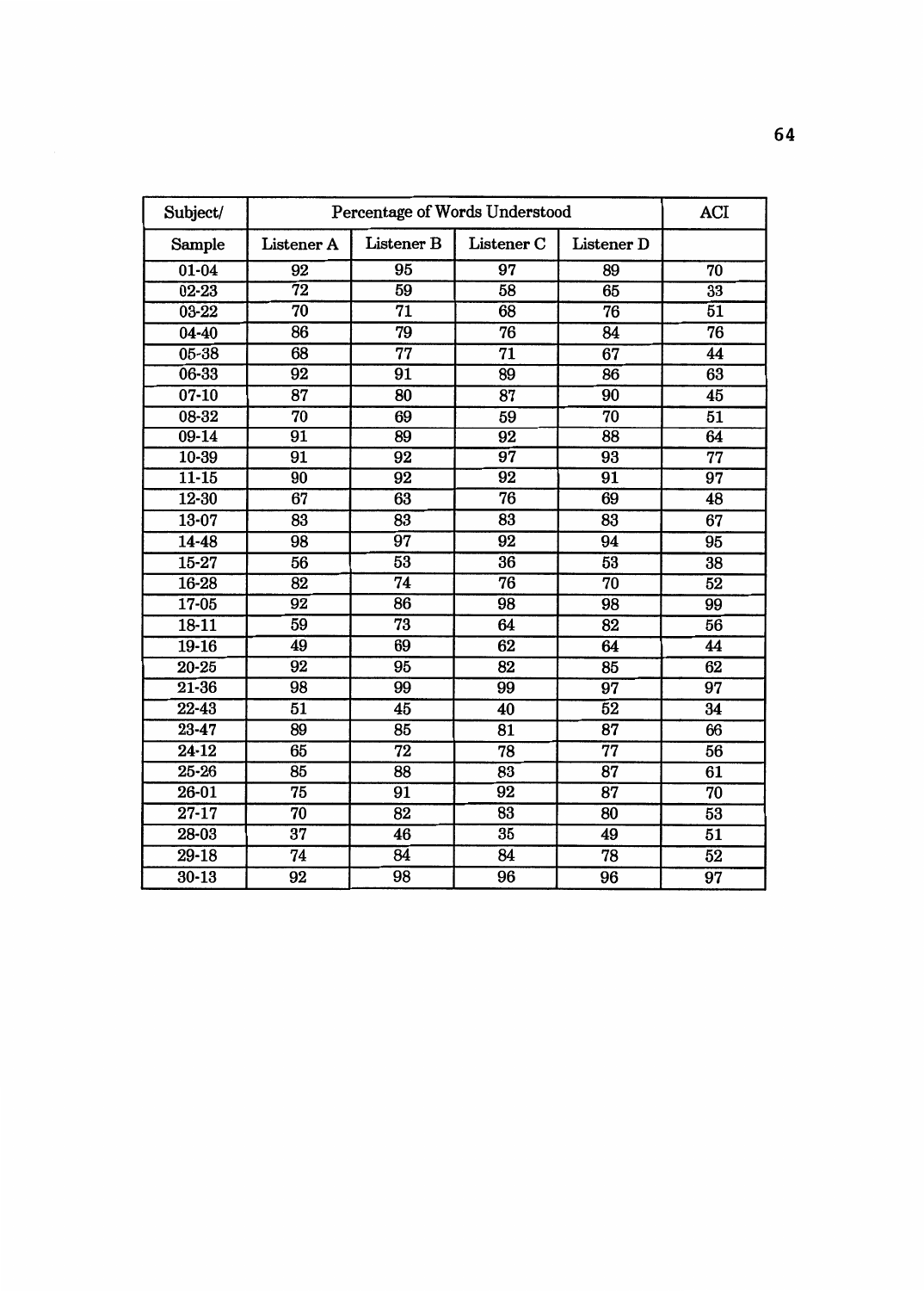| Subject/ | Percentage of Words Understood | | | | ACI |
|---|---|---|---|---|---|
| Sample | Listener A | Listener B | Listener C | Listener D | |
| 01-04 | 92 | 95 | 97 | 89 | 70 |
| 02-23 | 72 | 59 | 58 | 65 | 33 |
| 03-22 | 70 | 71 | 68 | 76 | 51 |
| 04-40 | 86 | 79 | 76 | 84 | 76 |
| 05-38 | 68 | 77 | 71 | 67 | 44 |
| 06-33 | 92 | 91 | 89 | 86 | 63 |
| 07-10 | 87 | 80 | 87 | 90 | 45 |
| 08-32 | 70 | 69 | 59 | 70 | 51 |
| 09-14 | 91 | 89 | 92 | 88 | 64 |
| 10-39 | 91 | 92 | 97 | 93 | 77 |
| 11-15 | 90 | 92 | 92 | 91 | 97 |
| 12-30 | 67 | 63 | 76 | 69 | 48 |
| 13-07 | 83 | 83 | 83 | 83 | 67 |
| 14-48 | 98 | 97 | 92 | 94 | 95 |
| 15-27 | 56 | 53 | 36 | 53 | 38 |
| 16-28 | 82 | 74 | 76 | 70 | 52 |
| 17-05 | 92 | 86 | 98 | 98 | 99 |
| 18-11 | 59 | 73 | 64 | 82 | 56 |
| 19-16 | 49 | 69 | 62 | 64 | 44 |
| 20-25 | 92 | 95 | 82 | 85 | 62 |
| 21-36 | 98 | 99 | 99 | 97 | 97 |
| 22-43 | 51 | 45 | 40 | 52 | 34 |
| 23-47 | 89 | 85 | 81 | 87 | 66 |
| 24-12 | 65 | 72 | 78 | 77 | 56 |
| 25-26 | 85 | 88 | 83 | 87 | 61 |
| 26-01 | 75 | 91 | 92 | 87 | 70 |
| 27-17 | 70 | 82 | 83 | 80 | 53 |
| 28-03 | 37 | 46 | 35 | 49 | 51 |
| 29-18 | 74 | 84 | 84 | 78 | 52 |
| 30-13 | 92 | 98 | 96 | 96 | 97 |